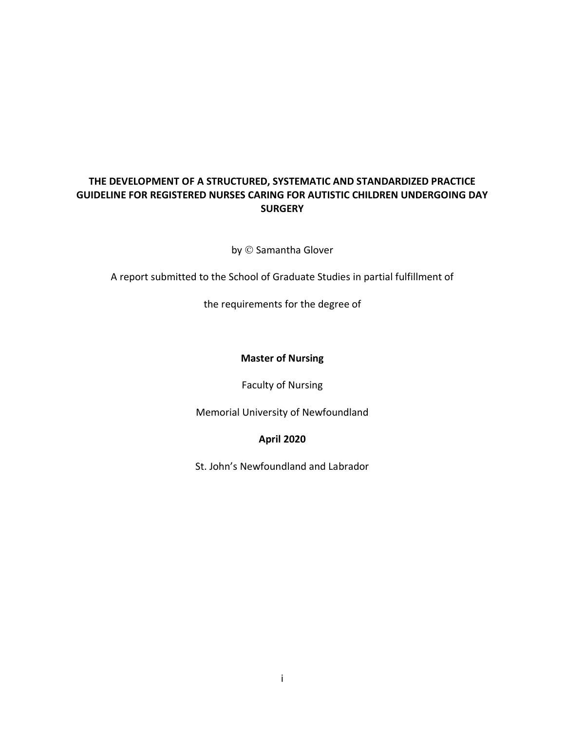# THE DEVELOPMENT OF A STRUCTURED, SYSTEMATIC AND STANDARDIZED PRACTICE GUIDELINE FOR REGISTERED NURSES CARING FOR AUTISTIC CHILDREN UNDERGOING DAY SURGERY

by © Samantha Glover

A report submitted to the School of Graduate Studies in partial fulfillment of

the requirements for the degree of

**Master of Nursing**

Faculty of Nursing

Memorial University of Newfoundland

**April 2020**

St. John's Newfoundland and Labrador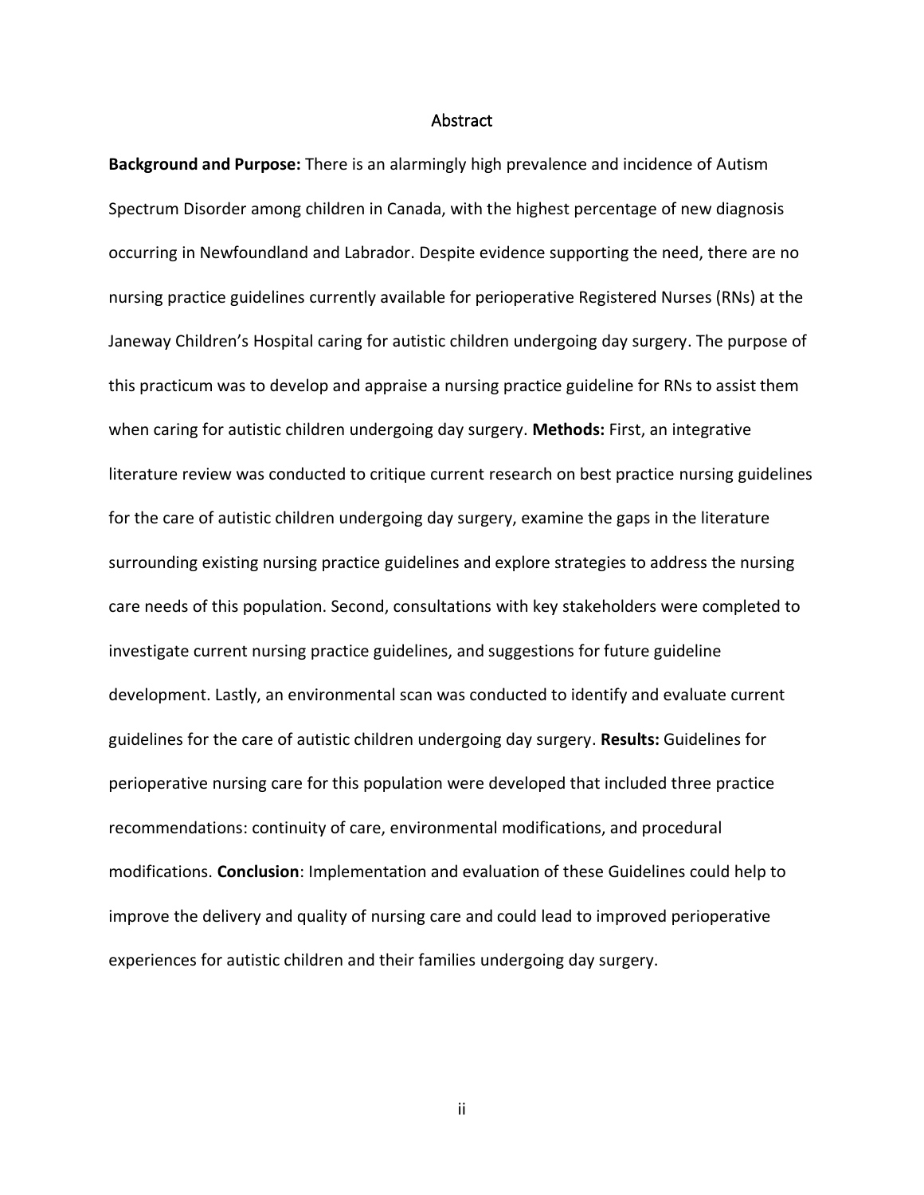# Abstract

**Background and Purpose:** There is an alarmingly high prevalence and incidence of Autism Spectrum Disorder among children in Canada, with the highest percentage of new diagnosis occurring in Newfoundland and Labrador. Despite evidence supporting the need, there are no nursing practice guidelines currently available for perioperative Registered Nurses (RNs) at the Janeway Children's Hospital caring for autistic children undergoing day surgery. The purpose of this practicum was to develop and appraise a nursing practice guideline for RNs to assist them when caring for autistic children undergoing day surgery. **Methods:** First, an integrative literature review was conducted to critique current research on best practice nursing guidelines for the care of autistic children undergoing day surgery, examine the gaps in the literature surrounding existing nursing practice guidelines and explore strategies to address the nursing care needs of this population. Second, consultations with key stakeholders were completed to investigate current nursing practice guidelines, and suggestions for future guideline development. Lastly, an environmental scan was conducted to identify and evaluate current guidelines for the care of autistic children undergoing day surgery. **Results:** Guidelines for perioperative nursing care for this population were developed that included three practice recommendations: continuity of care, environmental modifications, and procedural modifications. **Conclusion**: Implementation and evaluation of these Guidelines could help to improve the delivery and quality of nursing care and could lead to improved perioperative experiences for autistic children and their families undergoing day surgery.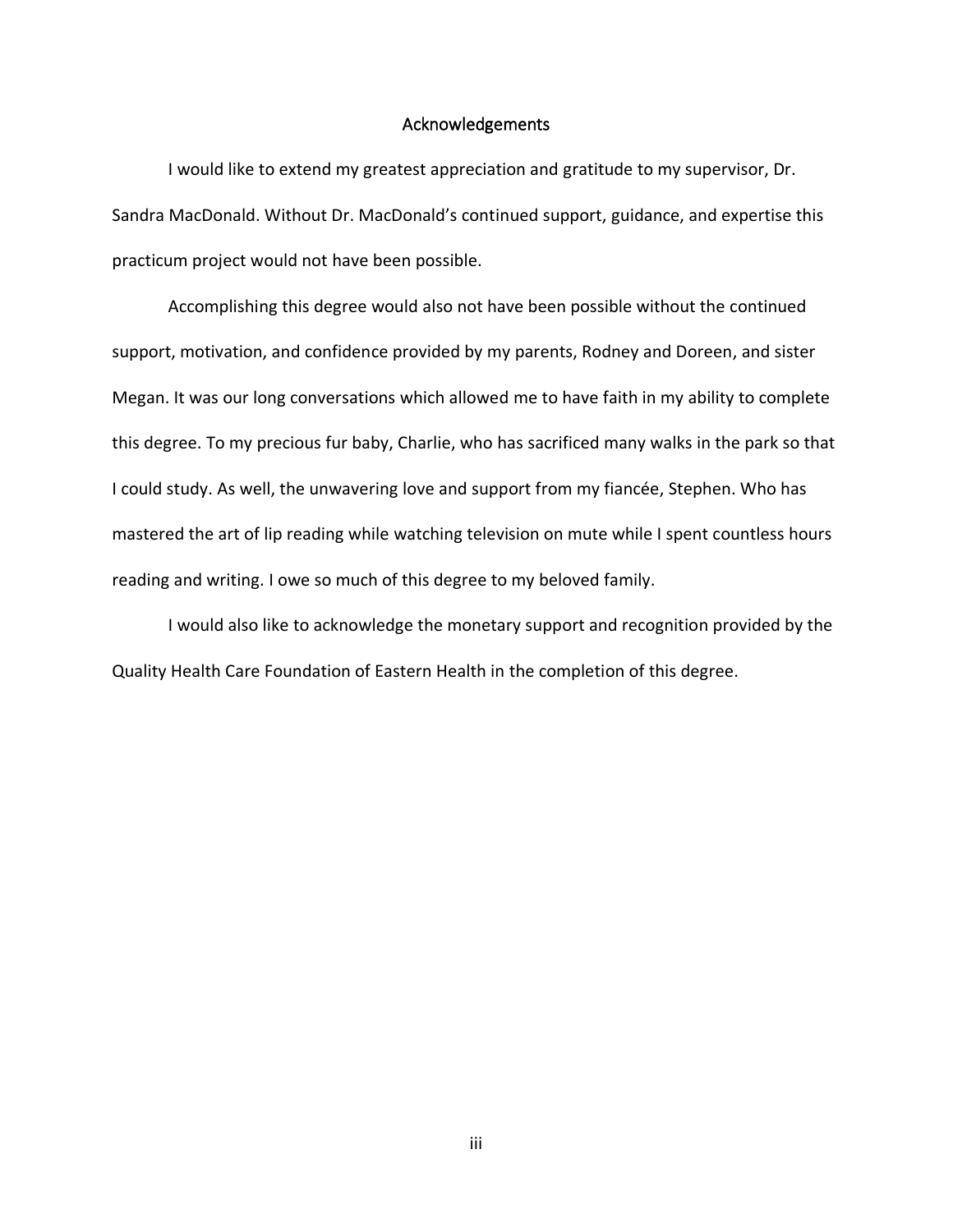# Acknowledgements

I would like to extend my greatest appreciation and gratitude to my supervisor, Dr. Sandra MacDonald. Without Dr. MacDonald's continued support, guidance, and expertise this practicum project would not have been possible.

Accomplishing this degree would also not have been possible without the continued support, motivation, and confidence provided by my parents, Rodney and Doreen, and sister Megan. It was our long conversations which allowed me to have faith in my ability to complete this degree. To my precious fur baby, Charlie, who has sacrificed many walks in the park so that I could study. As well, the unwavering love and support from my fiancée, Stephen. Who has mastered the art of lip reading while watching television on mute while I spent countless hours reading and writing. I owe so much of this degree to my beloved family.

I would also like to acknowledge the monetary support and recognition provided by the Quality Health Care Foundation of Eastern Health in the completion of this degree.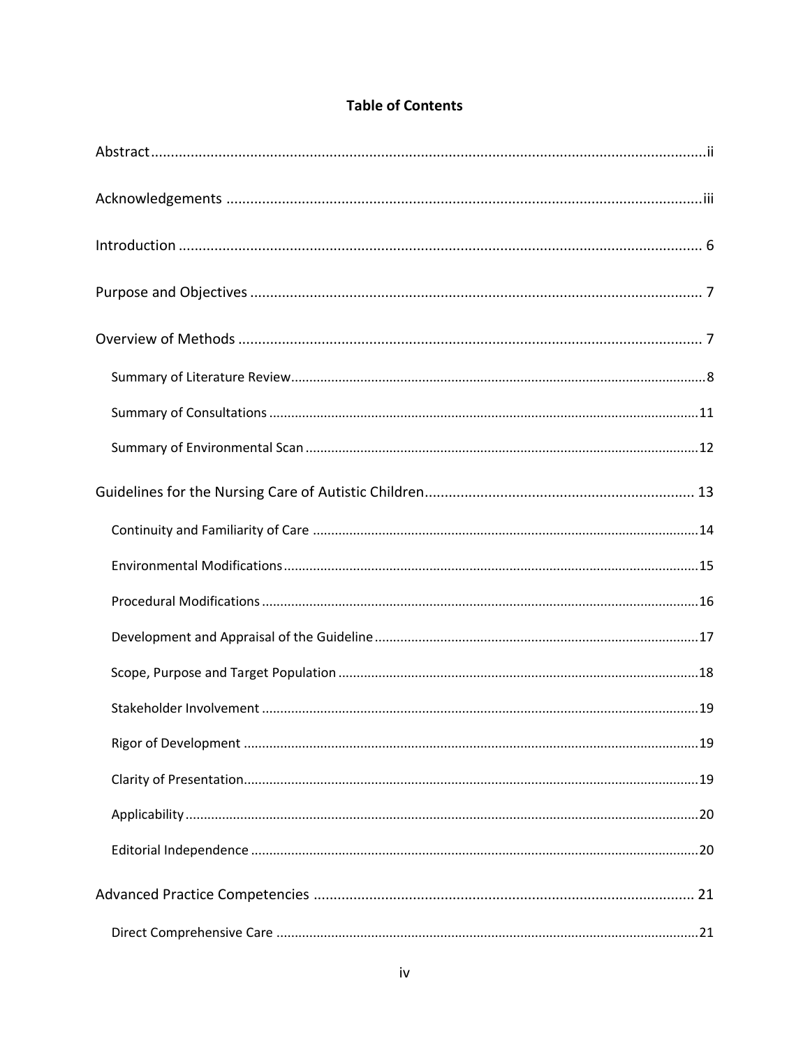# Table of Contents

Abstract ........................................................................................................ ii

Acknowledgements ........................................................................................ iii

Introduction ................................................................................................... 6

Purpose and Objectives ................................................................................. 7

Overview of Methods ..................................................................................... 7

- Summary of Literature Review ..................................................................... 8
- Summary of Consultations ........................................................................... 11
- Summary of Environmental Scan .................................................................. 12

Guidelines for the Nursing Care of Autistic Children ........................................ 13

- Continuity and Familiarity of Care ................................................................ 14
- Environmental Modifications ........................................................................ 15
- Procedural Modifications .............................................................................. 16
- Development and Appraisal of the Guideline ................................................ 17
- Scope, Purpose and Target Population ......................................................... 18
- Stakeholder Involvement .............................................................................. 19
- Rigor of Development ................................................................................... 19
- Clarity of Presentation ................................................................................... 19
- Applicability .................................................................................................. 20
- Editorial Independence ................................................................................. 20

Advanced Practice Competencies .................................................................... 21

- Direct Comprehensive Care .......................................................................... 21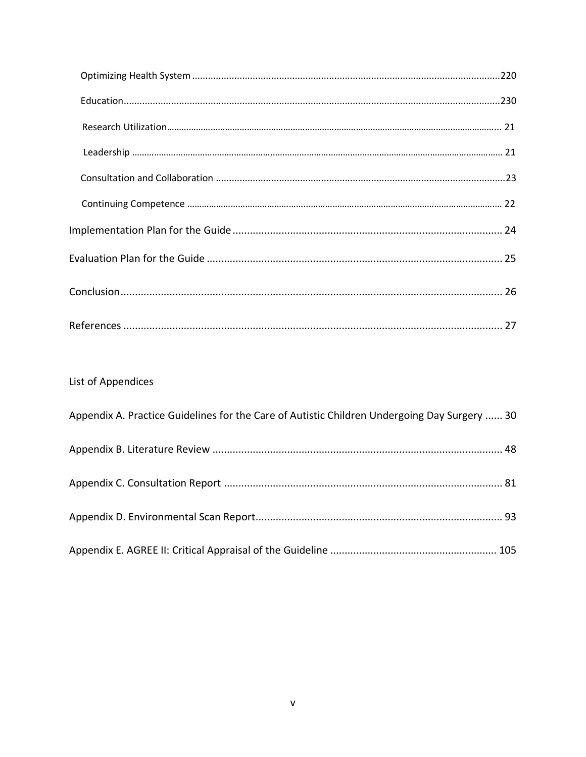Optimizing Health System ....................................................................................................................220

Education..............................................................................................................................................230

Research Utilization........................................................................................................................... 21

Leadership ........................................................................................................................................... 21

Consultation and Collaboration ............................................................................................................23

Continuing Competence ........................................................................................................................ 22

Implementation Plan for the Guide .............................................................................................. 24

Evaluation Plan for the Guide ....................................................................................................... 25

Conclusion..................................................................................................................................... 26

References .................................................................................................................................... 27

List of Appendices

Appendix A. Practice Guidelines for the Care of Autistic Children Undergoing Day Surgery ...... 30

Appendix B. Literature Review ..................................................................................................... 48

Appendix C. Consultation Report ................................................................................................. 81

Appendix D. Environmental Scan Report...................................................................................... 93

Appendix E. AGREE II: Critical Appraisal of the Guideline .......................................................... 105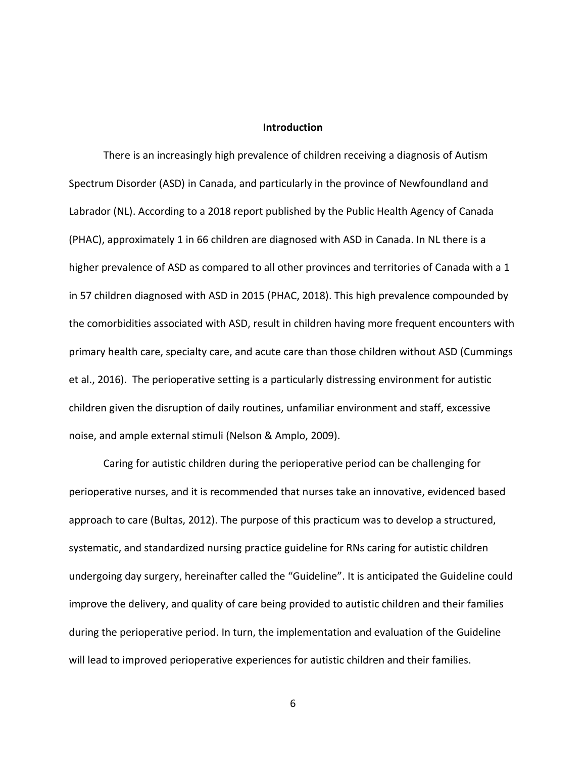## Introduction

There is an increasingly high prevalence of children receiving a diagnosis of Autism Spectrum Disorder (ASD) in Canada, and particularly in the province of Newfoundland and Labrador (NL). According to a 2018 report published by the Public Health Agency of Canada (PHAC), approximately 1 in 66 children are diagnosed with ASD in Canada. In NL there is a higher prevalence of ASD as compared to all other provinces and territories of Canada with a 1 in 57 children diagnosed with ASD in 2015 (PHAC, 2018). This high prevalence compounded by the comorbidities associated with ASD, result in children having more frequent encounters with primary health care, specialty care, and acute care than those children without ASD (Cummings et al., 2016). The perioperative setting is a particularly distressing environment for autistic children given the disruption of daily routines, unfamiliar environment and staff, excessive noise, and ample external stimuli (Nelson & Amplo, 2009).

Caring for autistic children during the perioperative period can be challenging for perioperative nurses, and it is recommended that nurses take an innovative, evidenced based approach to care (Bultas, 2012). The purpose of this practicum was to develop a structured, systematic, and standardized nursing practice guideline for RNs caring for autistic children undergoing day surgery, hereinafter called the "Guideline". It is anticipated the Guideline could improve the delivery, and quality of care being provided to autistic children and their families during the perioperative period. In turn, the implementation and evaluation of the Guideline will lead to improved perioperative experiences for autistic children and their families.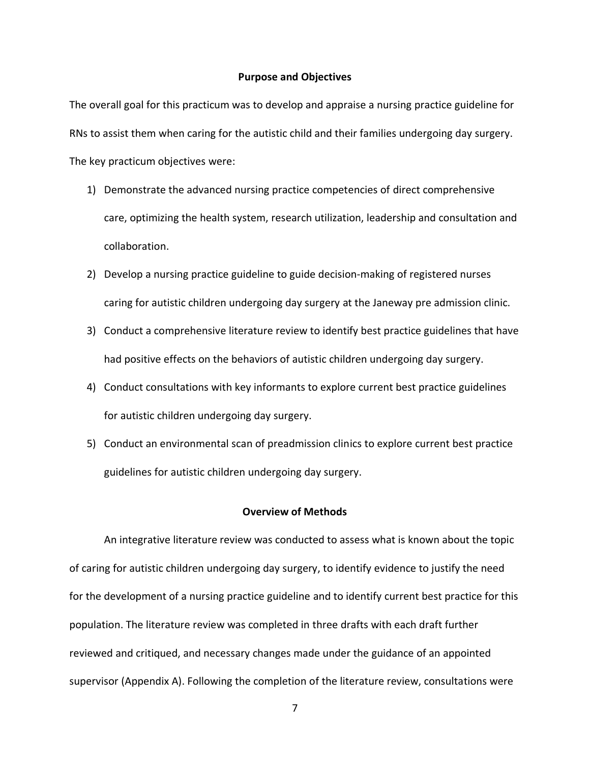## Purpose and Objectives

The overall goal for this practicum was to develop and appraise a nursing practice guideline for RNs to assist them when caring for the autistic child and their families undergoing day surgery. The key practicum objectives were:

1) Demonstrate the advanced nursing practice competencies of direct comprehensive care, optimizing the health system, research utilization, leadership and consultation and collaboration.
2) Develop a nursing practice guideline to guide decision-making of registered nurses caring for autistic children undergoing day surgery at the Janeway pre admission clinic.
3) Conduct a comprehensive literature review to identify best practice guidelines that have had positive effects on the behaviors of autistic children undergoing day surgery.
4) Conduct consultations with key informants to explore current best practice guidelines for autistic children undergoing day surgery.
5) Conduct an environmental scan of preadmission clinics to explore current best practice guidelines for autistic children undergoing day surgery.

## Overview of Methods

An integrative literature review was conducted to assess what is known about the topic of caring for autistic children undergoing day surgery, to identify evidence to justify the need for the development of a nursing practice guideline and to identify current best practice for this population. The literature review was completed in three drafts with each draft further reviewed and critiqued, and necessary changes made under the guidance of an appointed supervisor (Appendix A). Following the completion of the literature review, consultations were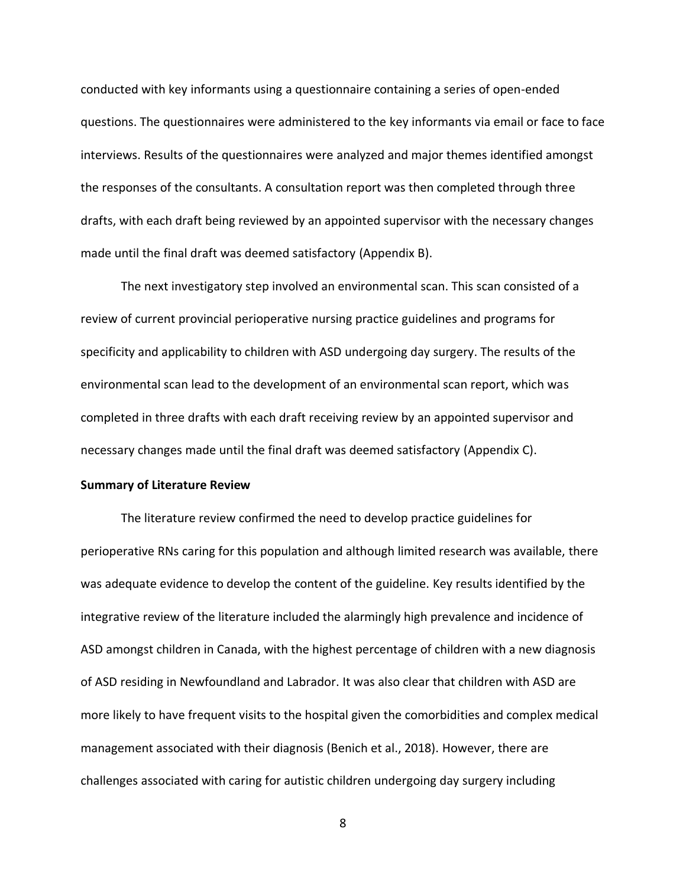conducted with key informants using a questionnaire containing a series of open-ended questions. The questionnaires were administered to the key informants via email or face to face interviews. Results of the questionnaires were analyzed and major themes identified amongst the responses of the consultants. A consultation report was then completed through three drafts, with each draft being reviewed by an appointed supervisor with the necessary changes made until the final draft was deemed satisfactory (Appendix B).

The next investigatory step involved an environmental scan. This scan consisted of a review of current provincial perioperative nursing practice guidelines and programs for specificity and applicability to children with ASD undergoing day surgery. The results of the environmental scan lead to the development of an environmental scan report, which was completed in three drafts with each draft receiving review by an appointed supervisor and necessary changes made until the final draft was deemed satisfactory (Appendix C).

**Summary of Literature Review**

The literature review confirmed the need to develop practice guidelines for perioperative RNs caring for this population and although limited research was available, there was adequate evidence to develop the content of the guideline. Key results identified by the integrative review of the literature included the alarmingly high prevalence and incidence of ASD amongst children in Canada, with the highest percentage of children with a new diagnosis of ASD residing in Newfoundland and Labrador. It was also clear that children with ASD are more likely to have frequent visits to the hospital given the comorbidities and complex medical management associated with their diagnosis (Benich et al., 2018). However, there are challenges associated with caring for autistic children undergoing day surgery including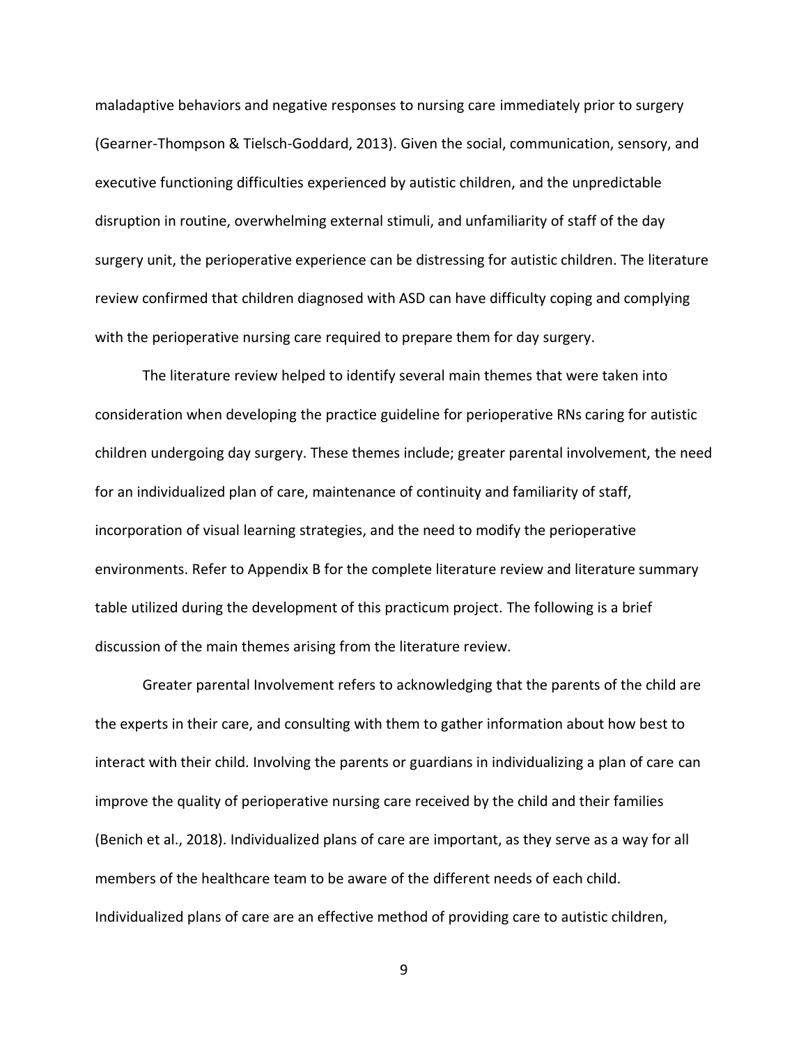maladaptive behaviors and negative responses to nursing care immediately prior to surgery (Gearner-Thompson & Tielsch-Goddard, 2013). Given the social, communication, sensory, and executive functioning difficulties experienced by autistic children, and the unpredictable disruption in routine, overwhelming external stimuli, and unfamiliarity of staff of the day surgery unit, the perioperative experience can be distressing for autistic children. The literature review confirmed that children diagnosed with ASD can have difficulty coping and complying with the perioperative nursing care required to prepare them for day surgery.

The literature review helped to identify several main themes that were taken into consideration when developing the practice guideline for perioperative RNs caring for autistic children undergoing day surgery. These themes include; greater parental involvement, the need for an individualized plan of care, maintenance of continuity and familiarity of staff, incorporation of visual learning strategies, and the need to modify the perioperative environments. Refer to Appendix B for the complete literature review and literature summary table utilized during the development of this practicum project. The following is a brief discussion of the main themes arising from the literature review.

Greater parental Involvement refers to acknowledging that the parents of the child are the experts in their care, and consulting with them to gather information about how best to interact with their child. Involving the parents or guardians in individualizing a plan of care can improve the quality of perioperative nursing care received by the child and their families (Benich et al., 2018). Individualized plans of care are important, as they serve as a way for all members of the healthcare team to be aware of the different needs of each child. Individualized plans of care are an effective method of providing care to autistic children,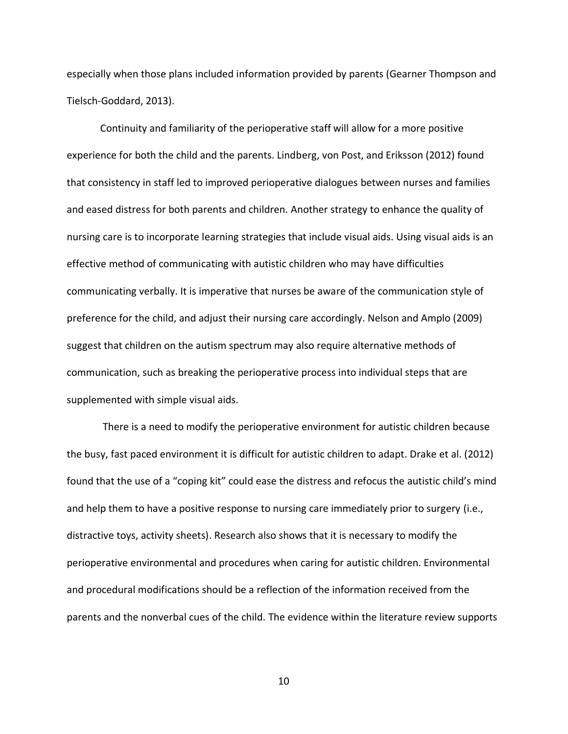especially when those plans included information provided by parents (Gearner Thompson and Tielsch-Goddard, 2013).

Continuity and familiarity of the perioperative staff will allow for a more positive experience for both the child and the parents. Lindberg, von Post, and Eriksson (2012) found that consistency in staff led to improved perioperative dialogues between nurses and families and eased distress for both parents and children. Another strategy to enhance the quality of nursing care is to incorporate learning strategies that include visual aids. Using visual aids is an effective method of communicating with autistic children who may have difficulties communicating verbally. It is imperative that nurses be aware of the communication style of preference for the child, and adjust their nursing care accordingly. Nelson and Amplo (2009) suggest that children on the autism spectrum may also require alternative methods of communication, such as breaking the perioperative process into individual steps that are supplemented with simple visual aids.

There is a need to modify the perioperative environment for autistic children because the busy, fast paced environment it is difficult for autistic children to adapt. Drake et al. (2012) found that the use of a "coping kit" could ease the distress and refocus the autistic child's mind and help them to have a positive response to nursing care immediately prior to surgery (i.e., distractive toys, activity sheets). Research also shows that it is necessary to modify the perioperative environmental and procedures when caring for autistic children. Environmental and procedural modifications should be a reflection of the information received from the parents and the nonverbal cues of the child. The evidence within the literature review supports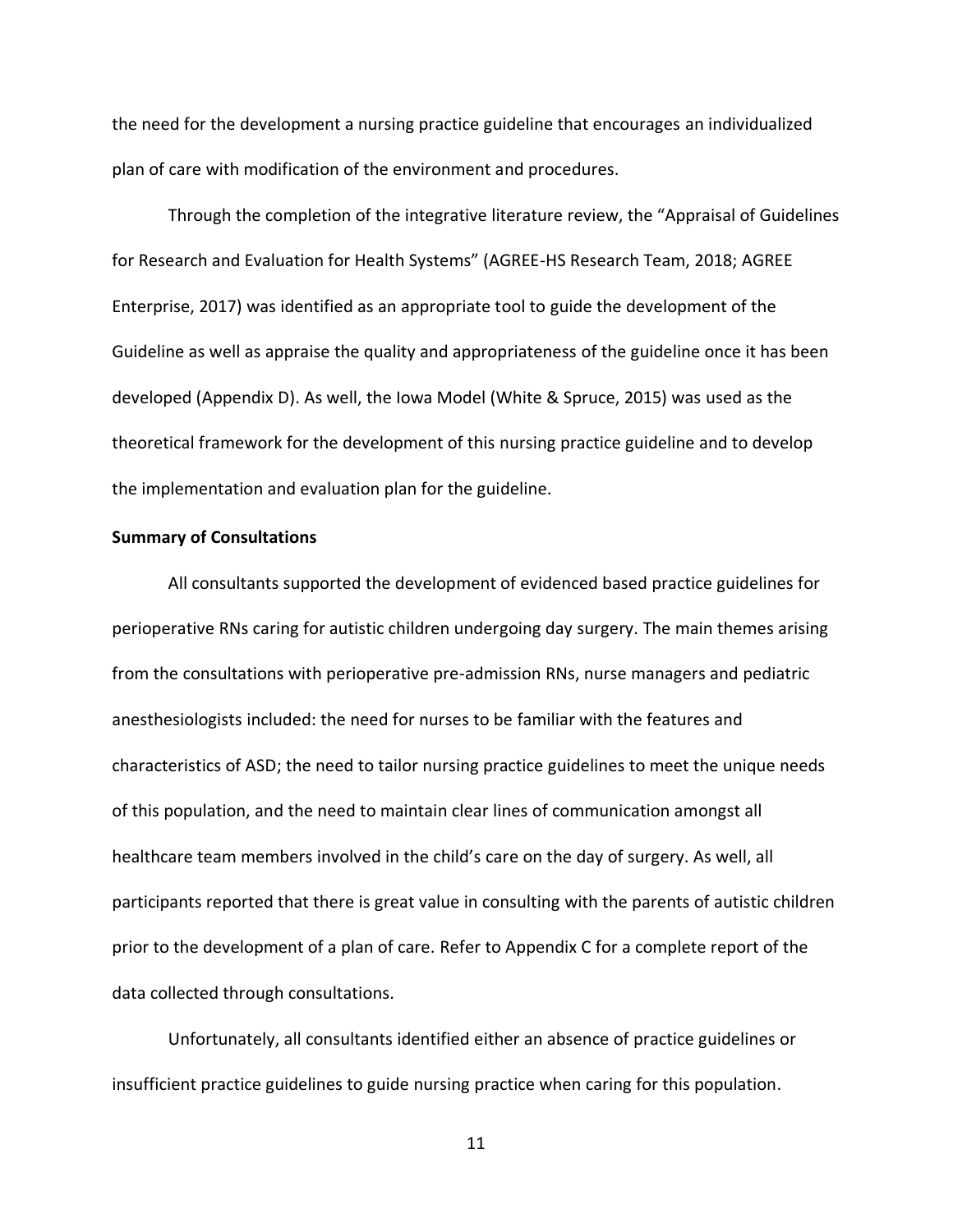the need for the development a nursing practice guideline that encourages an individualized plan of care with modification of the environment and procedures.

Through the completion of the integrative literature review, the "Appraisal of Guidelines for Research and Evaluation for Health Systems" (AGREE-HS Research Team, 2018; AGREE Enterprise, 2017) was identified as an appropriate tool to guide the development of the Guideline as well as appraise the quality and appropriateness of the guideline once it has been developed (Appendix D). As well, the Iowa Model (White & Spruce, 2015) was used as the theoretical framework for the development of this nursing practice guideline and to develop the implementation and evaluation plan for the guideline.

**Summary of Consultations**

All consultants supported the development of evidenced based practice guidelines for perioperative RNs caring for autistic children undergoing day surgery. The main themes arising from the consultations with perioperative pre-admission RNs, nurse managers and pediatric anesthesiologists included: the need for nurses to be familiar with the features and characteristics of ASD; the need to tailor nursing practice guidelines to meet the unique needs of this population, and the need to maintain clear lines of communication amongst all healthcare team members involved in the child's care on the day of surgery. As well, all participants reported that there is great value in consulting with the parents of autistic children prior to the development of a plan of care. Refer to Appendix C for a complete report of the data collected through consultations.

Unfortunately, all consultants identified either an absence of practice guidelines or insufficient practice guidelines to guide nursing practice when caring for this population.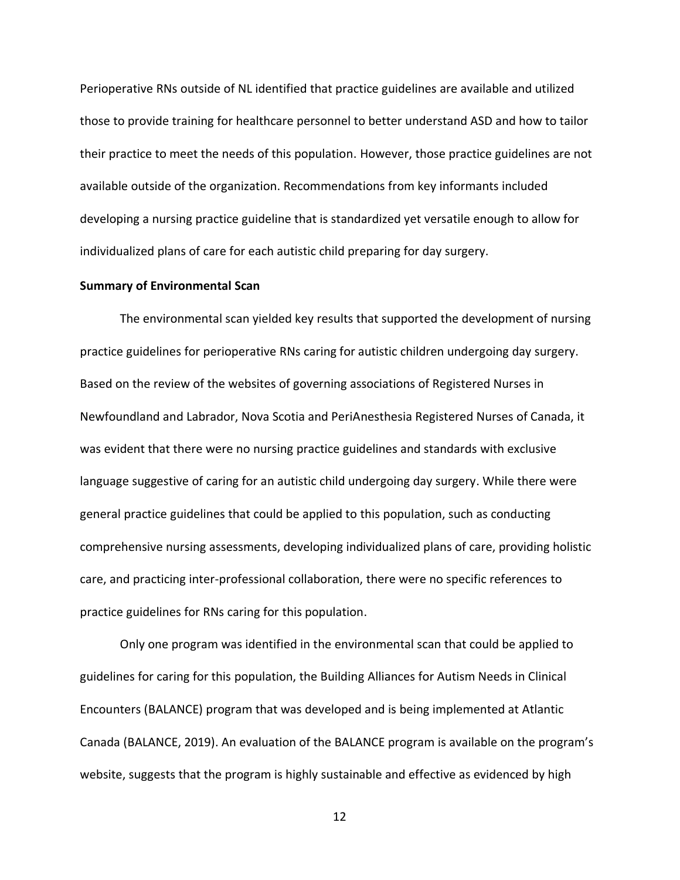Perioperative RNs outside of NL identified that practice guidelines are available and utilized those to provide training for healthcare personnel to better understand ASD and how to tailor their practice to meet the needs of this population. However, those practice guidelines are not available outside of the organization. Recommendations from key informants included developing a nursing practice guideline that is standardized yet versatile enough to allow for individualized plans of care for each autistic child preparing for day surgery.

**Summary of Environmental Scan**

The environmental scan yielded key results that supported the development of nursing practice guidelines for perioperative RNs caring for autistic children undergoing day surgery. Based on the review of the websites of governing associations of Registered Nurses in Newfoundland and Labrador, Nova Scotia and PeriAnesthesia Registered Nurses of Canada, it was evident that there were no nursing practice guidelines and standards with exclusive language suggestive of caring for an autistic child undergoing day surgery. While there were general practice guidelines that could be applied to this population, such as conducting comprehensive nursing assessments, developing individualized plans of care, providing holistic care, and practicing inter-professional collaboration, there were no specific references to practice guidelines for RNs caring for this population.

Only one program was identified in the environmental scan that could be applied to guidelines for caring for this population, the Building Alliances for Autism Needs in Clinical Encounters (BALANCE) program that was developed and is being implemented at Atlantic Canada (BALANCE, 2019). An evaluation of the BALANCE program is available on the program's website, suggests that the program is highly sustainable and effective as evidenced by high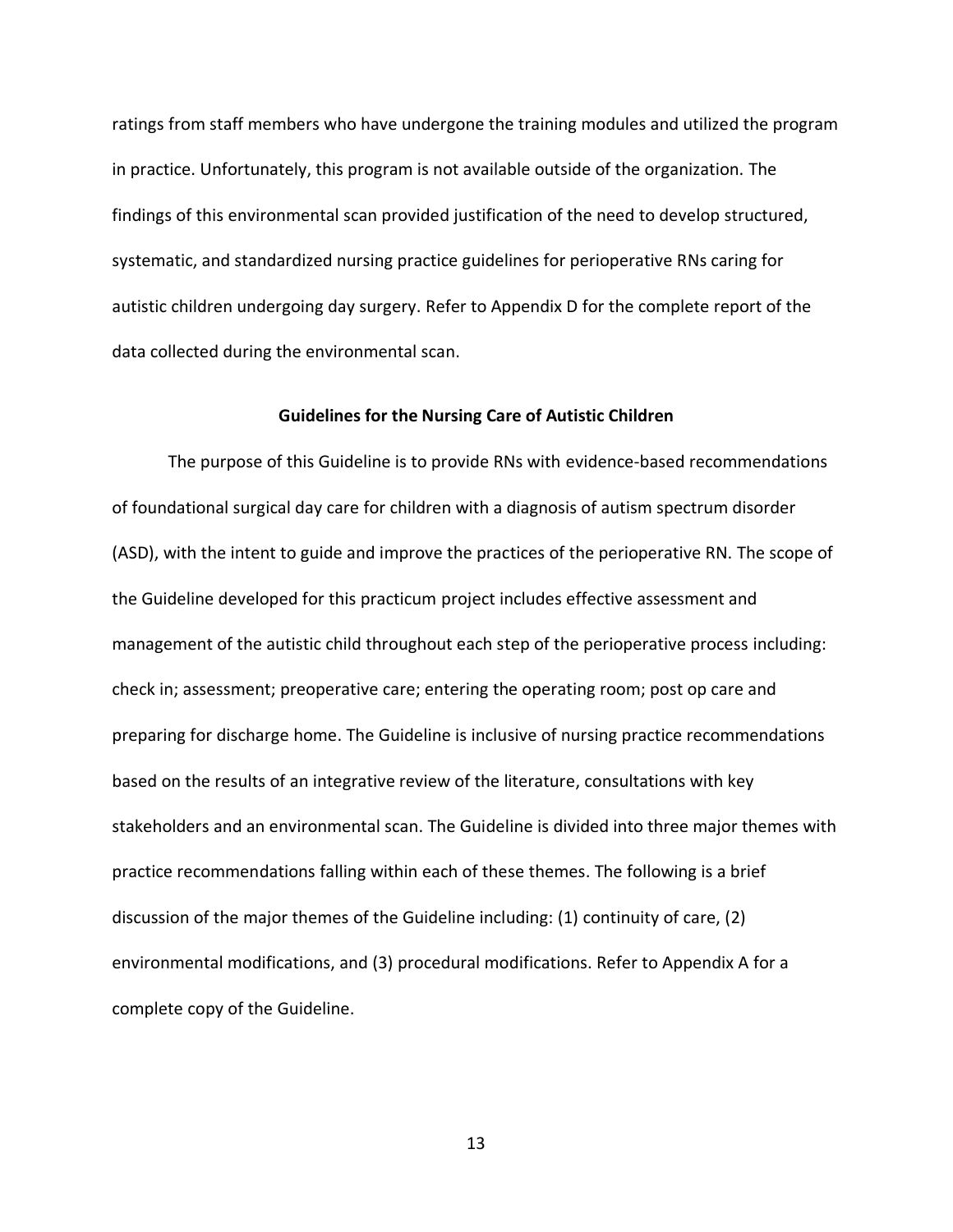ratings from staff members who have undergone the training modules and utilized the program in practice. Unfortunately, this program is not available outside of the organization. The findings of this environmental scan provided justification of the need to develop structured, systematic, and standardized nursing practice guidelines for perioperative RNs caring for autistic children undergoing day surgery. Refer to Appendix D for the complete report of the data collected during the environmental scan.

## Guidelines for the Nursing Care of Autistic Children

The purpose of this Guideline is to provide RNs with evidence-based recommendations of foundational surgical day care for children with a diagnosis of autism spectrum disorder (ASD), with the intent to guide and improve the practices of the perioperative RN. The scope of the Guideline developed for this practicum project includes effective assessment and management of the autistic child throughout each step of the perioperative process including: check in; assessment; preoperative care; entering the operating room; post op care and preparing for discharge home. The Guideline is inclusive of nursing practice recommendations based on the results of an integrative review of the literature, consultations with key stakeholders and an environmental scan. The Guideline is divided into three major themes with practice recommendations falling within each of these themes. The following is a brief discussion of the major themes of the Guideline including: (1) continuity of care, (2) environmental modifications, and (3) procedural modifications. Refer to Appendix A for a complete copy of the Guideline.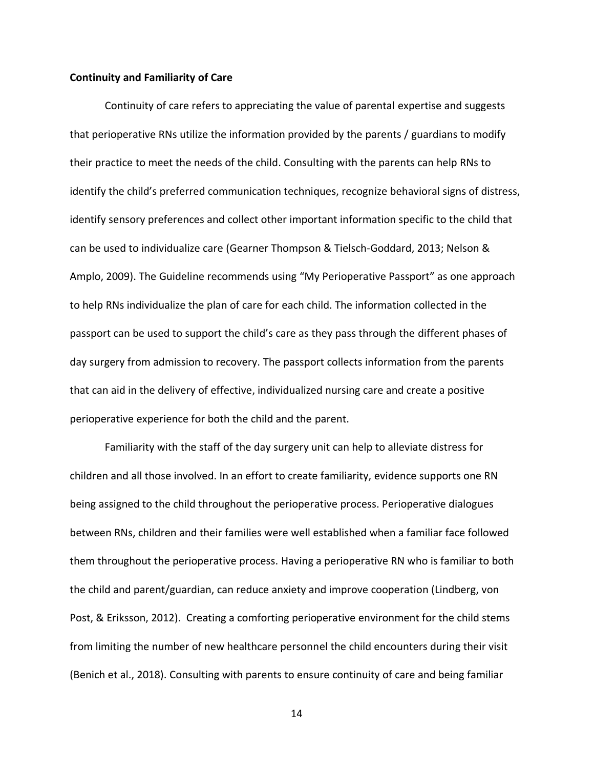**Continuity and Familiarity of Care**

Continuity of care refers to appreciating the value of parental expertise and suggests that perioperative RNs utilize the information provided by the parents / guardians to modify their practice to meet the needs of the child. Consulting with the parents can help RNs to identify the child's preferred communication techniques, recognize behavioral signs of distress, identify sensory preferences and collect other important information specific to the child that can be used to individualize care (Gearner Thompson & Tielsch-Goddard, 2013; Nelson & Amplo, 2009). The Guideline recommends using "My Perioperative Passport" as one approach to help RNs individualize the plan of care for each child. The information collected in the passport can be used to support the child's care as they pass through the different phases of day surgery from admission to recovery. The passport collects information from the parents that can aid in the delivery of effective, individualized nursing care and create a positive perioperative experience for both the child and the parent.

Familiarity with the staff of the day surgery unit can help to alleviate distress for children and all those involved. In an effort to create familiarity, evidence supports one RN being assigned to the child throughout the perioperative process. Perioperative dialogues between RNs, children and their families were well established when a familiar face followed them throughout the perioperative process. Having a perioperative RN who is familiar to both the child and parent/guardian, can reduce anxiety and improve cooperation (Lindberg, von Post, & Eriksson, 2012). Creating a comforting perioperative environment for the child stems from limiting the number of new healthcare personnel the child encounters during their visit (Benich et al., 2018). Consulting with parents to ensure continuity of care and being familiar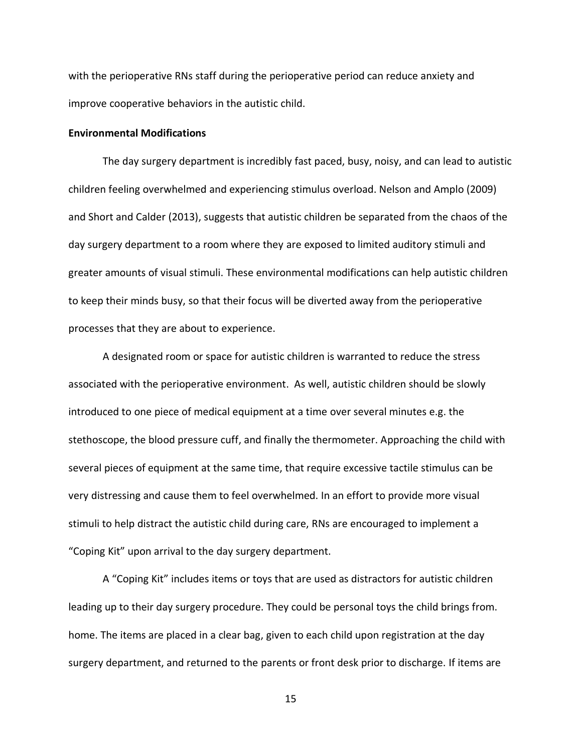with the perioperative RNs staff during the perioperative period can reduce anxiety and improve cooperative behaviors in the autistic child.

**Environmental Modifications**

The day surgery department is incredibly fast paced, busy, noisy, and can lead to autistic children feeling overwhelmed and experiencing stimulus overload. Nelson and Amplo (2009) and Short and Calder (2013), suggests that autistic children be separated from the chaos of the day surgery department to a room where they are exposed to limited auditory stimuli and greater amounts of visual stimuli. These environmental modifications can help autistic children to keep their minds busy, so that their focus will be diverted away from the perioperative processes that they are about to experience.

A designated room or space for autistic children is warranted to reduce the stress associated with the perioperative environment. As well, autistic children should be slowly introduced to one piece of medical equipment at a time over several minutes e.g. the stethoscope, the blood pressure cuff, and finally the thermometer. Approaching the child with several pieces of equipment at the same time, that require excessive tactile stimulus can be very distressing and cause them to feel overwhelmed. In an effort to provide more visual stimuli to help distract the autistic child during care, RNs are encouraged to implement a "Coping Kit" upon arrival to the day surgery department.

A "Coping Kit" includes items or toys that are used as distractors for autistic children leading up to their day surgery procedure. They could be personal toys the child brings from. home. The items are placed in a clear bag, given to each child upon registration at the day surgery department, and returned to the parents or front desk prior to discharge. If items are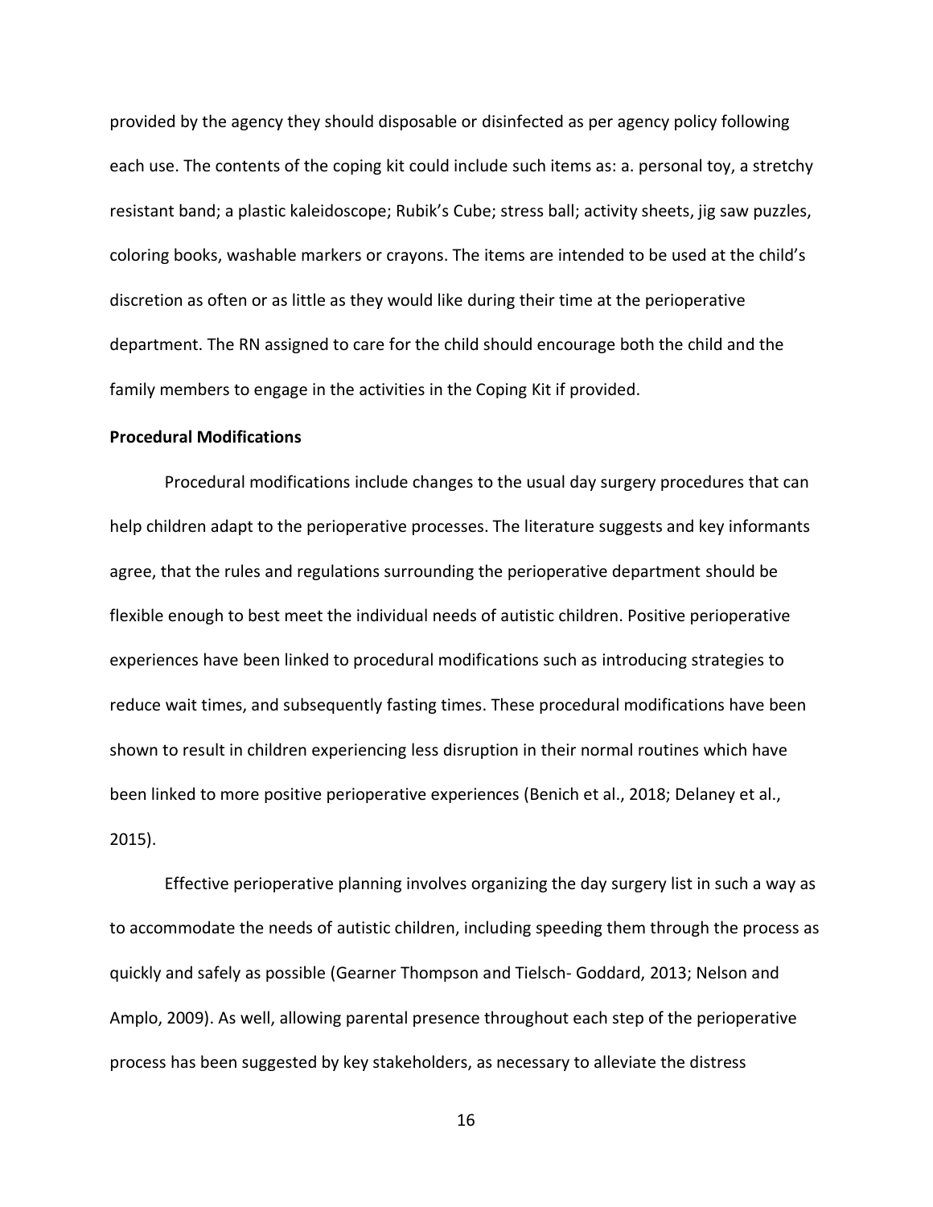provided by the agency they should disposable or disinfected as per agency policy following each use. The contents of the coping kit could include such items as: a. personal toy, a stretchy resistant band; a plastic kaleidoscope; Rubik's Cube; stress ball; activity sheets, jig saw puzzles, coloring books, washable markers or crayons. The items are intended to be used at the child's discretion as often or as little as they would like during their time at the perioperative department. The RN assigned to care for the child should encourage both the child and the family members to engage in the activities in the Coping Kit if provided.

**Procedural Modifications**

Procedural modifications include changes to the usual day surgery procedures that can help children adapt to the perioperative processes. The literature suggests and key informants agree, that the rules and regulations surrounding the perioperative department should be flexible enough to best meet the individual needs of autistic children. Positive perioperative experiences have been linked to procedural modifications such as introducing strategies to reduce wait times, and subsequently fasting times. These procedural modifications have been shown to result in children experiencing less disruption in their normal routines which have been linked to more positive perioperative experiences (Benich et al., 2018; Delaney et al., 2015).

Effective perioperative planning involves organizing the day surgery list in such a way as to accommodate the needs of autistic children, including speeding them through the process as quickly and safely as possible (Gearner Thompson and Tielsch- Goddard, 2013; Nelson and Amplo, 2009). As well, allowing parental presence throughout each step of the perioperative process has been suggested by key stakeholders, as necessary to alleviate the distress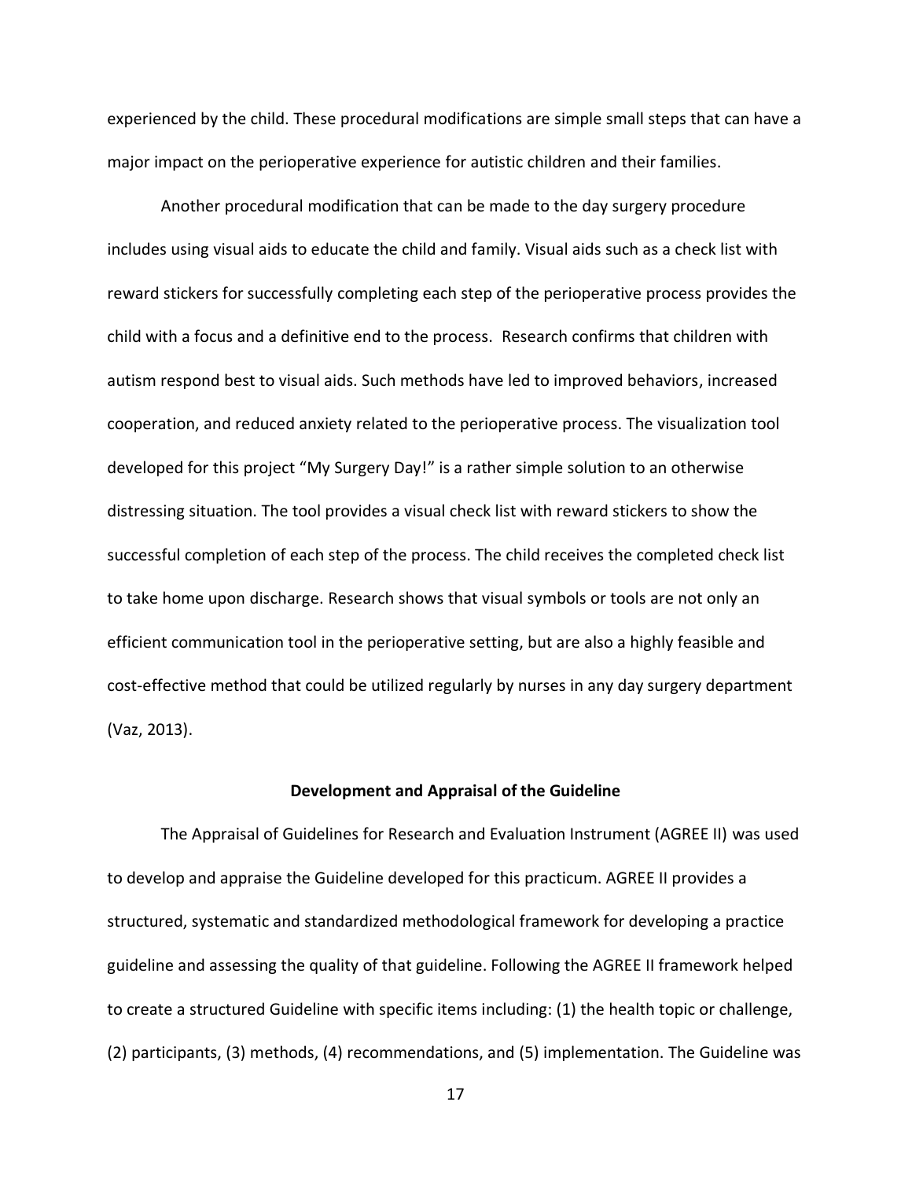experienced by the child. These procedural modifications are simple small steps that can have a major impact on the perioperative experience for autistic children and their families.

Another procedural modification that can be made to the day surgery procedure includes using visual aids to educate the child and family. Visual aids such as a check list with reward stickers for successfully completing each step of the perioperative process provides the child with a focus and a definitive end to the process. Research confirms that children with autism respond best to visual aids. Such methods have led to improved behaviors, increased cooperation, and reduced anxiety related to the perioperative process. The visualization tool developed for this project "My Surgery Day!" is a rather simple solution to an otherwise distressing situation. The tool provides a visual check list with reward stickers to show the successful completion of each step of the process. The child receives the completed check list to take home upon discharge. Research shows that visual symbols or tools are not only an efficient communication tool in the perioperative setting, but are also a highly feasible and cost-effective method that could be utilized regularly by nurses in any day surgery department (Vaz, 2013).

## Development and Appraisal of the Guideline

The Appraisal of Guidelines for Research and Evaluation Instrument (AGREE II) was used to develop and appraise the Guideline developed for this practicum. AGREE II provides a structured, systematic and standardized methodological framework for developing a practice guideline and assessing the quality of that guideline. Following the AGREE II framework helped to create a structured Guideline with specific items including: (1) the health topic or challenge, (2) participants, (3) methods, (4) recommendations, and (5) implementation. The Guideline was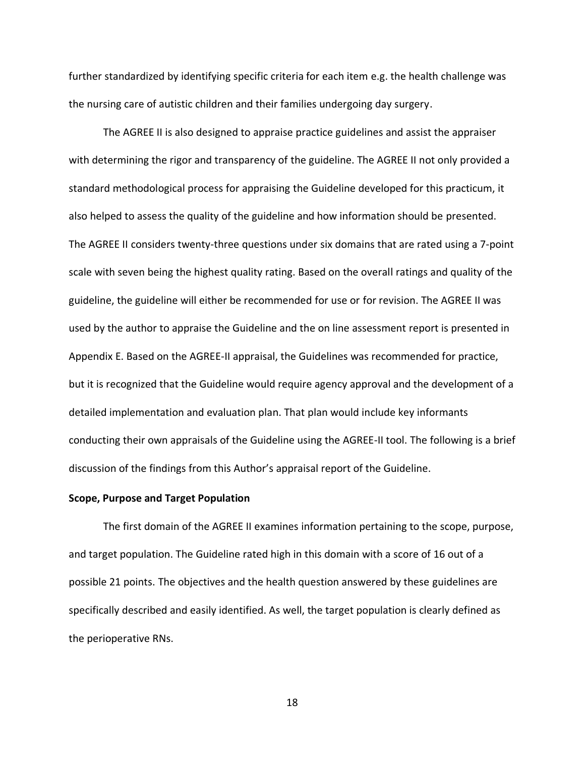further standardized by identifying specific criteria for each item e.g. the health challenge was the nursing care of autistic children and their families undergoing day surgery.

The AGREE II is also designed to appraise practice guidelines and assist the appraiser with determining the rigor and transparency of the guideline. The AGREE II not only provided a standard methodological process for appraising the Guideline developed for this practicum, it also helped to assess the quality of the guideline and how information should be presented. The AGREE II considers twenty-three questions under six domains that are rated using a 7-point scale with seven being the highest quality rating. Based on the overall ratings and quality of the guideline, the guideline will either be recommended for use or for revision. The AGREE II was used by the author to appraise the Guideline and the on line assessment report is presented in Appendix E. Based on the AGREE-II appraisal, the Guidelines was recommended for practice, but it is recognized that the Guideline would require agency approval and the development of a detailed implementation and evaluation plan. That plan would include key informants conducting their own appraisals of the Guideline using the AGREE-II tool. The following is a brief discussion of the findings from this Author's appraisal report of the Guideline.

**Scope, Purpose and Target Population**

The first domain of the AGREE II examines information pertaining to the scope, purpose, and target population. The Guideline rated high in this domain with a score of 16 out of a possible 21 points. The objectives and the health question answered by these guidelines are specifically described and easily identified. As well, the target population is clearly defined as the perioperative RNs.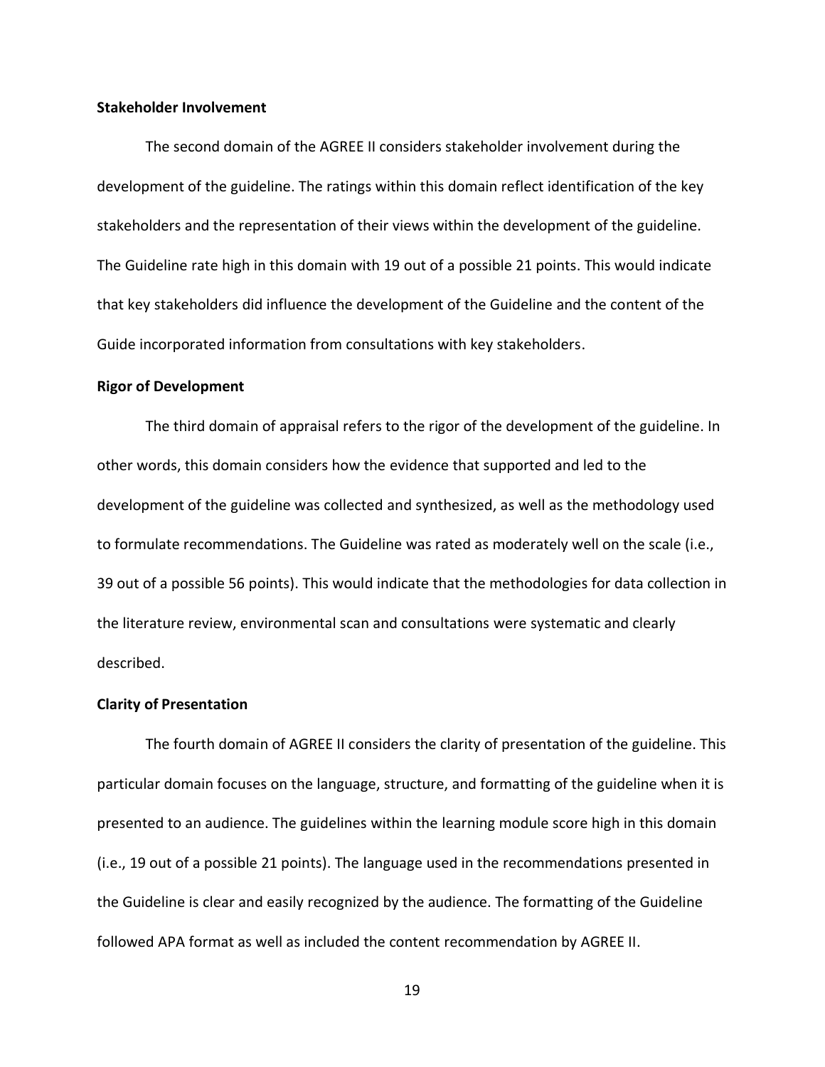**Stakeholder Involvement**

The second domain of the AGREE II considers stakeholder involvement during the development of the guideline. The ratings within this domain reflect identification of the key stakeholders and the representation of their views within the development of the guideline. The Guideline rate high in this domain with 19 out of a possible 21 points. This would indicate that key stakeholders did influence the development of the Guideline and the content of the Guide incorporated information from consultations with key stakeholders.

**Rigor of Development**

The third domain of appraisal refers to the rigor of the development of the guideline. In other words, this domain considers how the evidence that supported and led to the development of the guideline was collected and synthesized, as well as the methodology used to formulate recommendations. The Guideline was rated as moderately well on the scale (i.e., 39 out of a possible 56 points). This would indicate that the methodologies for data collection in the literature review, environmental scan and consultations were systematic and clearly described.

**Clarity of Presentation**

The fourth domain of AGREE II considers the clarity of presentation of the guideline. This particular domain focuses on the language, structure, and formatting of the guideline when it is presented to an audience. The guidelines within the learning module score high in this domain (i.e., 19 out of a possible 21 points). The language used in the recommendations presented in the Guideline is clear and easily recognized by the audience. The formatting of the Guideline followed APA format as well as included the content recommendation by AGREE II.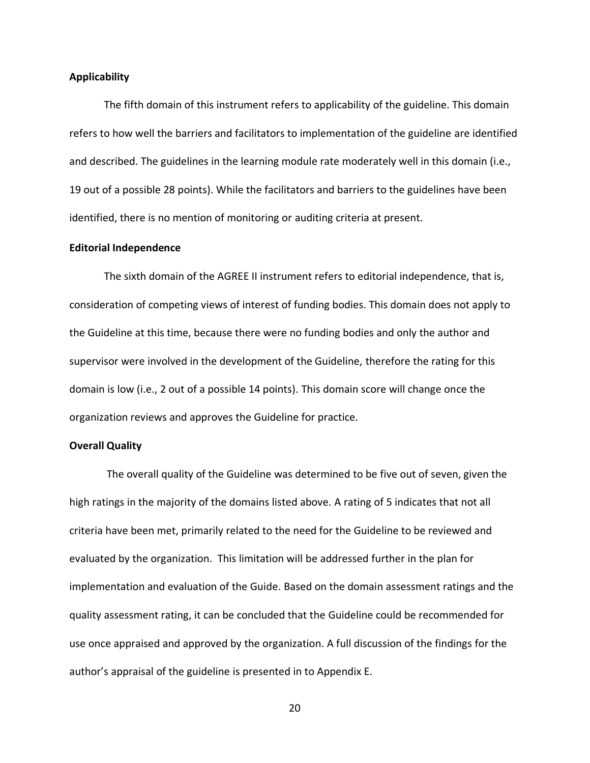### Applicability

The fifth domain of this instrument refers to applicability of the guideline. This domain refers to how well the barriers and facilitators to implementation of the guideline are identified and described. The guidelines in the learning module rate moderately well in this domain (i.e., 19 out of a possible 28 points). While the facilitators and barriers to the guidelines have been identified, there is no mention of monitoring or auditing criteria at present.

### Editorial Independence

The sixth domain of the AGREE II instrument refers to editorial independence, that is, consideration of competing views of interest of funding bodies. This domain does not apply to the Guideline at this time, because there were no funding bodies and only the author and supervisor were involved in the development of the Guideline, therefore the rating for this domain is low (i.e., 2 out of a possible 14 points). This domain score will change once the organization reviews and approves the Guideline for practice.

### Overall Quality

The overall quality of the Guideline was determined to be five out of seven, given the high ratings in the majority of the domains listed above. A rating of 5 indicates that not all criteria have been met, primarily related to the need for the Guideline to be reviewed and evaluated by the organization. This limitation will be addressed further in the plan for implementation and evaluation of the Guide. Based on the domain assessment ratings and the quality assessment rating, it can be concluded that the Guideline could be recommended for use once appraised and approved by the organization. A full discussion of the findings for the author's appraisal of the guideline is presented in to Appendix E.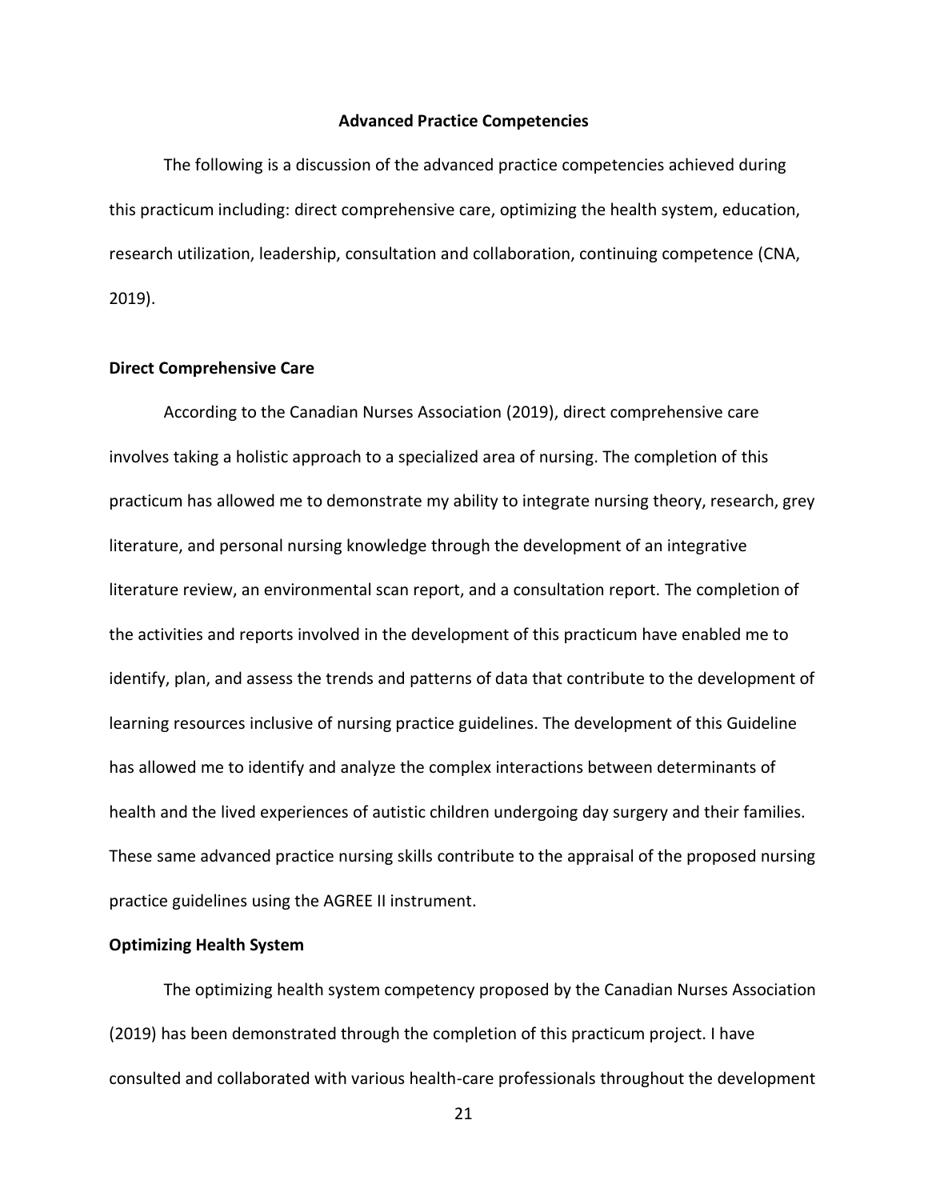# Advanced Practice Competencies

The following is a discussion of the advanced practice competencies achieved during this practicum including: direct comprehensive care, optimizing the health system, education, research utilization, leadership, consultation and collaboration, continuing competence (CNA, 2019).

## Direct Comprehensive Care

According to the Canadian Nurses Association (2019), direct comprehensive care involves taking a holistic approach to a specialized area of nursing. The completion of this practicum has allowed me to demonstrate my ability to integrate nursing theory, research, grey literature, and personal nursing knowledge through the development of an integrative literature review, an environmental scan report, and a consultation report. The completion of the activities and reports involved in the development of this practicum have enabled me to identify, plan, and assess the trends and patterns of data that contribute to the development of learning resources inclusive of nursing practice guidelines. The development of this Guideline has allowed me to identify and analyze the complex interactions between determinants of health and the lived experiences of autistic children undergoing day surgery and their families. These same advanced practice nursing skills contribute to the appraisal of the proposed nursing practice guidelines using the AGREE II instrument.

## Optimizing Health System

The optimizing health system competency proposed by the Canadian Nurses Association (2019) has been demonstrated through the completion of this practicum project. I have consulted and collaborated with various health-care professionals throughout the development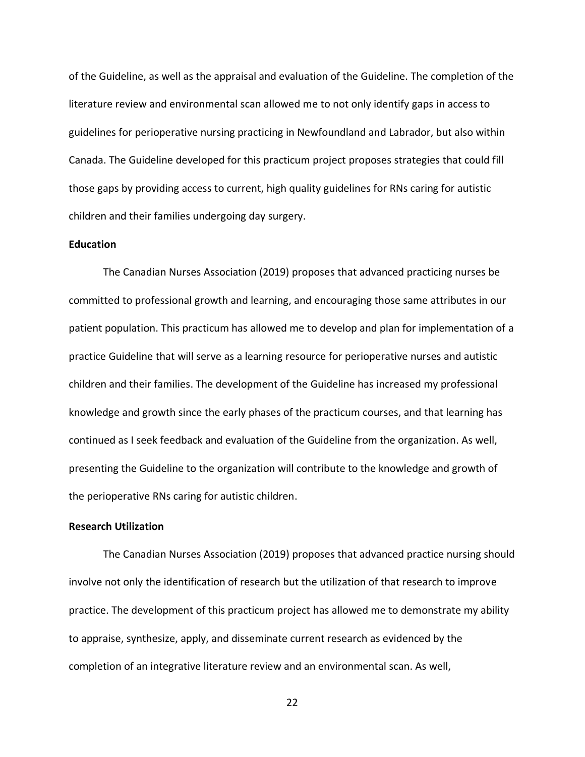of the Guideline, as well as the appraisal and evaluation of the Guideline. The completion of the literature review and environmental scan allowed me to not only identify gaps in access to guidelines for perioperative nursing practicing in Newfoundland and Labrador, but also within Canada. The Guideline developed for this practicum project proposes strategies that could fill those gaps by providing access to current, high quality guidelines for RNs caring for autistic children and their families undergoing day surgery.

**Education**

The Canadian Nurses Association (2019) proposes that advanced practicing nurses be committed to professional growth and learning, and encouraging those same attributes in our patient population. This practicum has allowed me to develop and plan for implementation of a practice Guideline that will serve as a learning resource for perioperative nurses and autistic children and their families. The development of the Guideline has increased my professional knowledge and growth since the early phases of the practicum courses, and that learning has continued as I seek feedback and evaluation of the Guideline from the organization. As well, presenting the Guideline to the organization will contribute to the knowledge and growth of the perioperative RNs caring for autistic children.

**Research Utilization**

The Canadian Nurses Association (2019) proposes that advanced practice nursing should involve not only the identification of research but the utilization of that research to improve practice. The development of this practicum project has allowed me to demonstrate my ability to appraise, synthesize, apply, and disseminate current research as evidenced by the completion of an integrative literature review and an environmental scan. As well,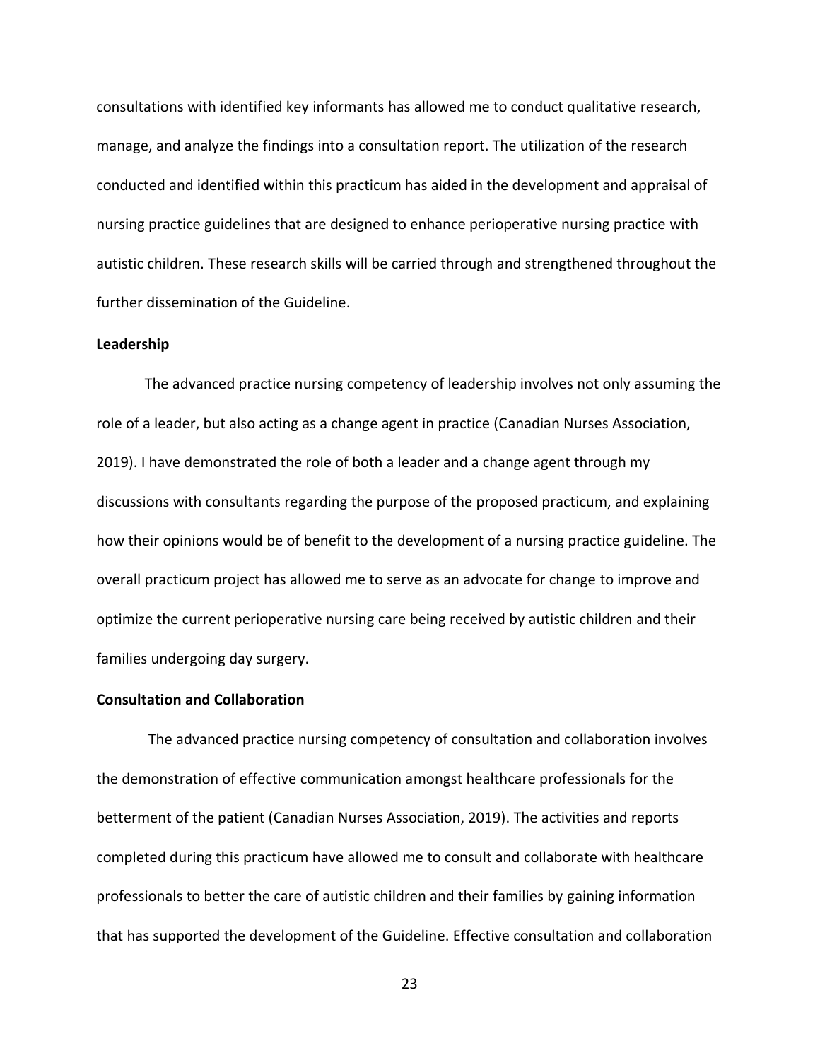consultations with identified key informants has allowed me to conduct qualitative research, manage, and analyze the findings into a consultation report. The utilization of the research conducted and identified within this practicum has aided in the development and appraisal of nursing practice guidelines that are designed to enhance perioperative nursing practice with autistic children. These research skills will be carried through and strengthened throughout the further dissemination of the Guideline.

**Leadership**

The advanced practice nursing competency of leadership involves not only assuming the role of a leader, but also acting as a change agent in practice (Canadian Nurses Association, 2019). I have demonstrated the role of both a leader and a change agent through my discussions with consultants regarding the purpose of the proposed practicum, and explaining how their opinions would be of benefit to the development of a nursing practice guideline. The overall practicum project has allowed me to serve as an advocate for change to improve and optimize the current perioperative nursing care being received by autistic children and their families undergoing day surgery.

**Consultation and Collaboration**

The advanced practice nursing competency of consultation and collaboration involves the demonstration of effective communication amongst healthcare professionals for the betterment of the patient (Canadian Nurses Association, 2019). The activities and reports completed during this practicum have allowed me to consult and collaborate with healthcare professionals to better the care of autistic children and their families by gaining information that has supported the development of the Guideline. Effective consultation and collaboration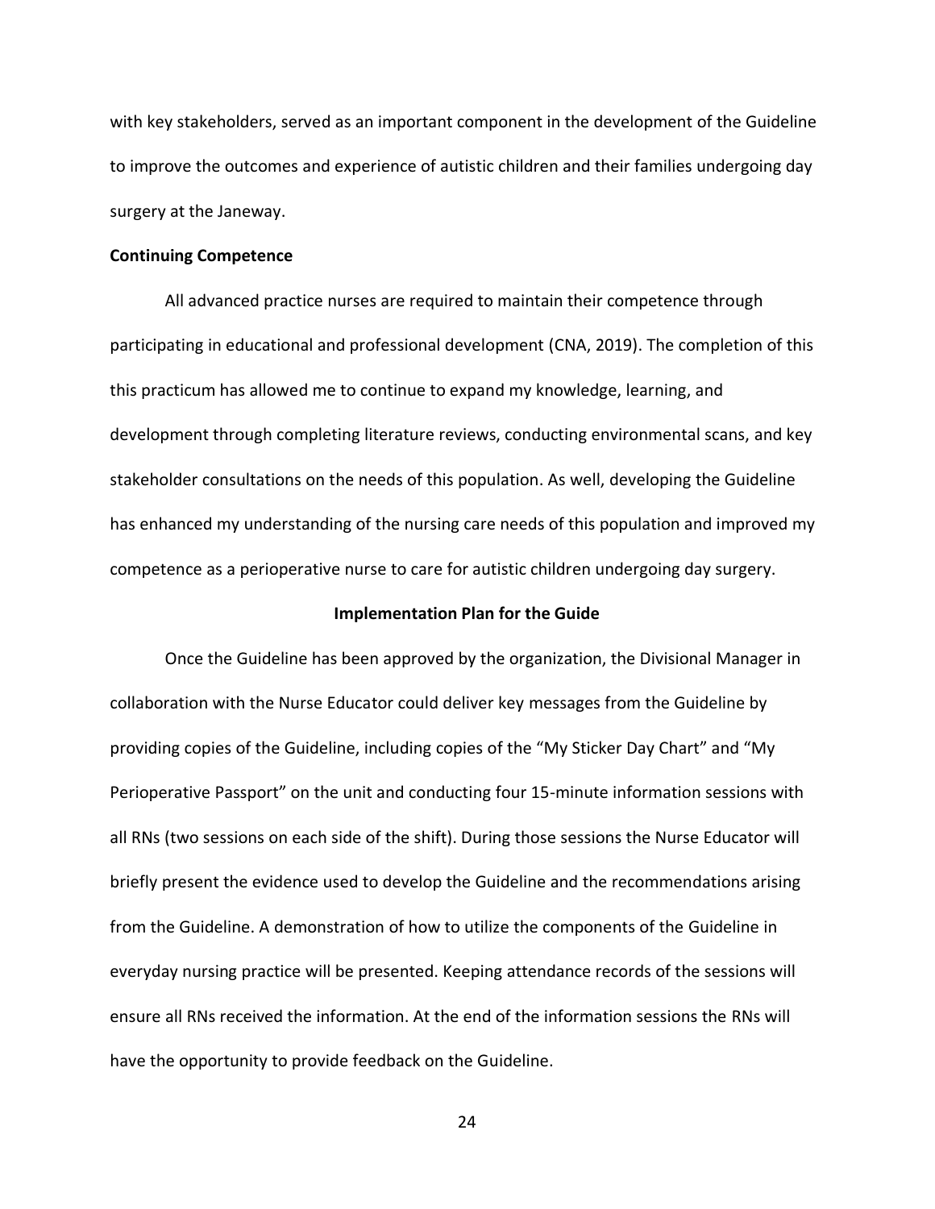with key stakeholders, served as an important component in the development of the Guideline to improve the outcomes and experience of autistic children and their families undergoing day surgery at the Janeway.

**Continuing Competence**

All advanced practice nurses are required to maintain their competence through participating in educational and professional development (CNA, 2019). The completion of this this practicum has allowed me to continue to expand my knowledge, learning, and development through completing literature reviews, conducting environmental scans, and key stakeholder consultations on the needs of this population. As well, developing the Guideline has enhanced my understanding of the nursing care needs of this population and improved my competence as a perioperative nurse to care for autistic children undergoing day surgery.

## Implementation Plan for the Guide

Once the Guideline has been approved by the organization, the Divisional Manager in collaboration with the Nurse Educator could deliver key messages from the Guideline by providing copies of the Guideline, including copies of the "My Sticker Day Chart" and "My Perioperative Passport" on the unit and conducting four 15-minute information sessions with all RNs (two sessions on each side of the shift). During those sessions the Nurse Educator will briefly present the evidence used to develop the Guideline and the recommendations arising from the Guideline. A demonstration of how to utilize the components of the Guideline in everyday nursing practice will be presented. Keeping attendance records of the sessions will ensure all RNs received the information. At the end of the information sessions the RNs will have the opportunity to provide feedback on the Guideline.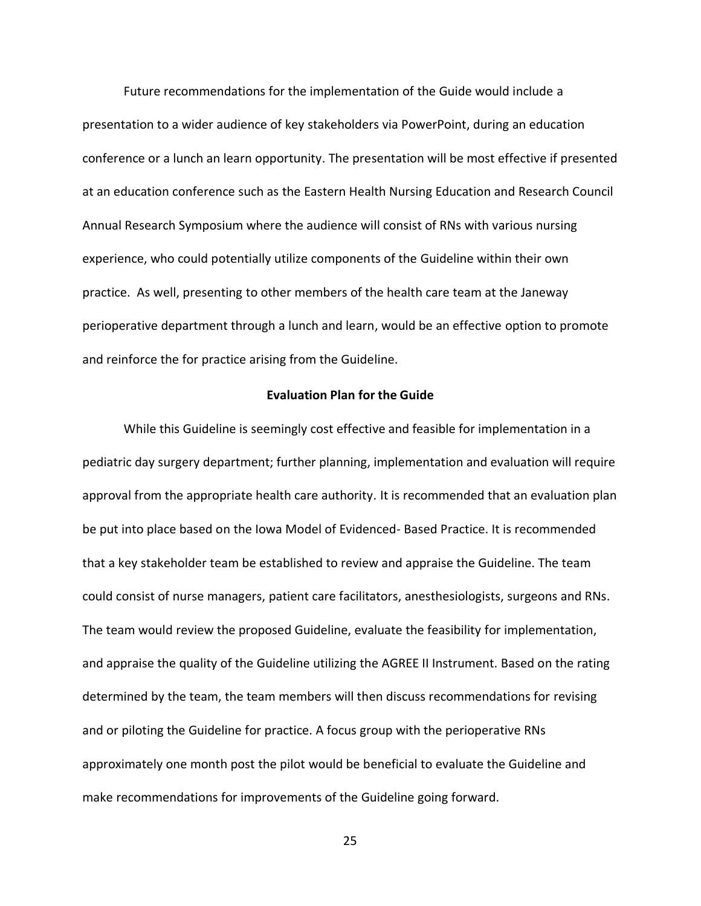Future recommendations for the implementation of the Guide would include a presentation to a wider audience of key stakeholders via PowerPoint, during an education conference or a lunch an learn opportunity. The presentation will be most effective if presented at an education conference such as the Eastern Health Nursing Education and Research Council Annual Research Symposium where the audience will consist of RNs with various nursing experience, who could potentially utilize components of the Guideline within their own practice. As well, presenting to other members of the health care team at the Janeway perioperative department through a lunch and learn, would be an effective option to promote and reinforce the for practice arising from the Guideline.

**Evaluation Plan for the Guide**

While this Guideline is seemingly cost effective and feasible for implementation in a pediatric day surgery department; further planning, implementation and evaluation will require approval from the appropriate health care authority. It is recommended that an evaluation plan be put into place based on the Iowa Model of Evidenced- Based Practice. It is recommended that a key stakeholder team be established to review and appraise the Guideline. The team could consist of nurse managers, patient care facilitators, anesthesiologists, surgeons and RNs. The team would review the proposed Guideline, evaluate the feasibility for implementation, and appraise the quality of the Guideline utilizing the AGREE II Instrument. Based on the rating determined by the team, the team members will then discuss recommendations for revising and or piloting the Guideline for practice. A focus group with the perioperative RNs approximately one month post the pilot would be beneficial to evaluate the Guideline and make recommendations for improvements of the Guideline going forward.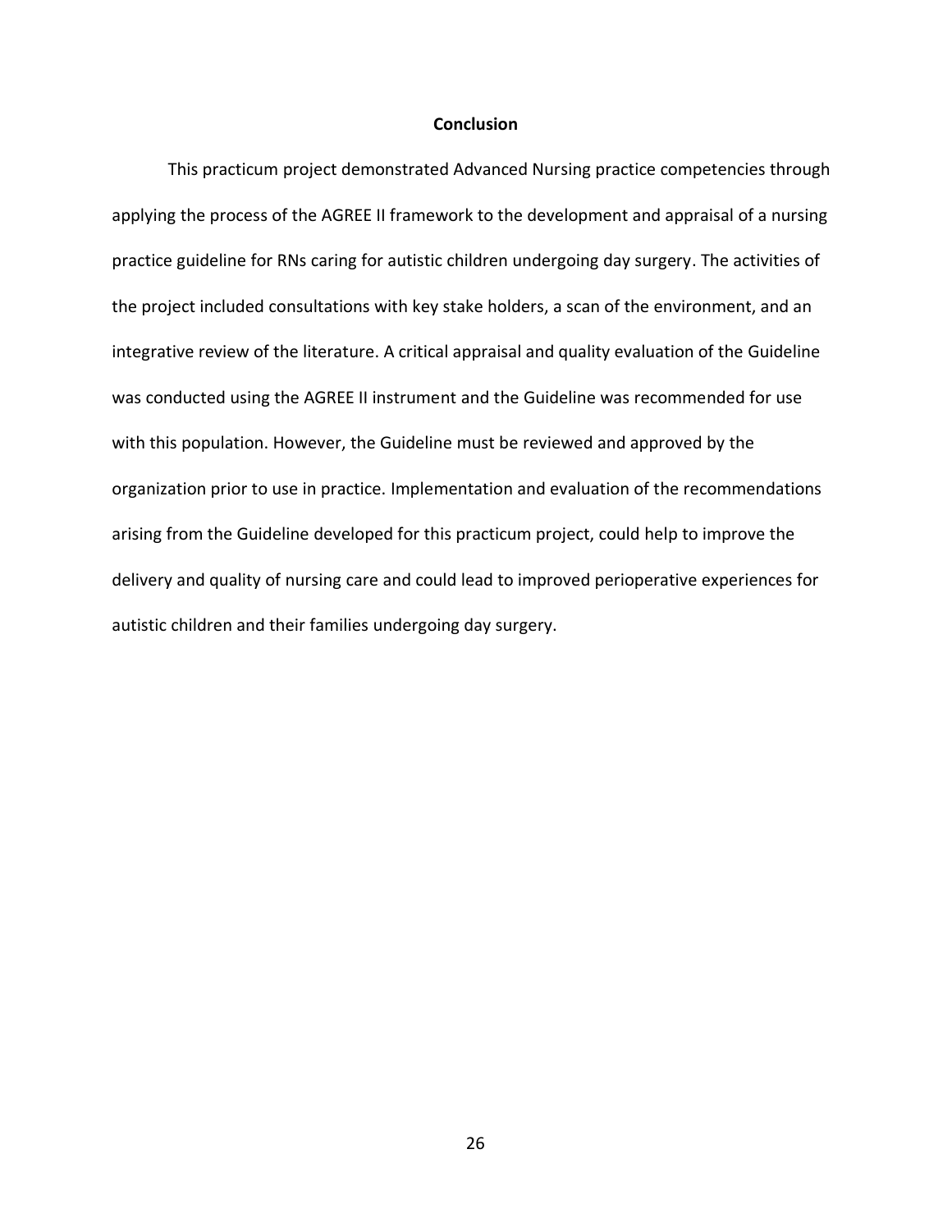## Conclusion

This practicum project demonstrated Advanced Nursing practice competencies through applying the process of the AGREE II framework to the development and appraisal of a nursing practice guideline for RNs caring for autistic children undergoing day surgery. The activities of the project included consultations with key stake holders, a scan of the environment, and an integrative review of the literature. A critical appraisal and quality evaluation of the Guideline was conducted using the AGREE II instrument and the Guideline was recommended for use with this population. However, the Guideline must be reviewed and approved by the organization prior to use in practice. Implementation and evaluation of the recommendations arising from the Guideline developed for this practicum project, could help to improve the delivery and quality of nursing care and could lead to improved perioperative experiences for autistic children and their families undergoing day surgery.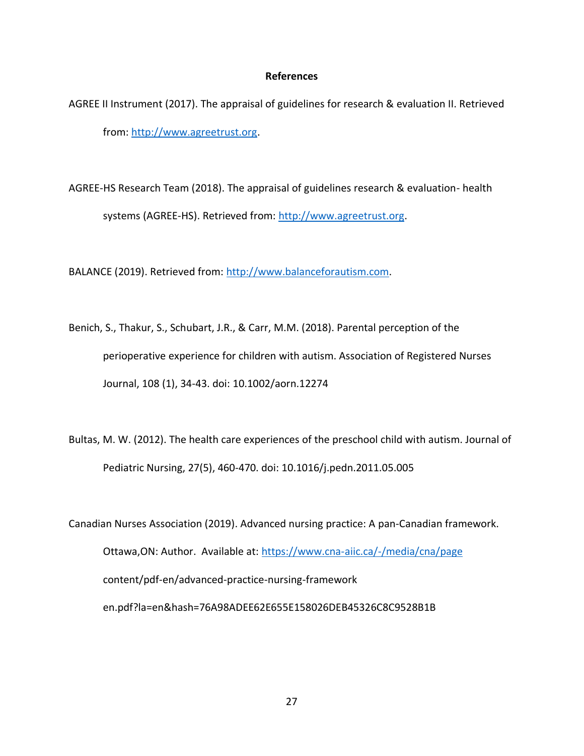## References

AGREE II Instrument (2017). The appraisal of guidelines for research & evaluation II. Retrieved from: http://www.agreetrust.org.

AGREE-HS Research Team (2018). The appraisal of guidelines research & evaluation- health systems (AGREE-HS). Retrieved from: http://www.agreetrust.org.

BALANCE (2019). Retrieved from: http://www.balanceforautism.com.

Benich, S., Thakur, S., Schubart, J.R., & Carr, M.M. (2018). Parental perception of the perioperative experience for children with autism. Association of Registered Nurses Journal, 108 (1), 34-43. doi: 10.1002/aorn.12274

Bultas, M. W. (2012). The health care experiences of the preschool child with autism. Journal of Pediatric Nursing, 27(5), 460-470. doi: 10.1016/j.pedn.2011.05.005

Canadian Nurses Association (2019). Advanced nursing practice: A pan-Canadian framework. Ottawa,ON: Author. Available at: https://www.cna-aiic.ca/-/media/cna/page content/pdf-en/advanced-practice-nursing-framework en.pdf?la=en&hash=76A98ADEE62E655E158026DEB45326C8C9528B1B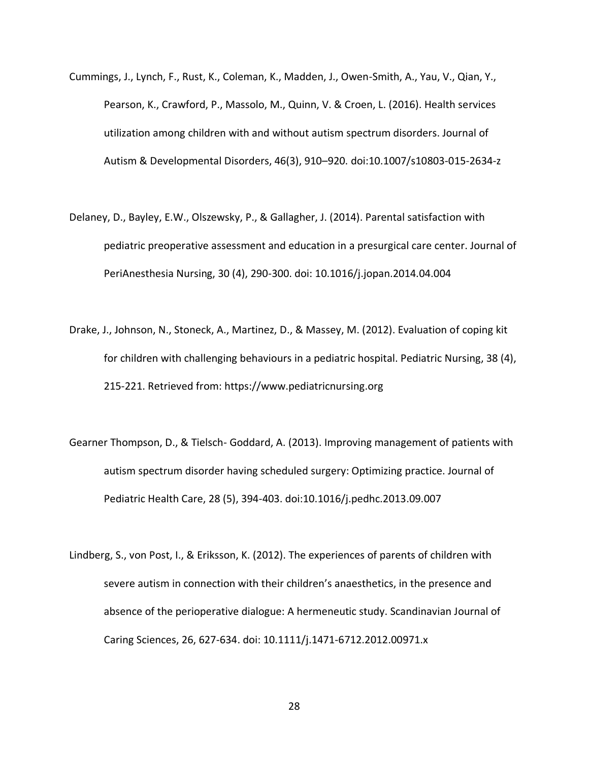Cummings, J., Lynch, F., Rust, K., Coleman, K., Madden, J., Owen-Smith, A., Yau, V., Qian, Y., Pearson, K., Crawford, P., Massolo, M., Quinn, V. & Croen, L. (2016). Health services utilization among children with and without autism spectrum disorders. Journal of Autism & Developmental Disorders, 46(3), 910–920. doi:10.1007/s10803-015-2634-z

Delaney, D., Bayley, E.W., Olszewsky, P., & Gallagher, J. (2014). Parental satisfaction with pediatric preoperative assessment and education in a presurgical care center. Journal of PeriAnesthesia Nursing, 30 (4), 290-300. doi: 10.1016/j.jopan.2014.04.004

Drake, J., Johnson, N., Stoneck, A., Martinez, D., & Massey, M. (2012). Evaluation of coping kit for children with challenging behaviours in a pediatric hospital. Pediatric Nursing, 38 (4), 215-221. Retrieved from: https://www.pediatricnursing.org

Gearner Thompson, D., & Tielsch- Goddard, A. (2013). Improving management of patients with autism spectrum disorder having scheduled surgery: Optimizing practice. Journal of Pediatric Health Care, 28 (5), 394-403. doi:10.1016/j.pedhc.2013.09.007

Lindberg, S., von Post, I., & Eriksson, K. (2012). The experiences of parents of children with severe autism in connection with their children's anaesthetics, in the presence and absence of the perioperative dialogue: A hermeneutic study. Scandinavian Journal of Caring Sciences, 26, 627-634. doi: 10.1111/j.1471-6712.2012.00971.x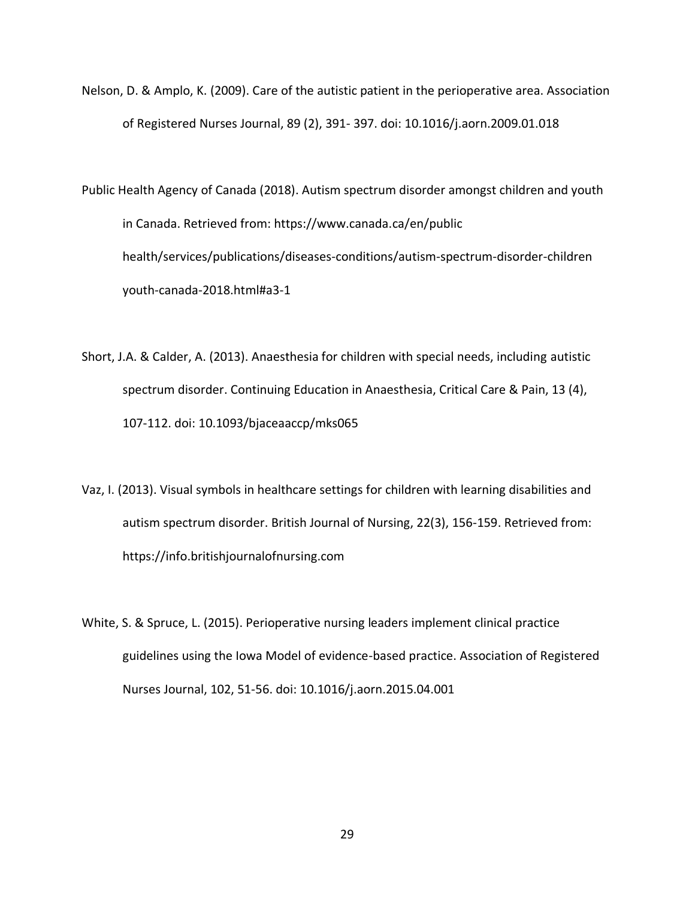Nelson, D. & Amplo, K. (2009). Care of the autistic patient in the perioperative area. Association of Registered Nurses Journal, 89 (2), 391- 397. doi: 10.1016/j.aorn.2009.01.018

Public Health Agency of Canada (2018). Autism spectrum disorder amongst children and youth in Canada. Retrieved from: https://www.canada.ca/en/public health/services/publications/diseases-conditions/autism-spectrum-disorder-children youth-canada-2018.html#a3-1

Short, J.A. & Calder, A. (2013). Anaesthesia for children with special needs, including autistic spectrum disorder. Continuing Education in Anaesthesia, Critical Care & Pain, 13 (4), 107-112. doi: 10.1093/bjaceaaccp/mks065

Vaz, I. (2013). Visual symbols in healthcare settings for children with learning disabilities and autism spectrum disorder. British Journal of Nursing, 22(3), 156-159. Retrieved from: https://info.britishjournalofnursing.com

White, S. & Spruce, L. (2015). Perioperative nursing leaders implement clinical practice guidelines using the Iowa Model of evidence-based practice. Association of Registered Nurses Journal, 102, 51-56. doi: 10.1016/j.aorn.2015.04.001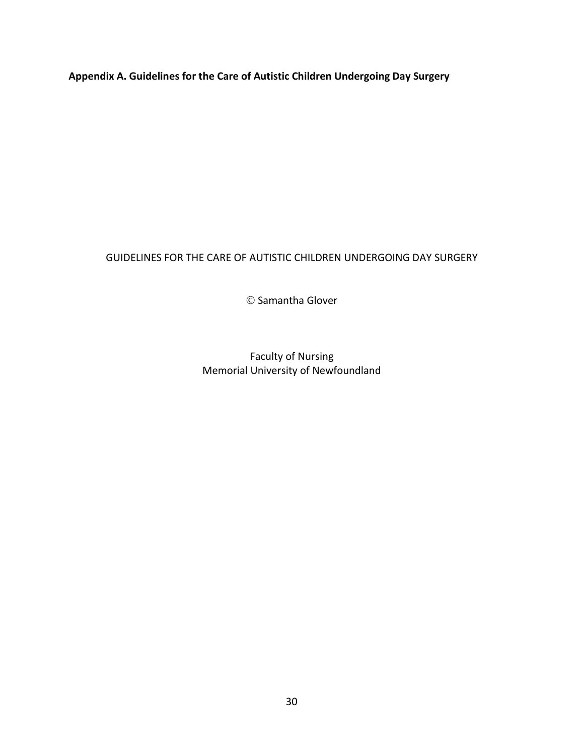**Appendix A. Guidelines for the Care of Autistic Children Undergoing Day Surgery**

GUIDELINES FOR THE CARE OF AUTISTIC CHILDREN UNDERGOING DAY SURGERY

© Samantha Glover

Faculty of Nursing
Memorial University of Newfoundland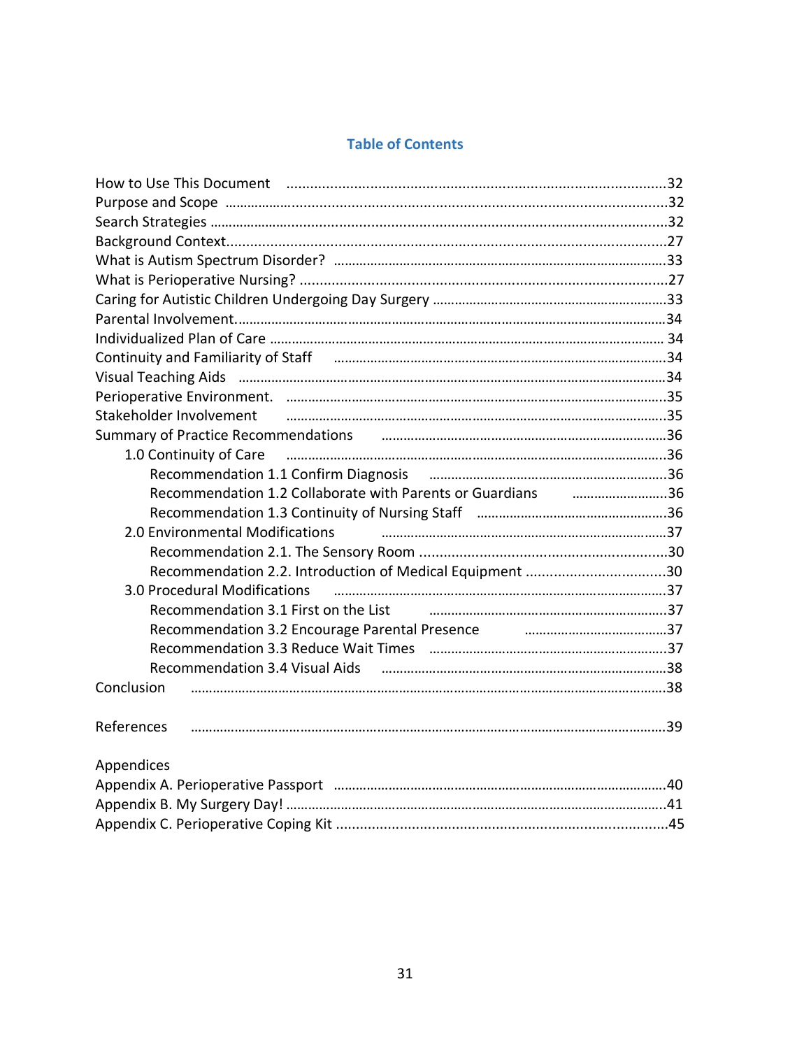## Table of Contents

How to Use This Document ....................................................................................32
Purpose and Scope .................................................................................................32
Search Strategies .....................................................................................................32
Background Context.................................................................................................27
What is Autism Spectrum Disorder? .......................................................................33
What is Perioperative Nursing? ..............................................................................27
Caring for Autistic Children Undergoing Day Surgery ..........................................33
Parental Involvement...............................................................................................34
Individualized Plan of Care ....................................................................................34
Continuity and Familiarity of Staff .........................................................................34
Visual Teaching Aids ...............................................................................................34
Perioperative Environment. ....................................................................................35
Stakeholder Involvement ........................................................................................35
Summary of Practice Recommendations ...............................................................36

- 1.0 Continuity of Care ........................................................................................36
  - Recommendation 1.1 Confirm Diagnosis .....................................................36
  - Recommendation 1.2 Collaborate with Parents or Guardians .....................36
  - Recommendation 1.3 Continuity of Nursing Staff ........................................36
- 2.0 Environmental Modifications .......................................................................37
  - Recommendation 2.1. The Sensory Room ....................................................30
  - Recommendation 2.2. Introduction of Medical Equipment ...........................30
- 3.0 Procedural Modifications ..............................................................................37
  - Recommendation 3.1 First on the List ..........................................................37
  - Recommendation 3.2 Encourage Parental Presence ....................................37
  - Recommendation 3.3 Reduce Wait Times ....................................................37
  - Recommendation 3.4 Visual Aids .................................................................38

Conclusion ..............................................................................................................38

References ..............................................................................................................39

Appendices
Appendix A. Perioperative Passport .......................................................................40
Appendix B. My Surgery Day! ................................................................................41
Appendix C. Perioperative Coping Kit ....................................................................45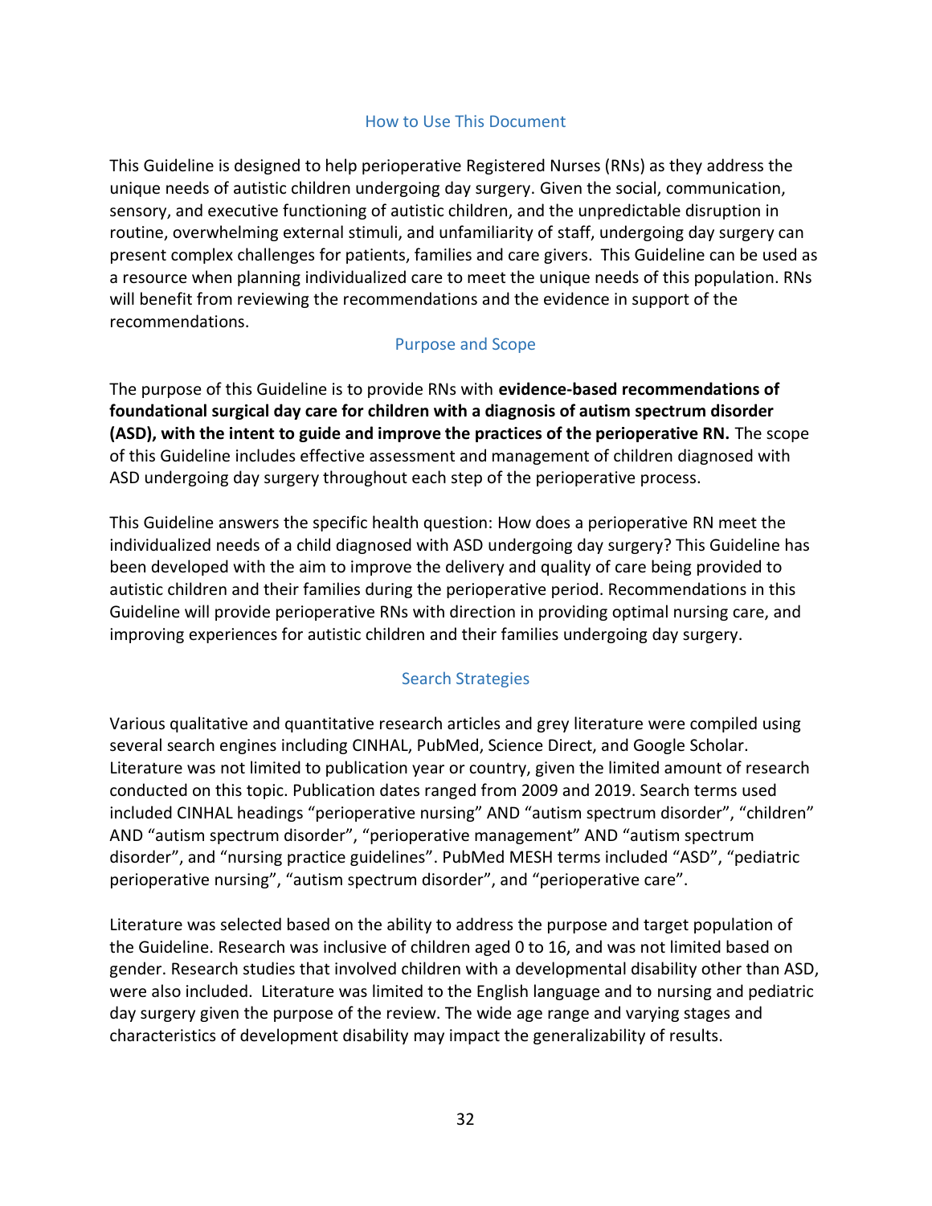## How to Use This Document

This Guideline is designed to help perioperative Registered Nurses (RNs) as they address the unique needs of autistic children undergoing day surgery. Given the social, communication, sensory, and executive functioning of autistic children, and the unpredictable disruption in routine, overwhelming external stimuli, and unfamiliarity of staff, undergoing day surgery can present complex challenges for patients, families and care givers. This Guideline can be used as a resource when planning individualized care to meet the unique needs of this population. RNs will benefit from reviewing the recommendations and the evidence in support of the recommendations.

## Purpose and Scope

The purpose of this Guideline is to provide RNs with **evidence-based recommendations of foundational surgical day care for children with a diagnosis of autism spectrum disorder (ASD), with the intent to guide and improve the practices of the perioperative RN.** The scope of this Guideline includes effective assessment and management of children diagnosed with ASD undergoing day surgery throughout each step of the perioperative process.

This Guideline answers the specific health question: How does a perioperative RN meet the individualized needs of a child diagnosed with ASD undergoing day surgery? This Guideline has been developed with the aim to improve the delivery and quality of care being provided to autistic children and their families during the perioperative period. Recommendations in this Guideline will provide perioperative RNs with direction in providing optimal nursing care, and improving experiences for autistic children and their families undergoing day surgery.

## Search Strategies

Various qualitative and quantitative research articles and grey literature were compiled using several search engines including CINHAL, PubMed, Science Direct, and Google Scholar. Literature was not limited to publication year or country, given the limited amount of research conducted on this topic. Publication dates ranged from 2009 and 2019. Search terms used included CINHAL headings "perioperative nursing" AND "autism spectrum disorder", "children" AND "autism spectrum disorder", "perioperative management" AND "autism spectrum disorder", and "nursing practice guidelines". PubMed MESH terms included "ASD", "pediatric perioperative nursing", "autism spectrum disorder", and "perioperative care".

Literature was selected based on the ability to address the purpose and target population of the Guideline. Research was inclusive of children aged 0 to 16, and was not limited based on gender. Research studies that involved children with a developmental disability other than ASD, were also included. Literature was limited to the English language and to nursing and pediatric day surgery given the purpose of the review. The wide age range and varying stages and characteristics of development disability may impact the generalizability of results.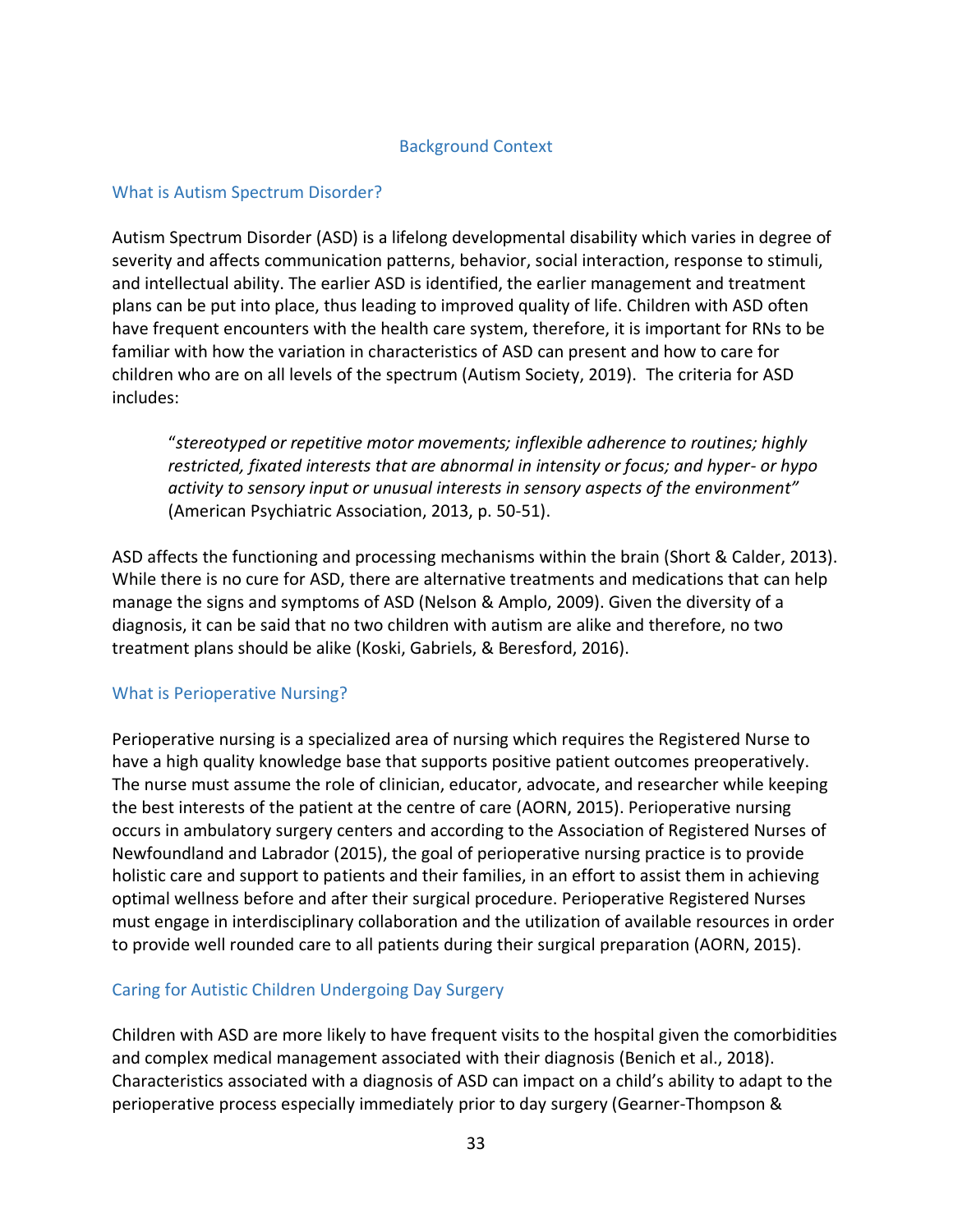## Background Context

### What is Autism Spectrum Disorder?

Autism Spectrum Disorder (ASD) is a lifelong developmental disability which varies in degree of severity and affects communication patterns, behavior, social interaction, response to stimuli, and intellectual ability. The earlier ASD is identified, the earlier management and treatment plans can be put into place, thus leading to improved quality of life. Children with ASD often have frequent encounters with the health care system, therefore, it is important for RNs to be familiar with how the variation in characteristics of ASD can present and how to care for children who are on all levels of the spectrum (Autism Society, 2019). The criteria for ASD includes:

> "*stereotyped or repetitive motor movements; inflexible adherence to routines; highly restricted, fixated interests that are abnormal in intensity or focus; and hyper- or hypo activity to sensory input or unusual interests in sensory aspects of the environment"* (American Psychiatric Association, 2013, p. 50-51).

ASD affects the functioning and processing mechanisms within the brain (Short & Calder, 2013). While there is no cure for ASD, there are alternative treatments and medications that can help manage the signs and symptoms of ASD (Nelson & Amplo, 2009). Given the diversity of a diagnosis, it can be said that no two children with autism are alike and therefore, no two treatment plans should be alike (Koski, Gabriels, & Beresford, 2016).

### What is Perioperative Nursing?

Perioperative nursing is a specialized area of nursing which requires the Registered Nurse to have a high quality knowledge base that supports positive patient outcomes preoperatively. The nurse must assume the role of clinician, educator, advocate, and researcher while keeping the best interests of the patient at the centre of care (AORN, 2015). Perioperative nursing occurs in ambulatory surgery centers and according to the Association of Registered Nurses of Newfoundland and Labrador (2015), the goal of perioperative nursing practice is to provide holistic care and support to patients and their families, in an effort to assist them in achieving optimal wellness before and after their surgical procedure. Perioperative Registered Nurses must engage in interdisciplinary collaboration and the utilization of available resources in order to provide well rounded care to all patients during their surgical preparation (AORN, 2015).

### Caring for Autistic Children Undergoing Day Surgery

Children with ASD are more likely to have frequent visits to the hospital given the comorbidities and complex medical management associated with their diagnosis (Benich et al., 2018). Characteristics associated with a diagnosis of ASD can impact on a child's ability to adapt to the perioperative process especially immediately prior to day surgery (Gearner-Thompson &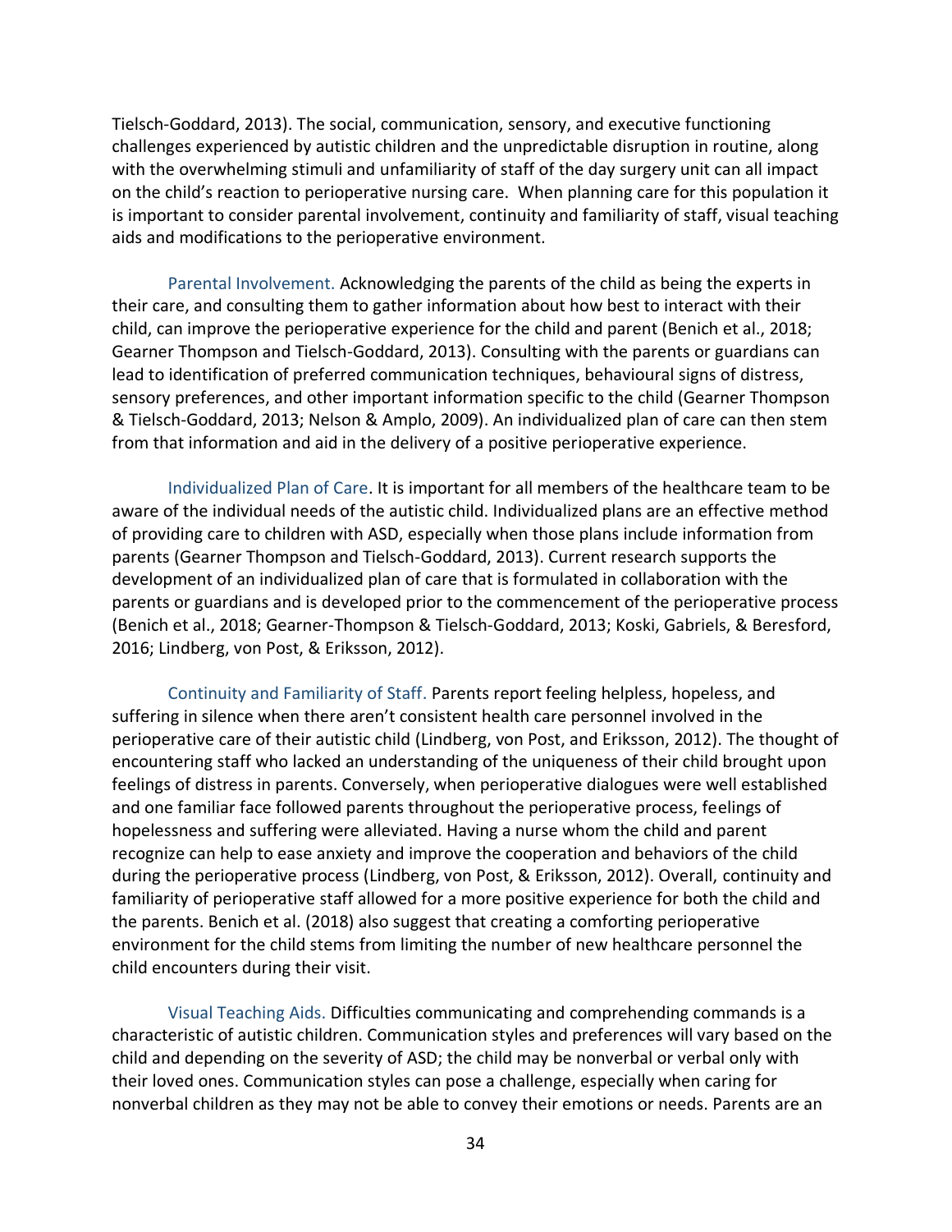Tielsch-Goddard, 2013). The social, communication, sensory, and executive functioning challenges experienced by autistic children and the unpredictable disruption in routine, along with the overwhelming stimuli and unfamiliarity of staff of the day surgery unit can all impact on the child's reaction to perioperative nursing care. When planning care for this population it is important to consider parental involvement, continuity and familiarity of staff, visual teaching aids and modifications to the perioperative environment.

#### Parental Involvement.

Acknowledging the parents of the child as being the experts in their care, and consulting them to gather information about how best to interact with their child, can improve the perioperative experience for the child and parent (Benich et al., 2018; Gearner Thompson and Tielsch-Goddard, 2013). Consulting with the parents or guardians can lead to identification of preferred communication techniques, behavioural signs of distress, sensory preferences, and other important information specific to the child (Gearner Thompson & Tielsch-Goddard, 2013; Nelson & Amplo, 2009). An individualized plan of care can then stem from that information and aid in the delivery of a positive perioperative experience.

#### Individualized Plan of Care.

It is important for all members of the healthcare team to be aware of the individual needs of the autistic child. Individualized plans are an effective method of providing care to children with ASD, especially when those plans include information from parents (Gearner Thompson and Tielsch-Goddard, 2013). Current research supports the development of an individualized plan of care that is formulated in collaboration with the parents or guardians and is developed prior to the commencement of the perioperative process (Benich et al., 2018; Gearner-Thompson & Tielsch-Goddard, 2013; Koski, Gabriels, & Beresford, 2016; Lindberg, von Post, & Eriksson, 2012).

#### Continuity and Familiarity of Staff.

Parents report feeling helpless, hopeless, and suffering in silence when there aren't consistent health care personnel involved in the perioperative care of their autistic child (Lindberg, von Post, and Eriksson, 2012). The thought of encountering staff who lacked an understanding of the uniqueness of their child brought upon feelings of distress in parents. Conversely, when perioperative dialogues were well established and one familiar face followed parents throughout the perioperative process, feelings of hopelessness and suffering were alleviated. Having a nurse whom the child and parent recognize can help to ease anxiety and improve the cooperation and behaviors of the child during the perioperative process (Lindberg, von Post, & Eriksson, 2012). Overall, continuity and familiarity of perioperative staff allowed for a more positive experience for both the child and the parents. Benich et al. (2018) also suggest that creating a comforting perioperative environment for the child stems from limiting the number of new healthcare personnel the child encounters during their visit.

#### Visual Teaching Aids.

Difficulties communicating and comprehending commands is a characteristic of autistic children. Communication styles and preferences will vary based on the child and depending on the severity of ASD; the child may be nonverbal or verbal only with their loved ones. Communication styles can pose a challenge, especially when caring for nonverbal children as they may not be able to convey their emotions or needs. Parents are an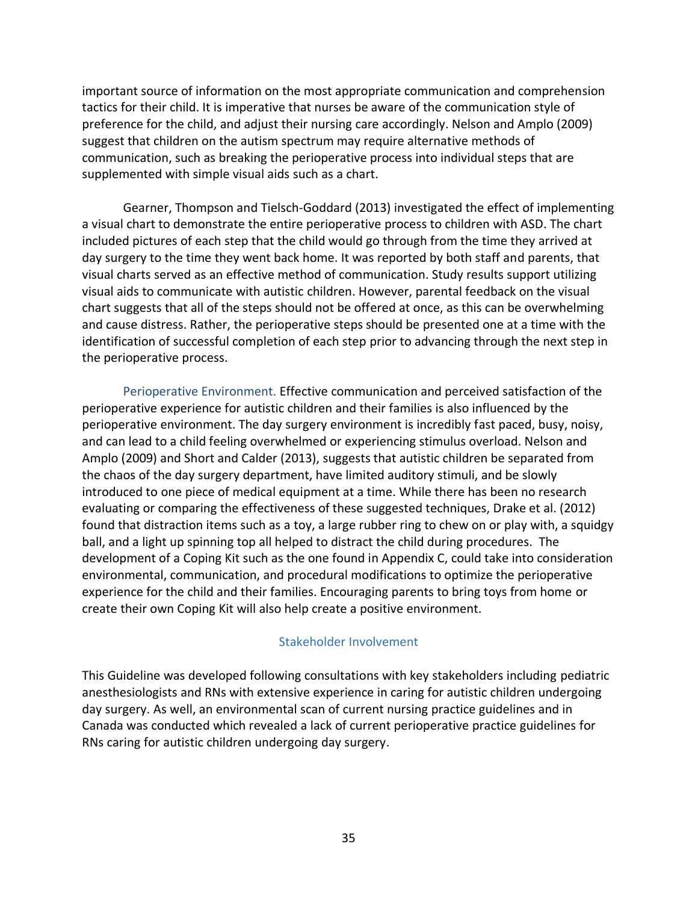important source of information on the most appropriate communication and comprehension tactics for their child. It is imperative that nurses be aware of the communication style of preference for the child, and adjust their nursing care accordingly. Nelson and Amplo (2009) suggest that children on the autism spectrum may require alternative methods of communication, such as breaking the perioperative process into individual steps that are supplemented with simple visual aids such as a chart.

Gearner, Thompson and Tielsch-Goddard (2013) investigated the effect of implementing a visual chart to demonstrate the entire perioperative process to children with ASD. The chart included pictures of each step that the child would go through from the time they arrived at day surgery to the time they went back home. It was reported by both staff and parents, that visual charts served as an effective method of communication. Study results support utilizing visual aids to communicate with autistic children. However, parental feedback on the visual chart suggests that all of the steps should not be offered at once, as this can be overwhelming and cause distress. Rather, the perioperative steps should be presented one at a time with the identification of successful completion of each step prior to advancing through the next step in the perioperative process.

Perioperative Environment. Effective communication and perceived satisfaction of the perioperative experience for autistic children and their families is also influenced by the perioperative environment. The day surgery environment is incredibly fast paced, busy, noisy, and can lead to a child feeling overwhelmed or experiencing stimulus overload. Nelson and Amplo (2009) and Short and Calder (2013), suggests that autistic children be separated from the chaos of the day surgery department, have limited auditory stimuli, and be slowly introduced to one piece of medical equipment at a time. While there has been no research evaluating or comparing the effectiveness of these suggested techniques, Drake et al. (2012) found that distraction items such as a toy, a large rubber ring to chew on or play with, a squidgy ball, and a light up spinning top all helped to distract the child during procedures. The development of a Coping Kit such as the one found in Appendix C, could take into consideration environmental, communication, and procedural modifications to optimize the perioperative experience for the child and their families. Encouraging parents to bring toys from home or create their own Coping Kit will also help create a positive environment.

## Stakeholder Involvement

This Guideline was developed following consultations with key stakeholders including pediatric anesthesiologists and RNs with extensive experience in caring for autistic children undergoing day surgery. As well, an environmental scan of current nursing practice guidelines and in Canada was conducted which revealed a lack of current perioperative practice guidelines for RNs caring for autistic children undergoing day surgery.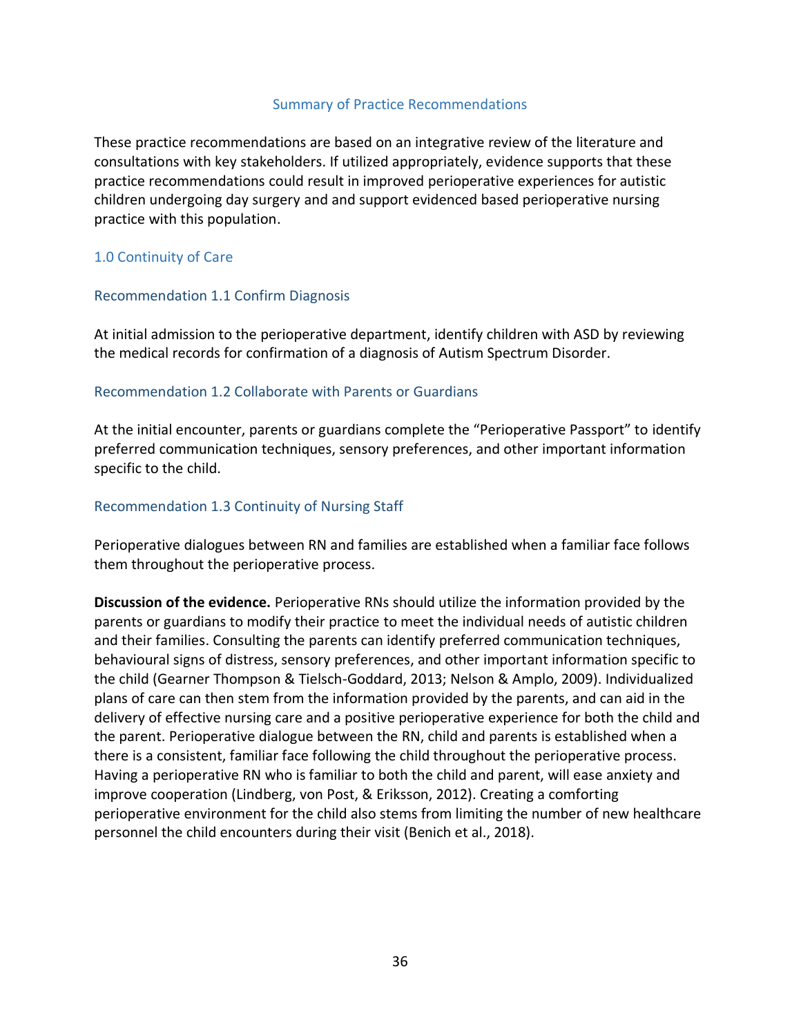## Summary of Practice Recommendations

These practice recommendations are based on an integrative review of the literature and consultations with key stakeholders. If utilized appropriately, evidence supports that these practice recommendations could result in improved perioperative experiences for autistic children undergoing day surgery and and support evidenced based perioperative nursing practice with this population.

### 1.0 Continuity of Care

#### Recommendation 1.1 Confirm Diagnosis

At initial admission to the perioperative department, identify children with ASD by reviewing the medical records for confirmation of a diagnosis of Autism Spectrum Disorder.

#### Recommendation 1.2 Collaborate with Parents or Guardians

At the initial encounter, parents or guardians complete the "Perioperative Passport" to identify preferred communication techniques, sensory preferences, and other important information specific to the child.

#### Recommendation 1.3 Continuity of Nursing Staff

Perioperative dialogues between RN and families are established when a familiar face follows them throughout the perioperative process.

**Discussion of the evidence.** Perioperative RNs should utilize the information provided by the parents or guardians to modify their practice to meet the individual needs of autistic children and their families. Consulting the parents can identify preferred communication techniques, behavioural signs of distress, sensory preferences, and other important information specific to the child (Gearner Thompson & Tielsch-Goddard, 2013; Nelson & Amplo, 2009). Individualized plans of care can then stem from the information provided by the parents, and can aid in the delivery of effective nursing care and a positive perioperative experience for both the child and the parent. Perioperative dialogue between the RN, child and parents is established when a there is a consistent, familiar face following the child throughout the perioperative process. Having a perioperative RN who is familiar to both the child and parent, will ease anxiety and improve cooperation (Lindberg, von Post, & Eriksson, 2012). Creating a comforting perioperative environment for the child also stems from limiting the number of new healthcare personnel the child encounters during their visit (Benich et al., 2018).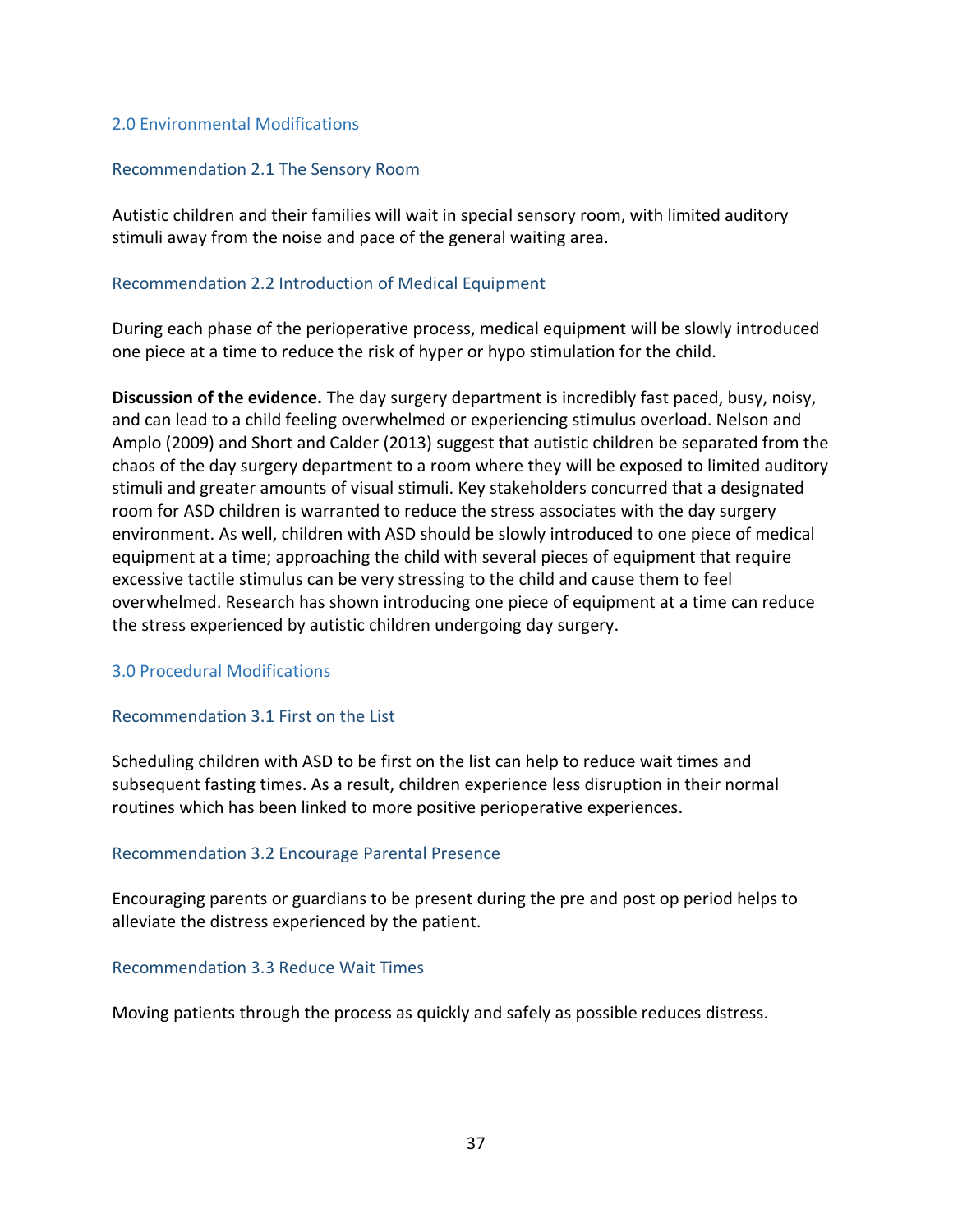## 2.0 Environmental Modifications

### Recommendation 2.1 The Sensory Room

Autistic children and their families will wait in special sensory room, with limited auditory stimuli away from the noise and pace of the general waiting area.

### Recommendation 2.2 Introduction of Medical Equipment

During each phase of the perioperative process, medical equipment will be slowly introduced one piece at a time to reduce the risk of hyper or hypo stimulation for the child.

**Discussion of the evidence.** The day surgery department is incredibly fast paced, busy, noisy, and can lead to a child feeling overwhelmed or experiencing stimulus overload. Nelson and Amplo (2009) and Short and Calder (2013) suggest that autistic children be separated from the chaos of the day surgery department to a room where they will be exposed to limited auditory stimuli and greater amounts of visual stimuli. Key stakeholders concurred that a designated room for ASD children is warranted to reduce the stress associates with the day surgery environment. As well, children with ASD should be slowly introduced to one piece of medical equipment at a time; approaching the child with several pieces of equipment that require excessive tactile stimulus can be very stressing to the child and cause them to feel overwhelmed. Research has shown introducing one piece of equipment at a time can reduce the stress experienced by autistic children undergoing day surgery.

## 3.0 Procedural Modifications

### Recommendation 3.1 First on the List

Scheduling children with ASD to be first on the list can help to reduce wait times and subsequent fasting times. As a result, children experience less disruption in their normal routines which has been linked to more positive perioperative experiences.

### Recommendation 3.2 Encourage Parental Presence

Encouraging parents or guardians to be present during the pre and post op period helps to alleviate the distress experienced by the patient.

### Recommendation 3.3 Reduce Wait Times

Moving patients through the process as quickly and safely as possible reduces distress.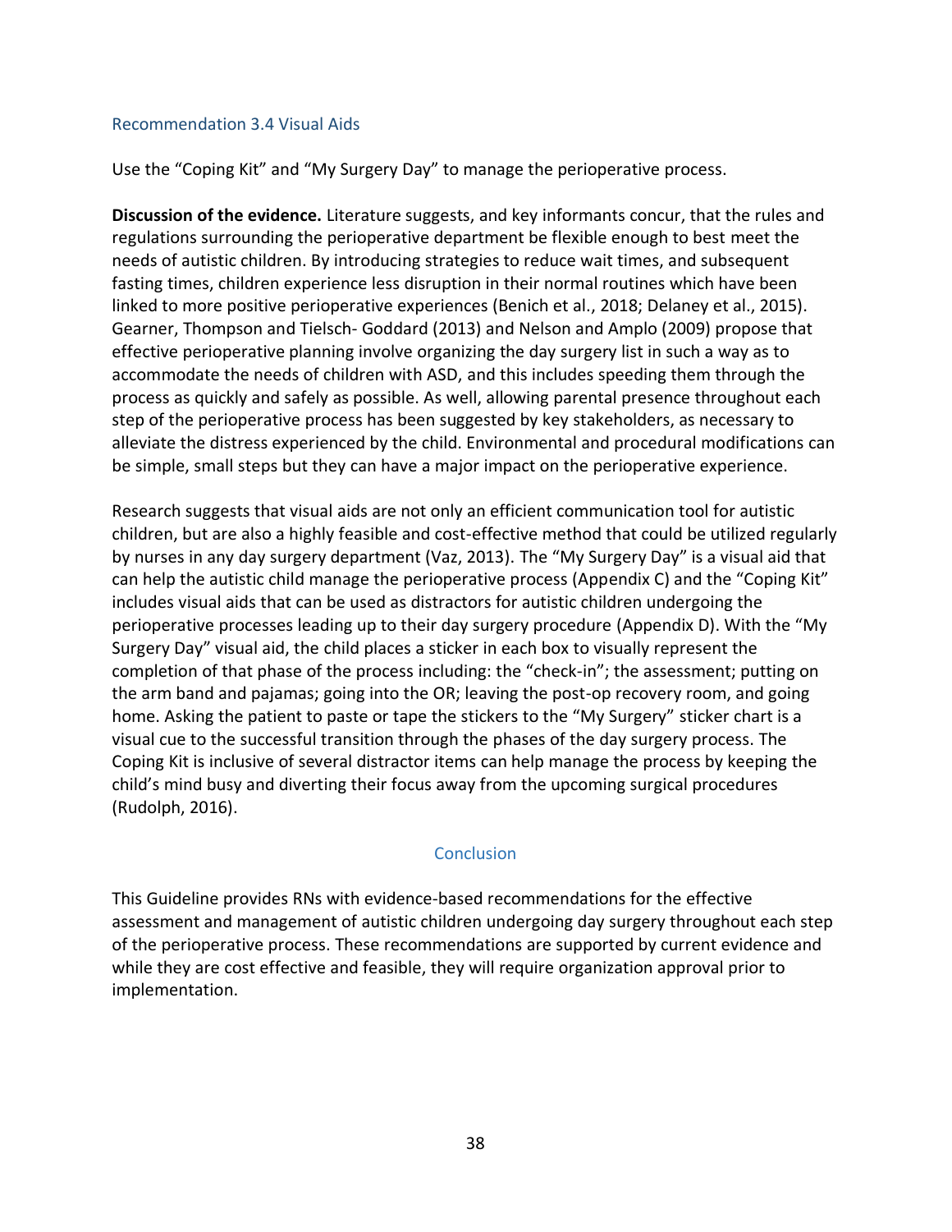### Recommendation 3.4 Visual Aids

Use the "Coping Kit" and "My Surgery Day" to manage the perioperative process.

**Discussion of the evidence.** Literature suggests, and key informants concur, that the rules and regulations surrounding the perioperative department be flexible enough to best meet the needs of autistic children. By introducing strategies to reduce wait times, and subsequent fasting times, children experience less disruption in their normal routines which have been linked to more positive perioperative experiences (Benich et al., 2018; Delaney et al., 2015). Gearner, Thompson and Tielsch- Goddard (2013) and Nelson and Amplo (2009) propose that effective perioperative planning involve organizing the day surgery list in such a way as to accommodate the needs of children with ASD, and this includes speeding them through the process as quickly and safely as possible. As well, allowing parental presence throughout each step of the perioperative process has been suggested by key stakeholders, as necessary to alleviate the distress experienced by the child. Environmental and procedural modifications can be simple, small steps but they can have a major impact on the perioperative experience.

Research suggests that visual aids are not only an efficient communication tool for autistic children, but are also a highly feasible and cost-effective method that could be utilized regularly by nurses in any day surgery department (Vaz, 2013). The "My Surgery Day" is a visual aid that can help the autistic child manage the perioperative process (Appendix C) and the "Coping Kit" includes visual aids that can be used as distractors for autistic children undergoing the perioperative processes leading up to their day surgery procedure (Appendix D). With the "My Surgery Day" visual aid, the child places a sticker in each box to visually represent the completion of that phase of the process including: the "check-in"; the assessment; putting on the arm band and pajamas; going into the OR; leaving the post-op recovery room, and going home. Asking the patient to paste or tape the stickers to the "My Surgery" sticker chart is a visual cue to the successful transition through the phases of the day surgery process. The Coping Kit is inclusive of several distractor items can help manage the process by keeping the child's mind busy and diverting their focus away from the upcoming surgical procedures (Rudolph, 2016).

## Conclusion

This Guideline provides RNs with evidence-based recommendations for the effective assessment and management of autistic children undergoing day surgery throughout each step of the perioperative process. These recommendations are supported by current evidence and while they are cost effective and feasible, they will require organization approval prior to implementation.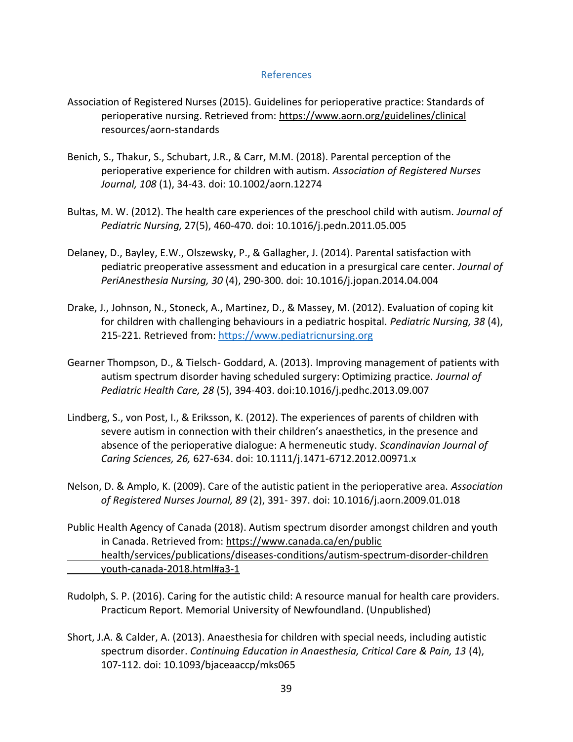## References

Association of Registered Nurses (2015). Guidelines for perioperative practice: Standards of perioperative nursing. Retrieved from: https://www.aorn.org/guidelines/clinical resources/aorn-standards

Benich, S., Thakur, S., Schubart, J.R., & Carr, M.M. (2018). Parental perception of the perioperative experience for children with autism. *Association of Registered Nurses Journal, 108* (1), 34-43. doi: 10.1002/aorn.12274

Bultas, M. W. (2012). The health care experiences of the preschool child with autism. *Journal of Pediatric Nursing,* 27(5), 460-470. doi: 10.1016/j.pedn.2011.05.005

Delaney, D., Bayley, E.W., Olszewsky, P., & Gallagher, J. (2014). Parental satisfaction with pediatric preoperative assessment and education in a presurgical care center. *Journal of PeriAnesthesia Nursing, 30* (4), 290-300. doi: 10.1016/j.jopan.2014.04.004

Drake, J., Johnson, N., Stoneck, A., Martinez, D., & Massey, M. (2012). Evaluation of coping kit for children with challenging behaviours in a pediatric hospital. *Pediatric Nursing, 38* (4), 215-221. Retrieved from: https://www.pediatricnursing.org

Gearner Thompson, D., & Tielsch- Goddard, A. (2013). Improving management of patients with autism spectrum disorder having scheduled surgery: Optimizing practice. *Journal of Pediatric Health Care, 28* (5), 394-403. doi:10.1016/j.pedhc.2013.09.007

Lindberg, S., von Post, I., & Eriksson, K. (2012). The experiences of parents of children with severe autism in connection with their children's anaesthetics, in the presence and absence of the perioperative dialogue: A hermeneutic study. *Scandinavian Journal of Caring Sciences, 26,* 627-634. doi: 10.1111/j.1471-6712.2012.00971.x

Nelson, D. & Amplo, K. (2009). Care of the autistic patient in the perioperative area. *Association of Registered Nurses Journal, 89* (2), 391- 397. doi: 10.1016/j.aorn.2009.01.018

Public Health Agency of Canada (2018). Autism spectrum disorder amongst children and youth in Canada. Retrieved from: https://www.canada.ca/en/public health/services/publications/diseases-conditions/autism-spectrum-disorder-children youth-canada-2018.html#a3-1

Rudolph, S. P. (2016). Caring for the autistic child: A resource manual for health care providers. Practicum Report. Memorial University of Newfoundland. (Unpublished)

Short, J.A. & Calder, A. (2013). Anaesthesia for children with special needs, including autistic spectrum disorder. *Continuing Education in Anaesthesia, Critical Care & Pain, 13* (4), 107-112. doi: 10.1093/bjaceaaccp/mks065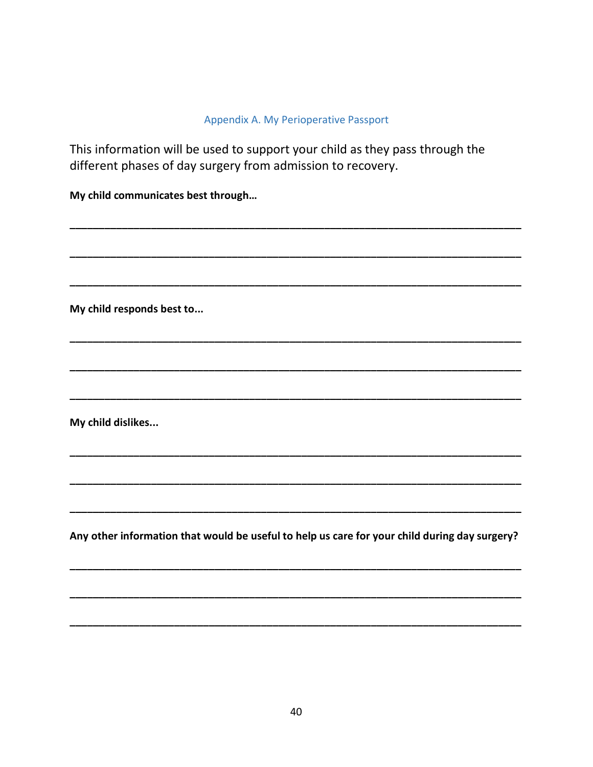## Appendix A. My Perioperative Passport

This information will be used to support your child as they pass through the different phases of day surgery from admission to recovery.

**My child communicates best through…**

_______________________________________________________________________________

_______________________________________________________________________________

_______________________________________________________________________________

**My child responds best to...**

_______________________________________________________________________________

_______________________________________________________________________________

_______________________________________________________________________________

**My child dislikes...**

_______________________________________________________________________________

_______________________________________________________________________________

_______________________________________________________________________________

**Any other information that would be useful to help us care for your child during day surgery?**

_______________________________________________________________________________

_______________________________________________________________________________

_______________________________________________________________________________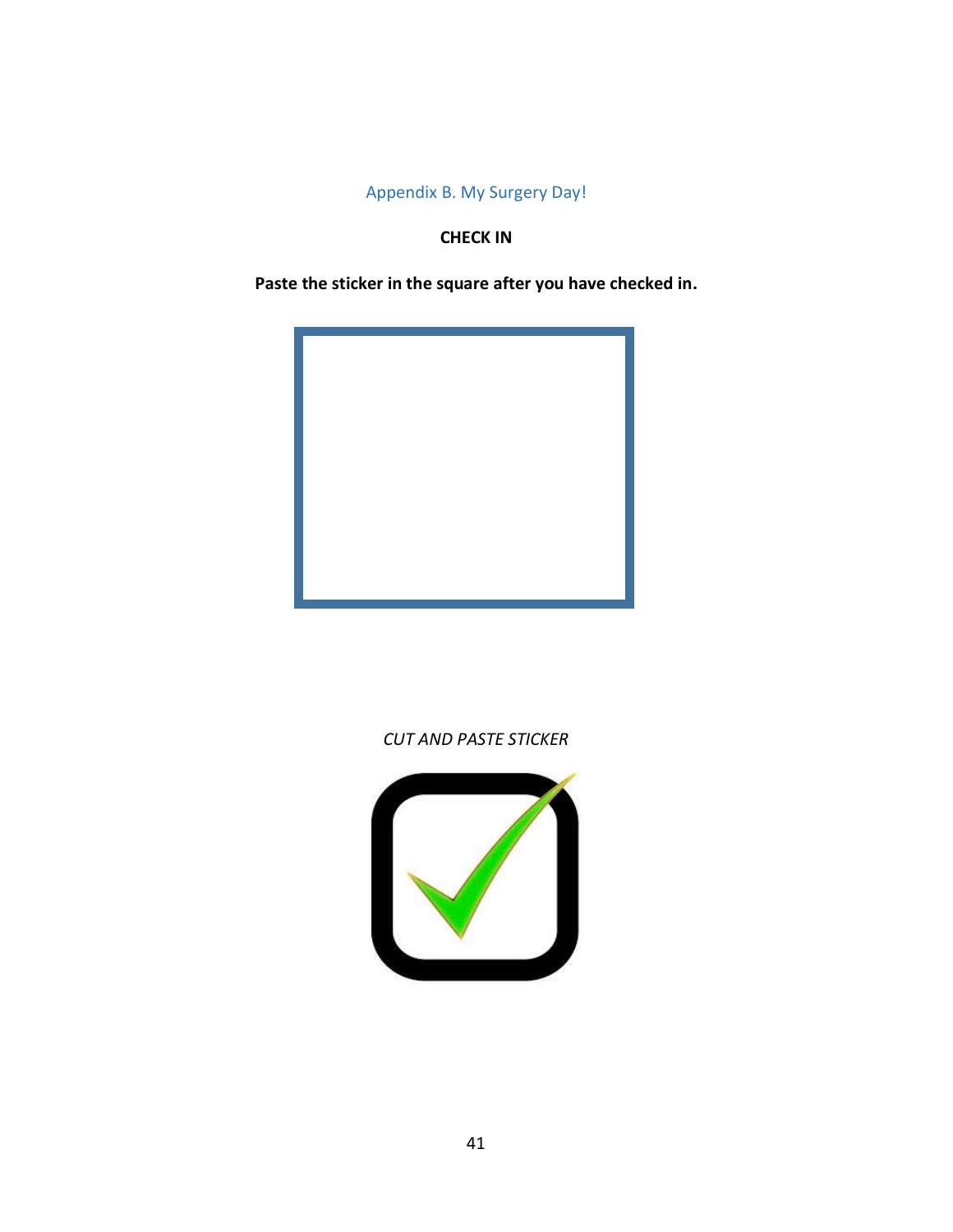## Appendix B. My Surgery Day!

**CHECK IN**

**Paste the sticker in the square after you have checked in.**

*CUT AND PASTE STICKER*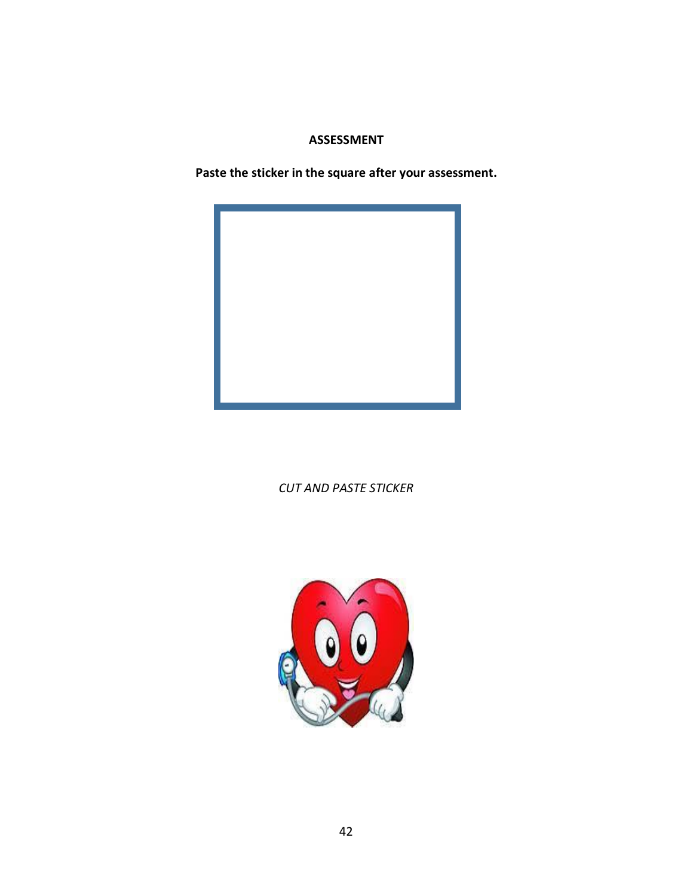**ASSESSMENT**

**Paste the sticker in the square after your assessment.**

*CUT AND PASTE STICKER*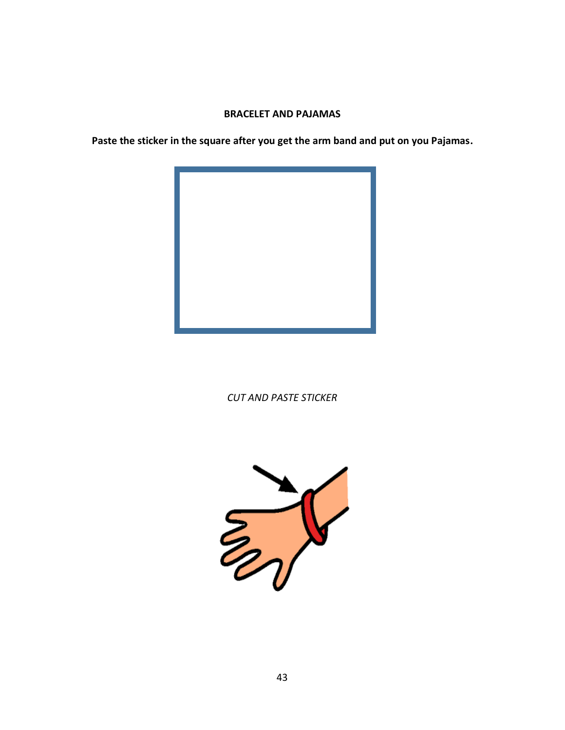**BRACELET AND PAJAMAS**

**Paste the sticker in the square after you get the arm band and put on you Pajamas.**

*CUT AND PASTE STICKER*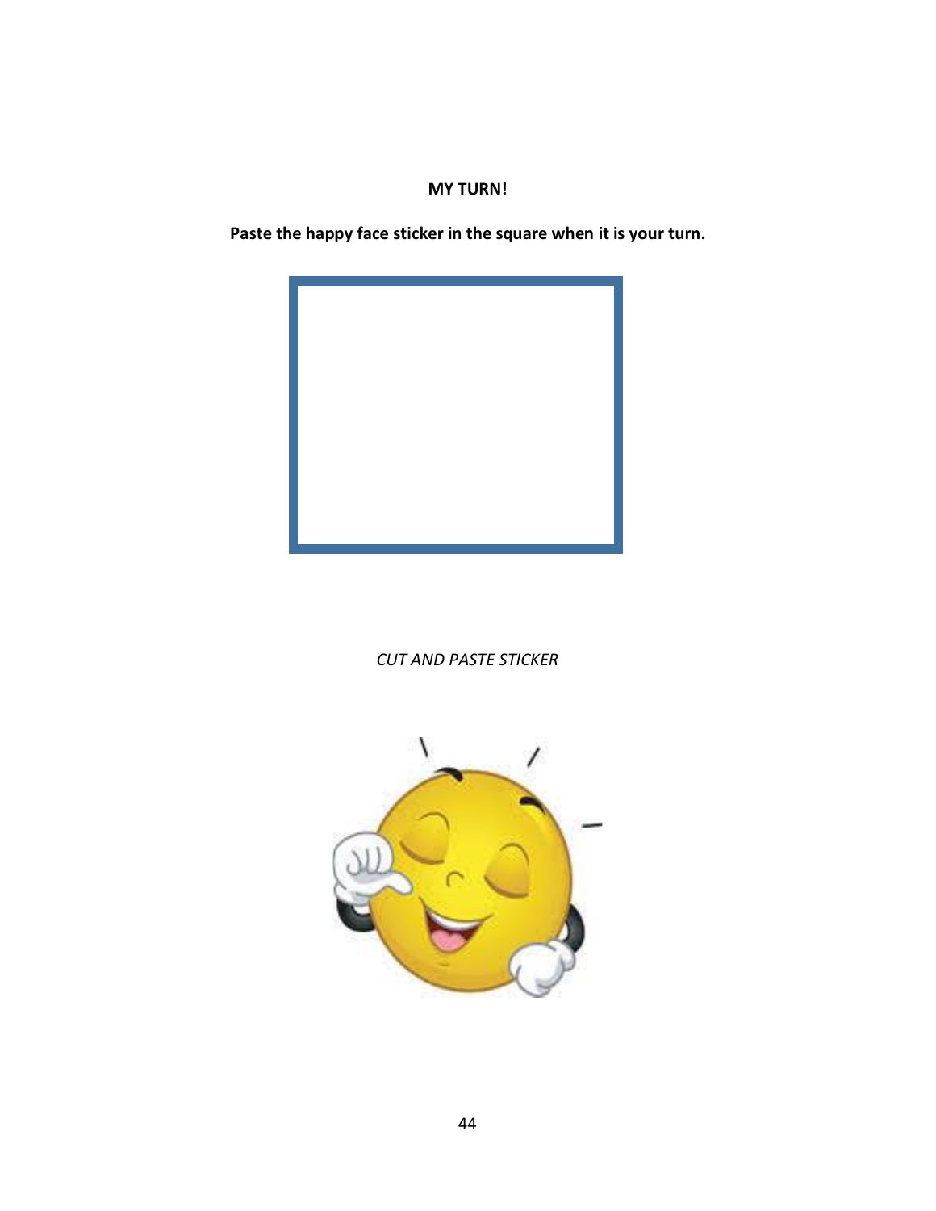**MY TURN!**

**Paste the happy face sticker in the square when it is your turn.**

*CUT AND PASTE STICKER*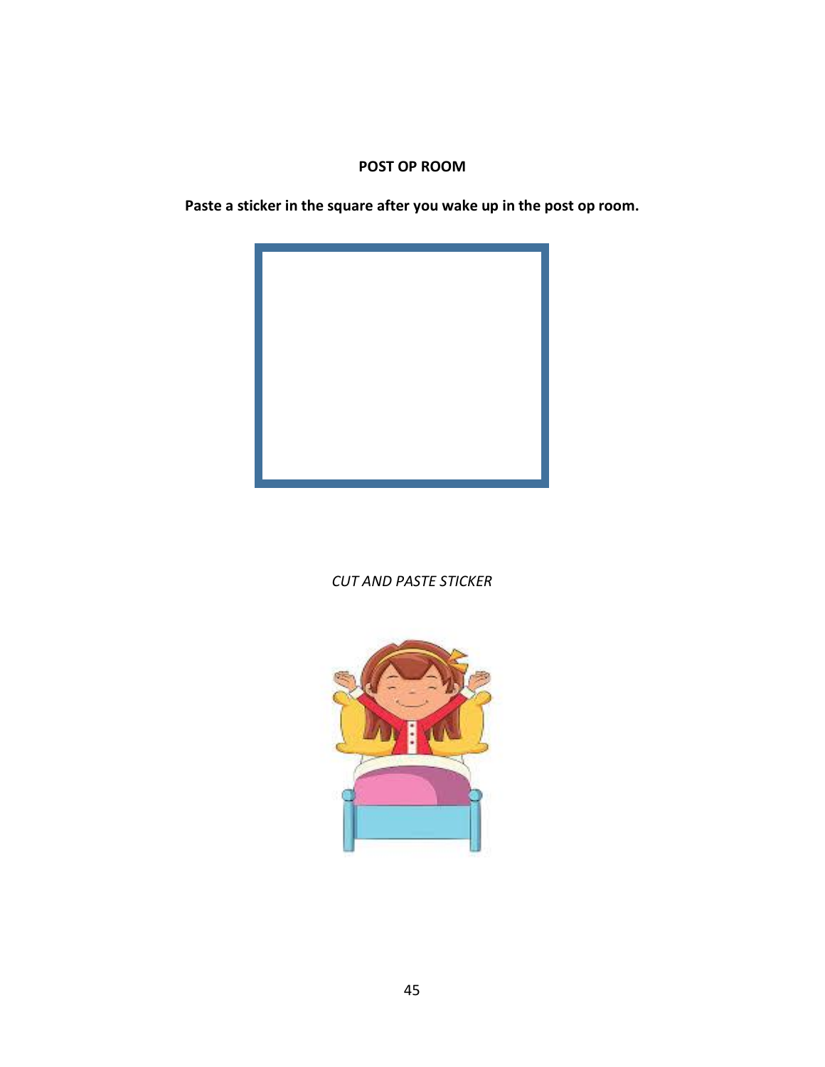**POST OP ROOM**

**Paste a sticker in the square after you wake up in the post op room.**

*CUT AND PASTE STICKER*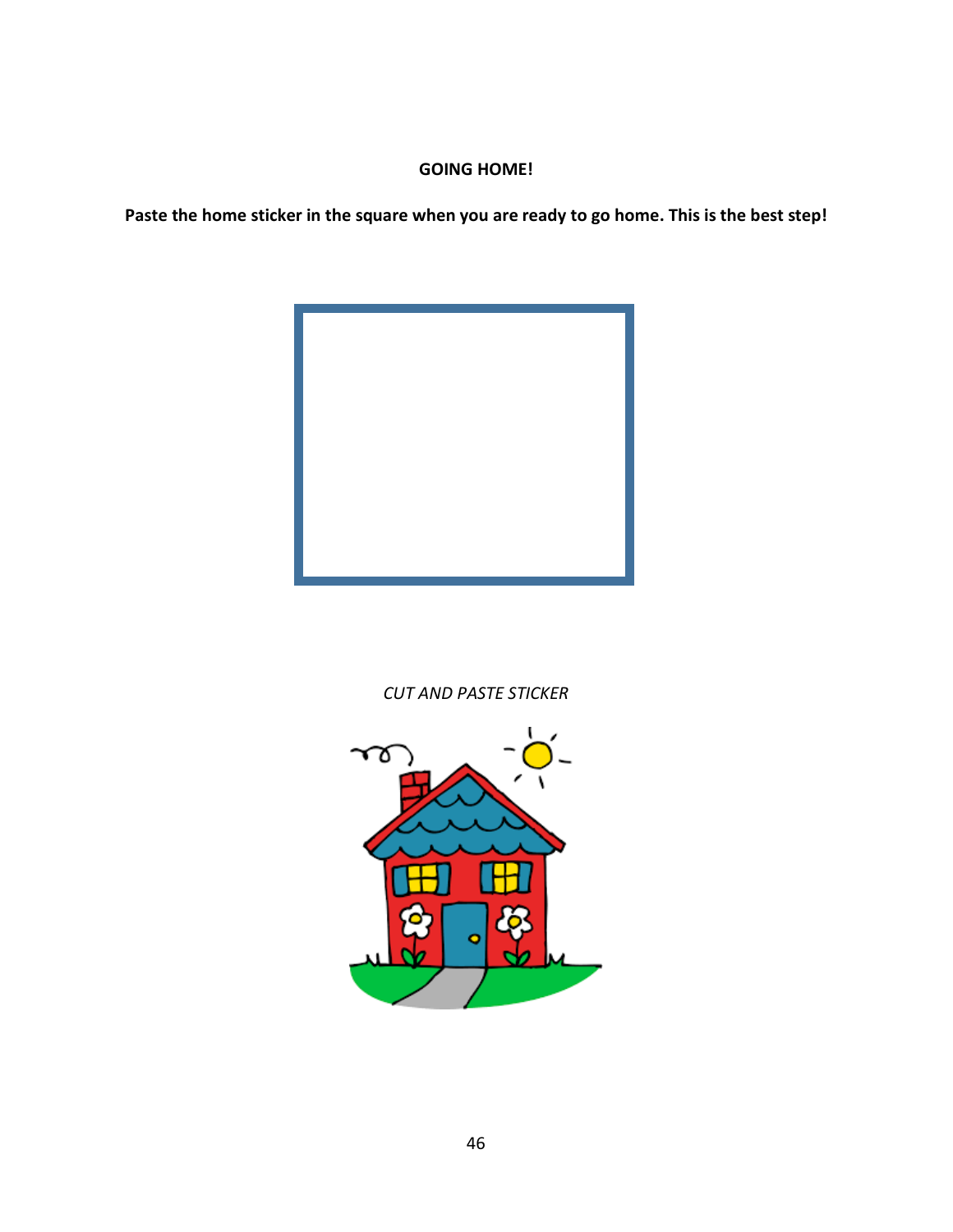**GOING HOME!**

**Paste the home sticker in the square when you are ready to go home. This is the best step!**

*CUT AND PASTE STICKER*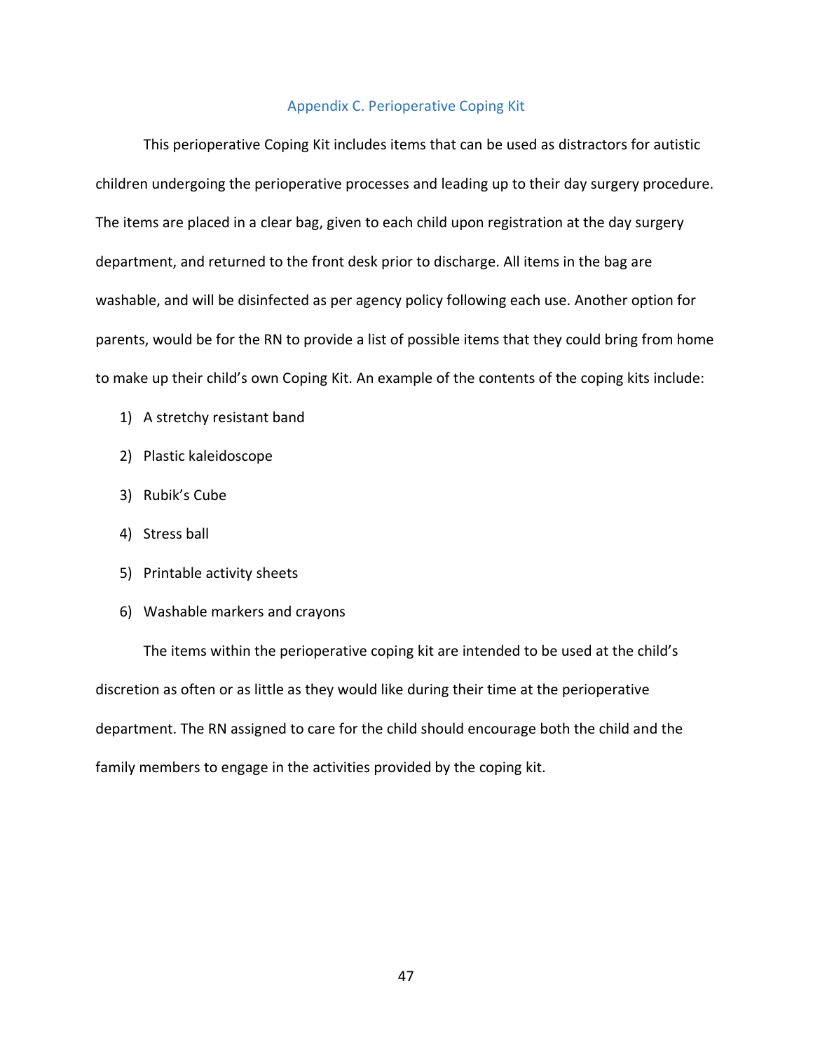## Appendix C. Perioperative Coping Kit

This perioperative Coping Kit includes items that can be used as distractors for autistic children undergoing the perioperative processes and leading up to their day surgery procedure. The items are placed in a clear bag, given to each child upon registration at the day surgery department, and returned to the front desk prior to discharge. All items in the bag are washable, and will be disinfected as per agency policy following each use. Another option for parents, would be for the RN to provide a list of possible items that they could bring from home to make up their child's own Coping Kit. An example of the contents of the coping kits include:

1) A stretchy resistant band
2) Plastic kaleidoscope
3) Rubik's Cube
4) Stress ball
5) Printable activity sheets
6) Washable markers and crayons

The items within the perioperative coping kit are intended to be used at the child's discretion as often or as little as they would like during their time at the perioperative department. The RN assigned to care for the child should encourage both the child and the family members to engage in the activities provided by the coping kit.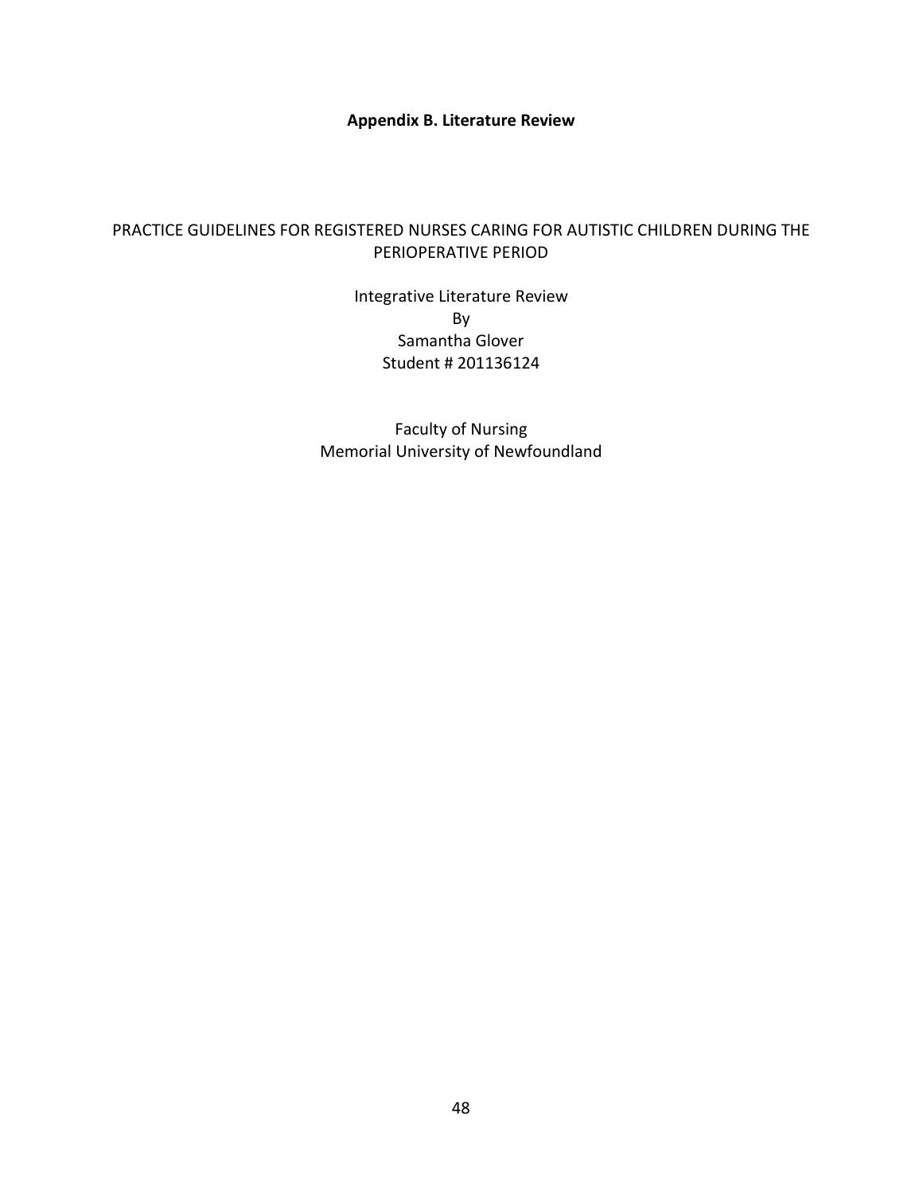**Appendix B. Literature Review**

PRACTICE GUIDELINES FOR REGISTERED NURSES CARING FOR AUTISTIC CHILDREN DURING THE PERIOPERATIVE PERIOD

Integrative Literature Review
By
Samantha Glover
Student # 201136124

Faculty of Nursing
Memorial University of Newfoundland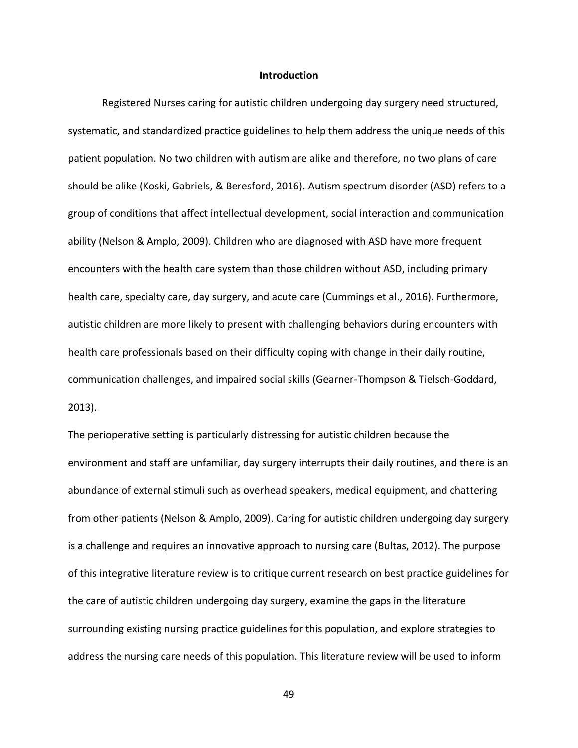## Introduction

Registered Nurses caring for autistic children undergoing day surgery need structured, systematic, and standardized practice guidelines to help them address the unique needs of this patient population. No two children with autism are alike and therefore, no two plans of care should be alike (Koski, Gabriels, & Beresford, 2016). Autism spectrum disorder (ASD) refers to a group of conditions that affect intellectual development, social interaction and communication ability (Nelson & Amplo, 2009). Children who are diagnosed with ASD have more frequent encounters with the health care system than those children without ASD, including primary health care, specialty care, day surgery, and acute care (Cummings et al., 2016). Furthermore, autistic children are more likely to present with challenging behaviors during encounters with health care professionals based on their difficulty coping with change in their daily routine, communication challenges, and impaired social skills (Gearner-Thompson & Tielsch-Goddard, 2013).

The perioperative setting is particularly distressing for autistic children because the environment and staff are unfamiliar, day surgery interrupts their daily routines, and there is an abundance of external stimuli such as overhead speakers, medical equipment, and chattering from other patients (Nelson & Amplo, 2009). Caring for autistic children undergoing day surgery is a challenge and requires an innovative approach to nursing care (Bultas, 2012). The purpose of this integrative literature review is to critique current research on best practice guidelines for the care of autistic children undergoing day surgery, examine the gaps in the literature surrounding existing nursing practice guidelines for this population, and explore strategies to address the nursing care needs of this population. This literature review will be used to inform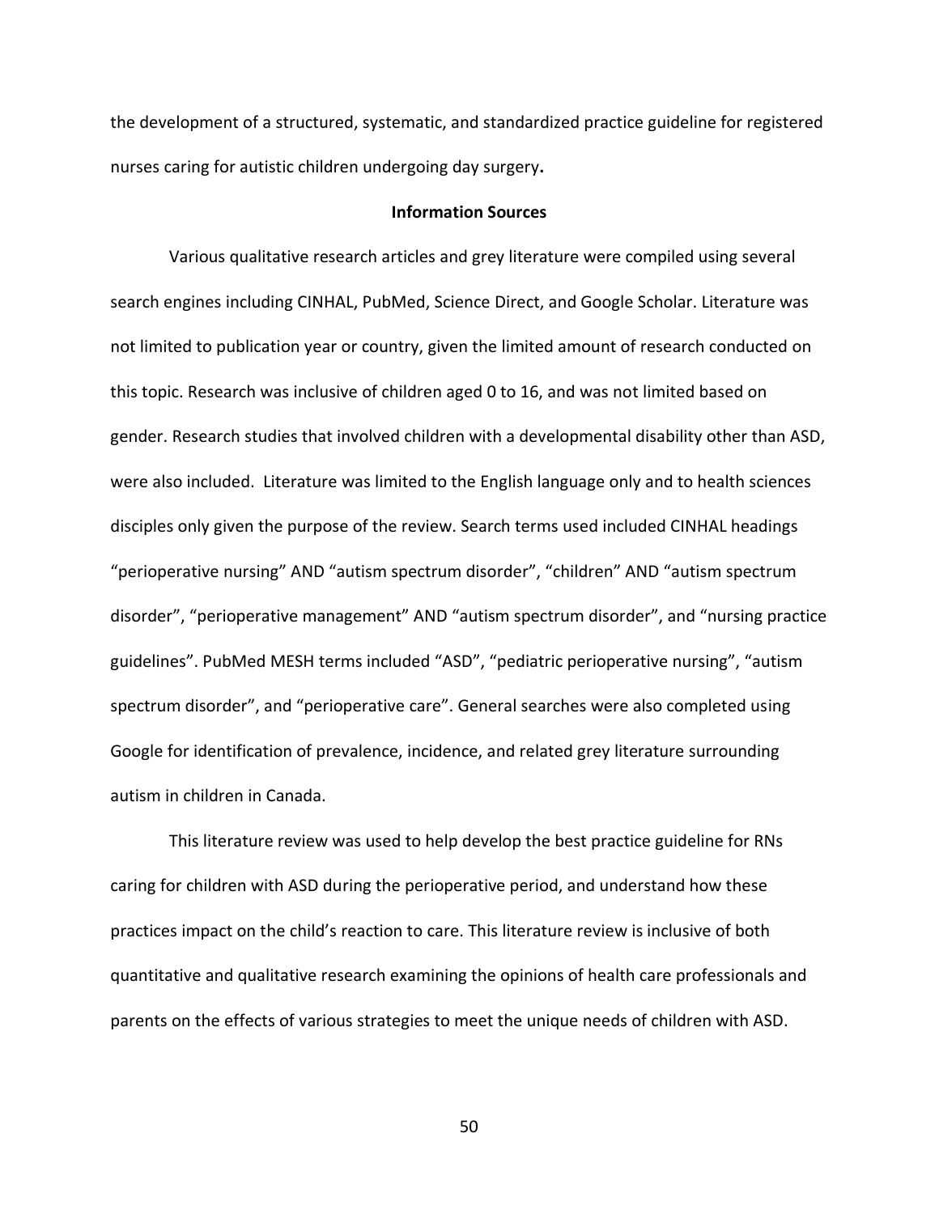the development of a structured, systematic, and standardized practice guideline for registered nurses caring for autistic children undergoing day surgery**.**

## Information Sources

Various qualitative research articles and grey literature were compiled using several search engines including CINHAL, PubMed, Science Direct, and Google Scholar. Literature was not limited to publication year or country, given the limited amount of research conducted on this topic. Research was inclusive of children aged 0 to 16, and was not limited based on gender. Research studies that involved children with a developmental disability other than ASD, were also included. Literature was limited to the English language only and to health sciences disciples only given the purpose of the review. Search terms used included CINHAL headings "perioperative nursing" AND "autism spectrum disorder", "children" AND "autism spectrum disorder", "perioperative management" AND "autism spectrum disorder", and "nursing practice guidelines". PubMed MESH terms included "ASD", "pediatric perioperative nursing", "autism spectrum disorder", and "perioperative care". General searches were also completed using Google for identification of prevalence, incidence, and related grey literature surrounding autism in children in Canada.

This literature review was used to help develop the best practice guideline for RNs caring for children with ASD during the perioperative period, and understand how these practices impact on the child's reaction to care. This literature review is inclusive of both quantitative and qualitative research examining the opinions of health care professionals and parents on the effects of various strategies to meet the unique needs of children with ASD.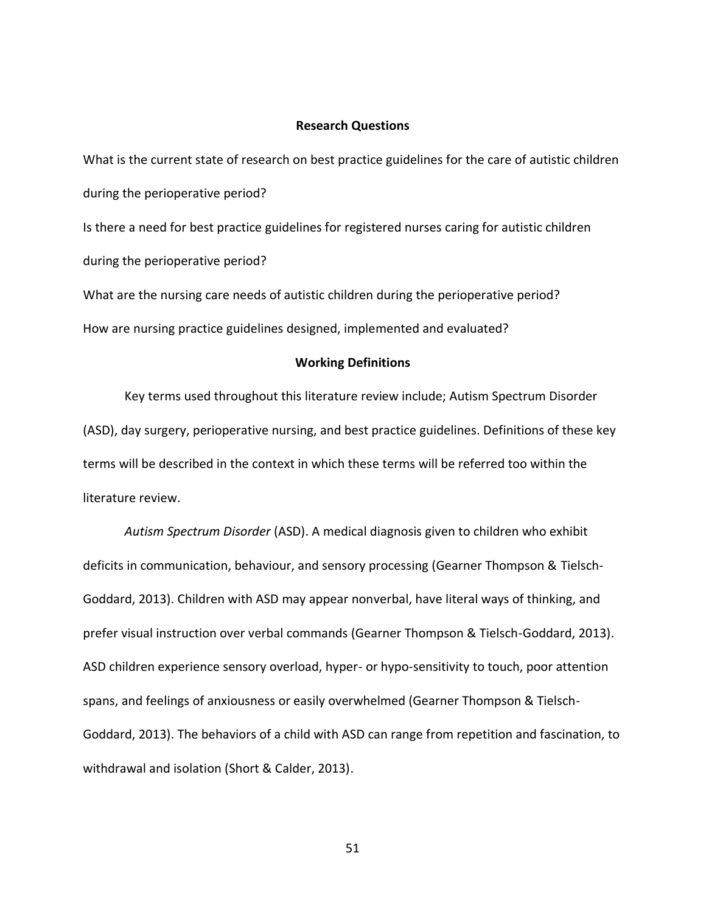## Research Questions

What is the current state of research on best practice guidelines for the care of autistic children during the perioperative period?

Is there a need for best practice guidelines for registered nurses caring for autistic children during the perioperative period?

What are the nursing care needs of autistic children during the perioperative period?

How are nursing practice guidelines designed, implemented and evaluated?

## Working Definitions

Key terms used throughout this literature review include; Autism Spectrum Disorder (ASD), day surgery, perioperative nursing, and best practice guidelines. Definitions of these key terms will be described in the context in which these terms will be referred too within the literature review.

*Autism Spectrum Disorder* (ASD). A medical diagnosis given to children who exhibit deficits in communication, behaviour, and sensory processing (Gearner Thompson & Tielsch-Goddard, 2013). Children with ASD may appear nonverbal, have literal ways of thinking, and prefer visual instruction over verbal commands (Gearner Thompson & Tielsch-Goddard, 2013). ASD children experience sensory overload, hyper- or hypo-sensitivity to touch, poor attention spans, and feelings of anxiousness or easily overwhelmed (Gearner Thompson & Tielsch-Goddard, 2013). The behaviors of a child with ASD can range from repetition and fascination, to withdrawal and isolation (Short & Calder, 2013).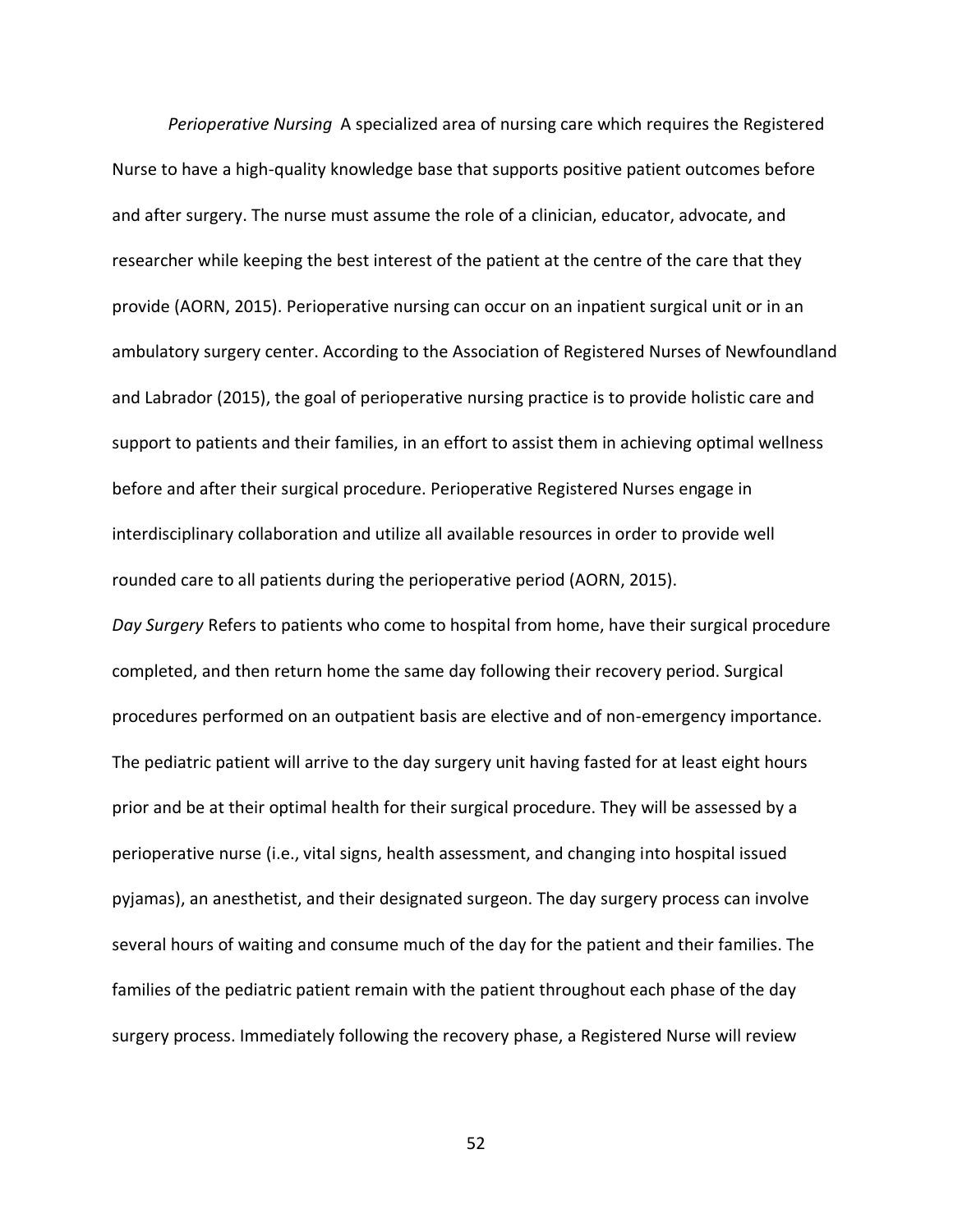*Perioperative Nursing* A specialized area of nursing care which requires the Registered Nurse to have a high-quality knowledge base that supports positive patient outcomes before and after surgery. The nurse must assume the role of a clinician, educator, advocate, and researcher while keeping the best interest of the patient at the centre of the care that they provide (AORN, 2015). Perioperative nursing can occur on an inpatient surgical unit or in an ambulatory surgery center. According to the Association of Registered Nurses of Newfoundland and Labrador (2015), the goal of perioperative nursing practice is to provide holistic care and support to patients and their families, in an effort to assist them in achieving optimal wellness before and after their surgical procedure. Perioperative Registered Nurses engage in interdisciplinary collaboration and utilize all available resources in order to provide well rounded care to all patients during the perioperative period (AORN, 2015).

*Day Surgery* Refers to patients who come to hospital from home, have their surgical procedure completed, and then return home the same day following their recovery period. Surgical procedures performed on an outpatient basis are elective and of non-emergency importance. The pediatric patient will arrive to the day surgery unit having fasted for at least eight hours prior and be at their optimal health for their surgical procedure. They will be assessed by a perioperative nurse (i.e., vital signs, health assessment, and changing into hospital issued pyjamas), an anesthetist, and their designated surgeon. The day surgery process can involve several hours of waiting and consume much of the day for the patient and their families. The families of the pediatric patient remain with the patient throughout each phase of the day surgery process. Immediately following the recovery phase, a Registered Nurse will review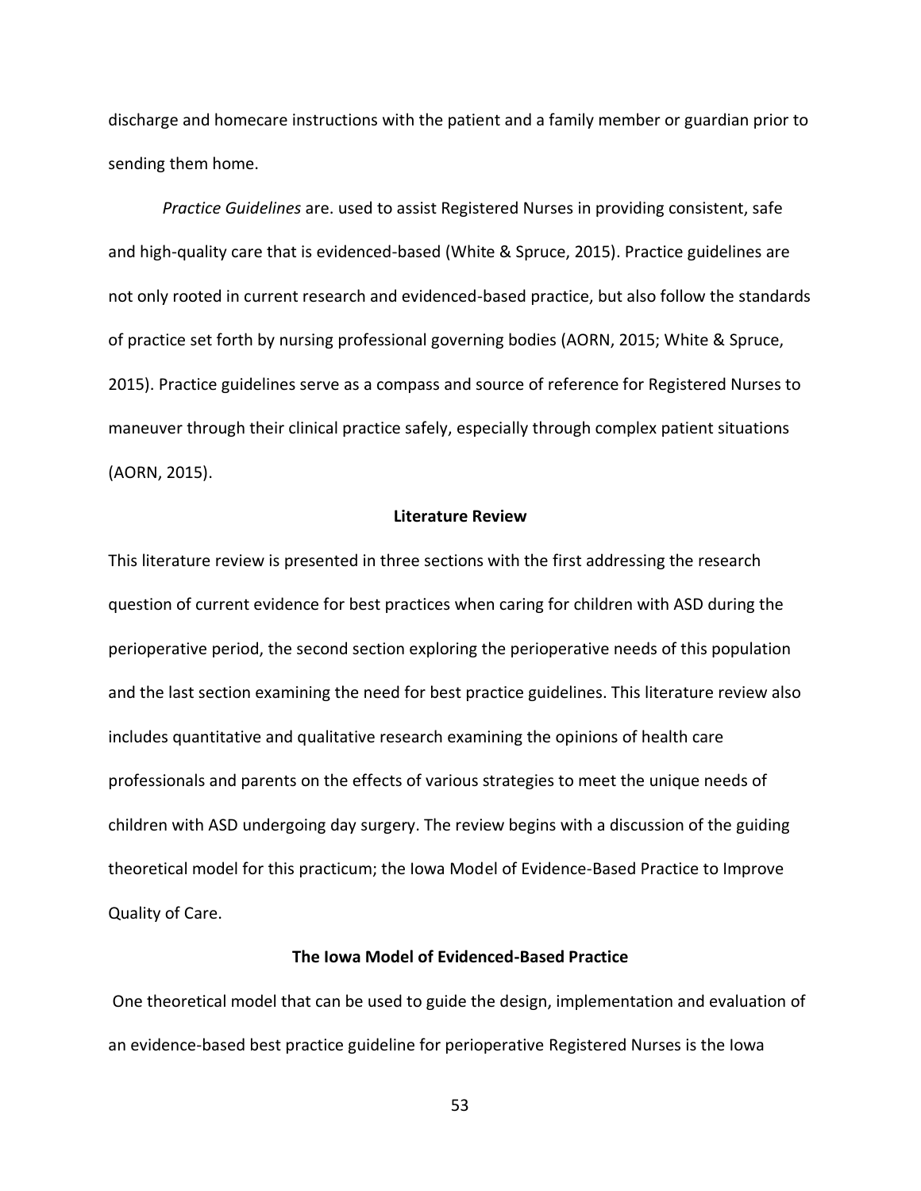discharge and homecare instructions with the patient and a family member or guardian prior to sending them home.

*Practice Guidelines* are. used to assist Registered Nurses in providing consistent, safe and high-quality care that is evidenced-based (White & Spruce, 2015). Practice guidelines are not only rooted in current research and evidenced-based practice, but also follow the standards of practice set forth by nursing professional governing bodies (AORN, 2015; White & Spruce, 2015). Practice guidelines serve as a compass and source of reference for Registered Nurses to maneuver through their clinical practice safely, especially through complex patient situations (AORN, 2015).

## Literature Review

This literature review is presented in three sections with the first addressing the research question of current evidence for best practices when caring for children with ASD during the perioperative period, the second section exploring the perioperative needs of this population and the last section examining the need for best practice guidelines. This literature review also includes quantitative and qualitative research examining the opinions of health care professionals and parents on the effects of various strategies to meet the unique needs of children with ASD undergoing day surgery. The review begins with a discussion of the guiding theoretical model for this practicum; the Iowa Model of Evidence-Based Practice to Improve Quality of Care.

### The Iowa Model of Evidenced-Based Practice

One theoretical model that can be used to guide the design, implementation and evaluation of an evidence-based best practice guideline for perioperative Registered Nurses is the Iowa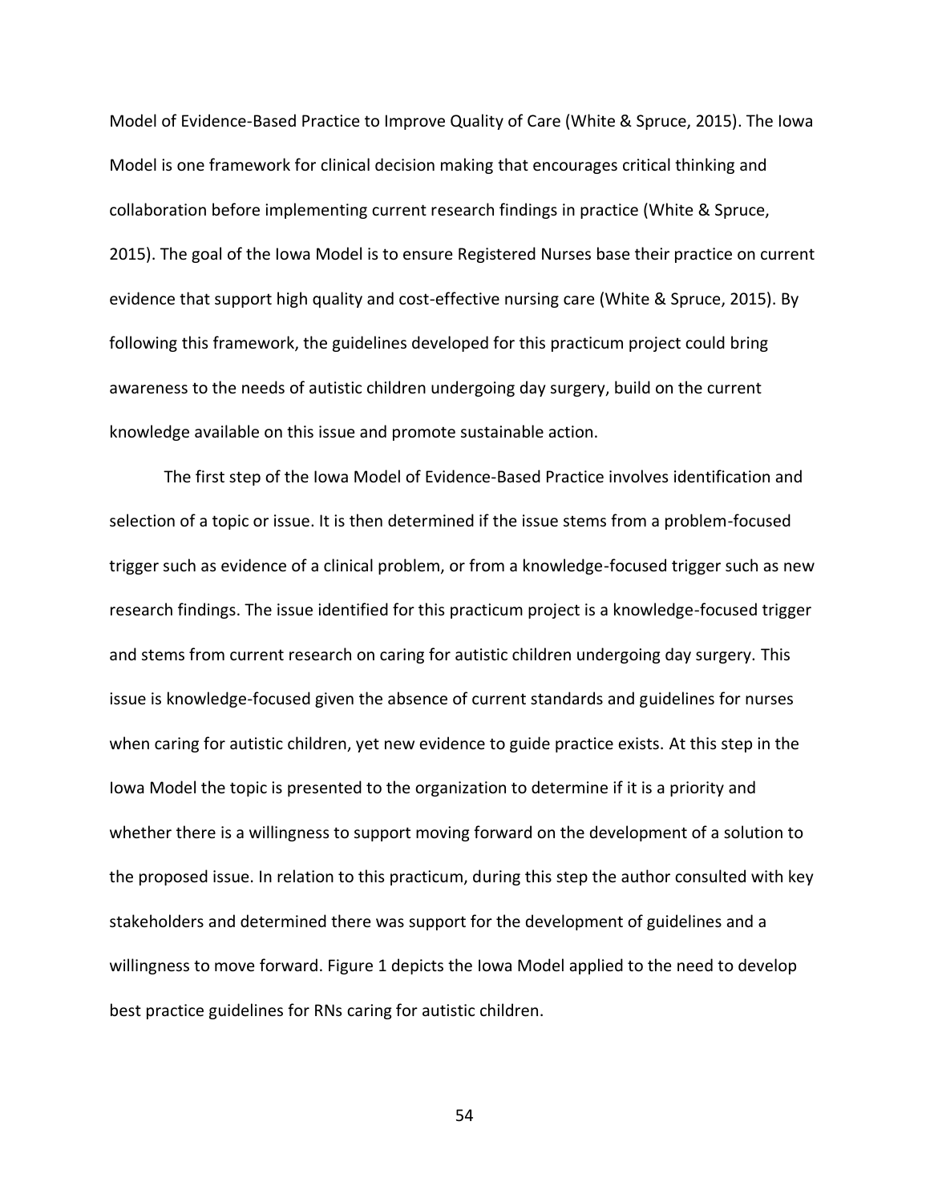Model of Evidence-Based Practice to Improve Quality of Care (White & Spruce, 2015). The Iowa Model is one framework for clinical decision making that encourages critical thinking and collaboration before implementing current research findings in practice (White & Spruce, 2015). The goal of the Iowa Model is to ensure Registered Nurses base their practice on current evidence that support high quality and cost-effective nursing care (White & Spruce, 2015). By following this framework, the guidelines developed for this practicum project could bring awareness to the needs of autistic children undergoing day surgery, build on the current knowledge available on this issue and promote sustainable action.

The first step of the Iowa Model of Evidence-Based Practice involves identification and selection of a topic or issue. It is then determined if the issue stems from a problem-focused trigger such as evidence of a clinical problem, or from a knowledge-focused trigger such as new research findings. The issue identified for this practicum project is a knowledge-focused trigger and stems from current research on caring for autistic children undergoing day surgery. This issue is knowledge-focused given the absence of current standards and guidelines for nurses when caring for autistic children, yet new evidence to guide practice exists. At this step in the Iowa Model the topic is presented to the organization to determine if it is a priority and whether there is a willingness to support moving forward on the development of a solution to the proposed issue. In relation to this practicum, during this step the author consulted with key stakeholders and determined there was support for the development of guidelines and a willingness to move forward. Figure 1 depicts the Iowa Model applied to the need to develop best practice guidelines for RNs caring for autistic children.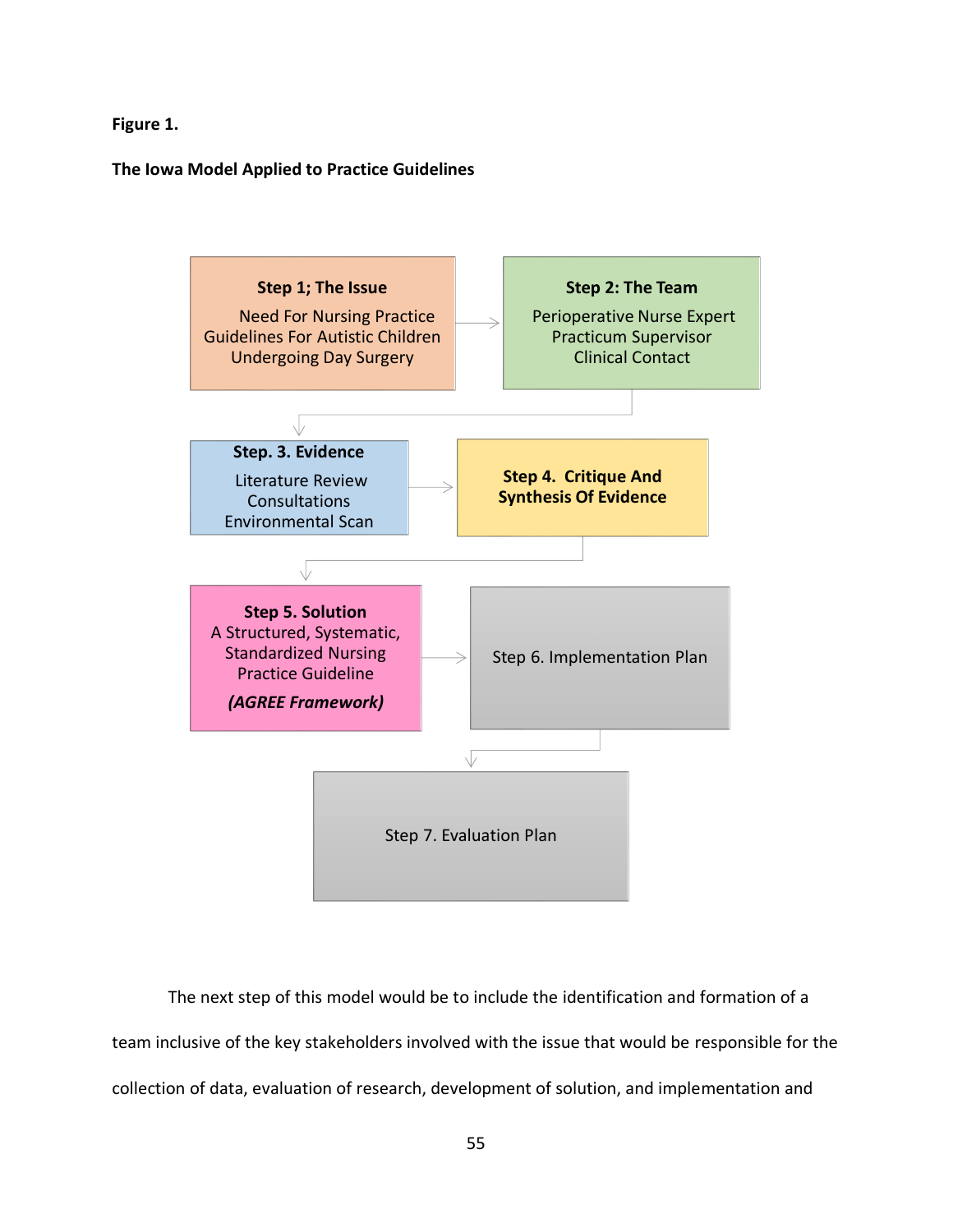**Figure 1.**

**The Iowa Model Applied to Practice Guidelines**

**Step 1; The Issue**
Need For Nursing Practice Guidelines For Autistic Children Undergoing Day Surgery

→

**Step 2: The Team**
Perioperative Nurse Expert
Practicum Supervisor
Clinical Contact

↓

**Step. 3. Evidence**
Literature Review
Consultations
Environmental Scan

→

**Step 4. Critique And Synthesis Of Evidence**

↓

**Step 5. Solution**
A Structured, Systematic, Standardized Nursing Practice Guideline
***(AGREE Framework)***

→

Step 6. Implementation Plan

↓

Step 7. Evaluation Plan

The next step of this model would be to include the identification and formation of a team inclusive of the key stakeholders involved with the issue that would be responsible for the collection of data, evaluation of research, development of solution, and implementation and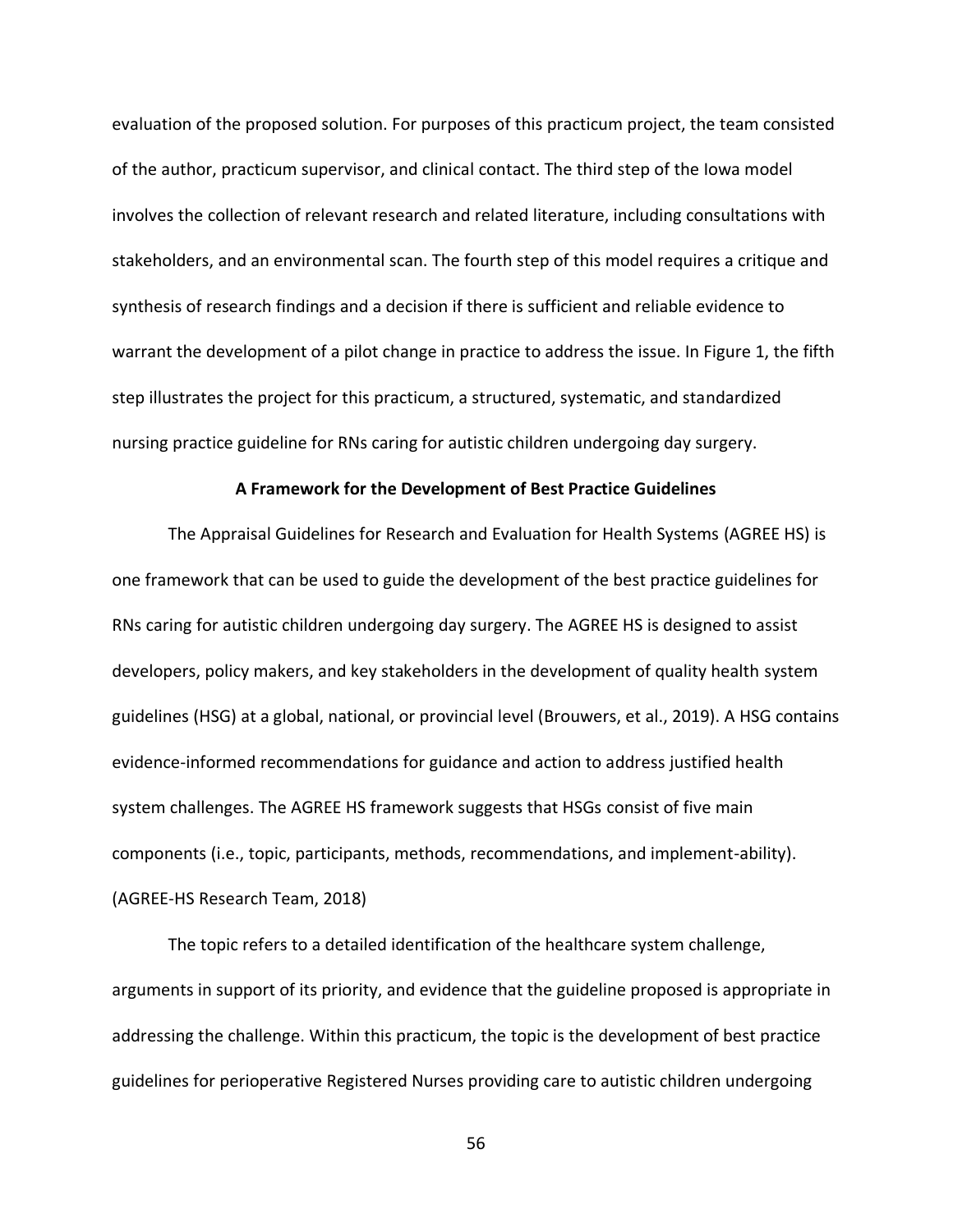evaluation of the proposed solution. For purposes of this practicum project, the team consisted of the author, practicum supervisor, and clinical contact. The third step of the Iowa model involves the collection of relevant research and related literature, including consultations with stakeholders, and an environmental scan. The fourth step of this model requires a critique and synthesis of research findings and a decision if there is sufficient and reliable evidence to warrant the development of a pilot change in practice to address the issue. In Figure 1, the fifth step illustrates the project for this practicum, a structured, systematic, and standardized nursing practice guideline for RNs caring for autistic children undergoing day surgery.

## A Framework for the Development of Best Practice Guidelines

The Appraisal Guidelines for Research and Evaluation for Health Systems (AGREE HS) is one framework that can be used to guide the development of the best practice guidelines for RNs caring for autistic children undergoing day surgery. The AGREE HS is designed to assist developers, policy makers, and key stakeholders in the development of quality health system guidelines (HSG) at a global, national, or provincial level (Brouwers, et al., 2019). A HSG contains evidence-informed recommendations for guidance and action to address justified health system challenges. The AGREE HS framework suggests that HSGs consist of five main components (i.e., topic, participants, methods, recommendations, and implement-ability). (AGREE-HS Research Team, 2018)

The topic refers to a detailed identification of the healthcare system challenge, arguments in support of its priority, and evidence that the guideline proposed is appropriate in addressing the challenge. Within this practicum, the topic is the development of best practice guidelines for perioperative Registered Nurses providing care to autistic children undergoing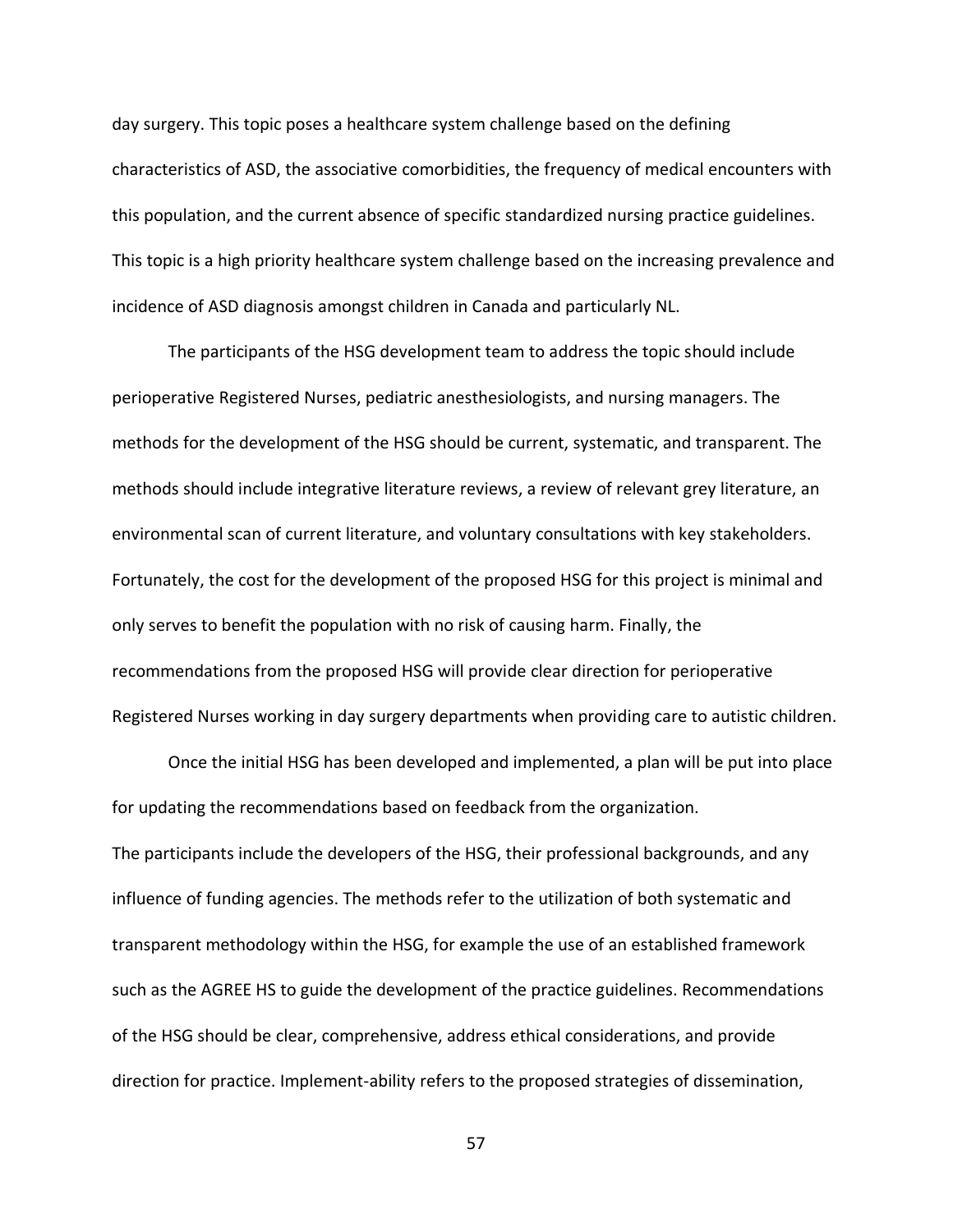day surgery. This topic poses a healthcare system challenge based on the defining characteristics of ASD, the associative comorbidities, the frequency of medical encounters with this population, and the current absence of specific standardized nursing practice guidelines. This topic is a high priority healthcare system challenge based on the increasing prevalence and incidence of ASD diagnosis amongst children in Canada and particularly NL.

The participants of the HSG development team to address the topic should include perioperative Registered Nurses, pediatric anesthesiologists, and nursing managers. The methods for the development of the HSG should be current, systematic, and transparent. The methods should include integrative literature reviews, a review of relevant grey literature, an environmental scan of current literature, and voluntary consultations with key stakeholders. Fortunately, the cost for the development of the proposed HSG for this project is minimal and only serves to benefit the population with no risk of causing harm. Finally, the recommendations from the proposed HSG will provide clear direction for perioperative Registered Nurses working in day surgery departments when providing care to autistic children.

Once the initial HSG has been developed and implemented, a plan will be put into place for updating the recommendations based on feedback from the organization.

The participants include the developers of the HSG, their professional backgrounds, and any influence of funding agencies. The methods refer to the utilization of both systematic and transparent methodology within the HSG, for example the use of an established framework such as the AGREE HS to guide the development of the practice guidelines. Recommendations of the HSG should be clear, comprehensive, address ethical considerations, and provide direction for practice. Implement-ability refers to the proposed strategies of dissemination,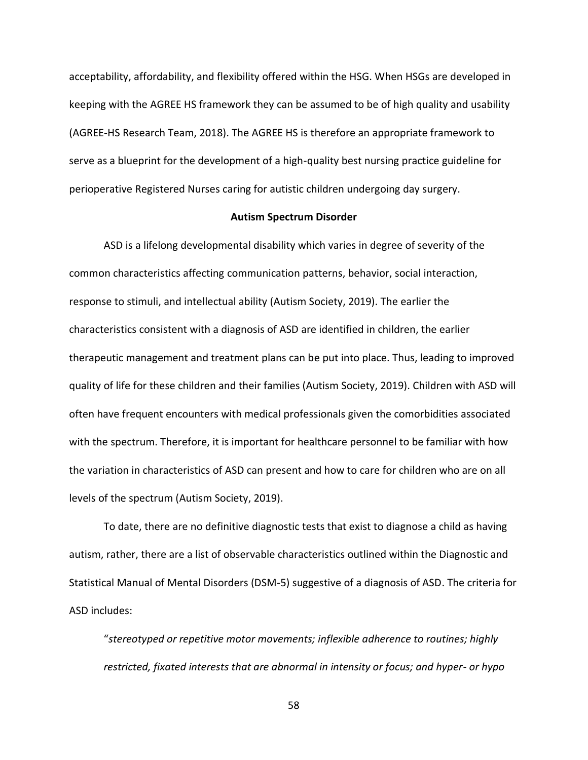acceptability, affordability, and flexibility offered within the HSG. When HSGs are developed in keeping with the AGREE HS framework they can be assumed to be of high quality and usability (AGREE-HS Research Team, 2018). The AGREE HS is therefore an appropriate framework to serve as a blueprint for the development of a high-quality best nursing practice guideline for perioperative Registered Nurses caring for autistic children undergoing day surgery.

## Autism Spectrum Disorder

ASD is a lifelong developmental disability which varies in degree of severity of the common characteristics affecting communication patterns, behavior, social interaction, response to stimuli, and intellectual ability (Autism Society, 2019). The earlier the characteristics consistent with a diagnosis of ASD are identified in children, the earlier therapeutic management and treatment plans can be put into place. Thus, leading to improved quality of life for these children and their families (Autism Society, 2019). Children with ASD will often have frequent encounters with medical professionals given the comorbidities associated with the spectrum. Therefore, it is important for healthcare personnel to be familiar with how the variation in characteristics of ASD can present and how to care for children who are on all levels of the spectrum (Autism Society, 2019).

To date, there are no definitive diagnostic tests that exist to diagnose a child as having autism, rather, there are a list of observable characteristics outlined within the Diagnostic and Statistical Manual of Mental Disorders (DSM-5) suggestive of a diagnosis of ASD. The criteria for ASD includes:

> "*stereotyped or repetitive motor movements; inflexible adherence to routines; highly restricted, fixated interests that are abnormal in intensity or focus; and hyper- or hypo*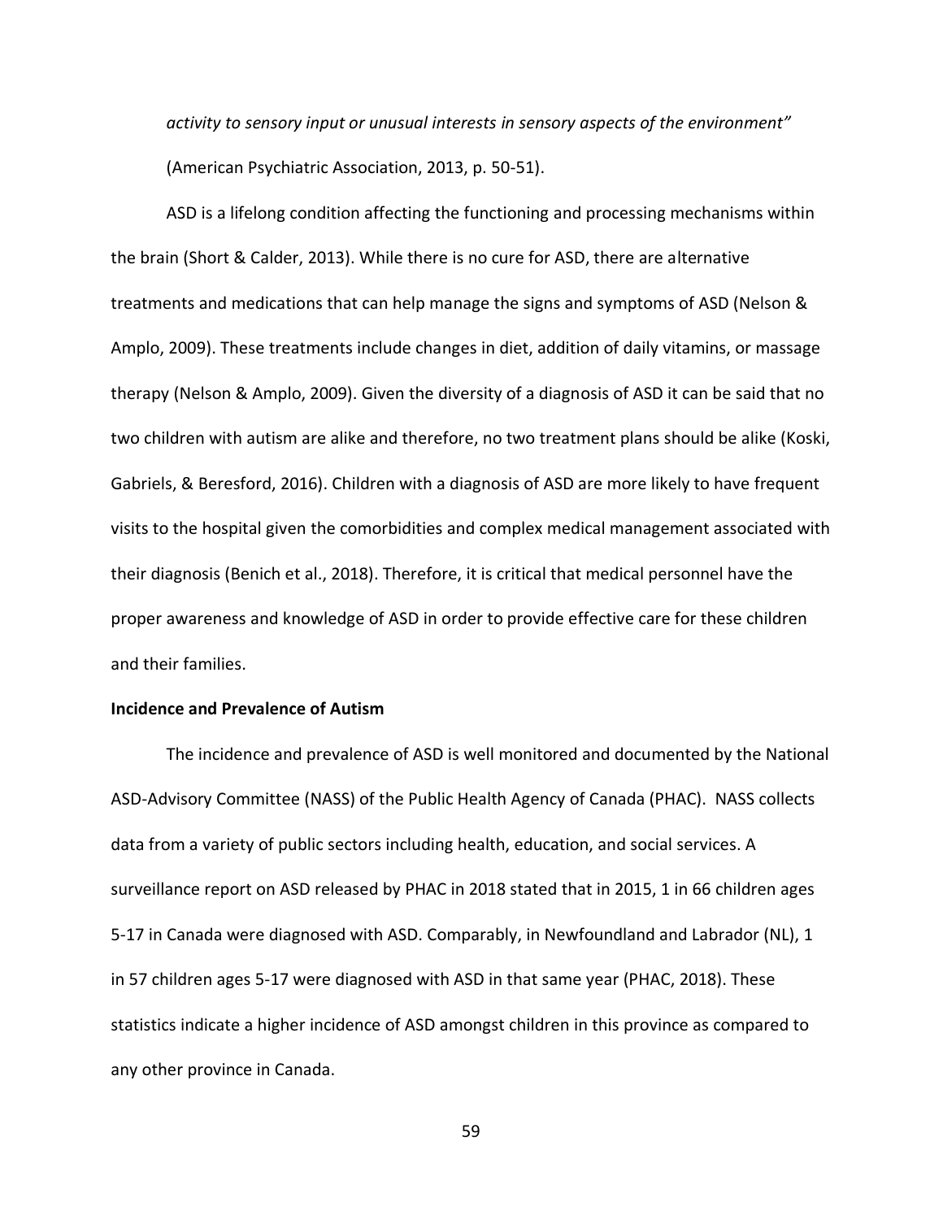*activity to sensory input or unusual interests in sensory aspects of the environment"* (American Psychiatric Association, 2013, p. 50-51).

ASD is a lifelong condition affecting the functioning and processing mechanisms within the brain (Short & Calder, 2013). While there is no cure for ASD, there are alternative treatments and medications that can help manage the signs and symptoms of ASD (Nelson & Amplo, 2009). These treatments include changes in diet, addition of daily vitamins, or massage therapy (Nelson & Amplo, 2009). Given the diversity of a diagnosis of ASD it can be said that no two children with autism are alike and therefore, no two treatment plans should be alike (Koski, Gabriels, & Beresford, 2016). Children with a diagnosis of ASD are more likely to have frequent visits to the hospital given the comorbidities and complex medical management associated with their diagnosis (Benich et al., 2018). Therefore, it is critical that medical personnel have the proper awareness and knowledge of ASD in order to provide effective care for these children and their families.

**Incidence and Prevalence of Autism**

The incidence and prevalence of ASD is well monitored and documented by the National ASD-Advisory Committee (NASS) of the Public Health Agency of Canada (PHAC). NASS collects data from a variety of public sectors including health, education, and social services. A surveillance report on ASD released by PHAC in 2018 stated that in 2015, 1 in 66 children ages 5-17 in Canada were diagnosed with ASD. Comparably, in Newfoundland and Labrador (NL), 1 in 57 children ages 5-17 were diagnosed with ASD in that same year (PHAC, 2018). These statistics indicate a higher incidence of ASD amongst children in this province as compared to any other province in Canada.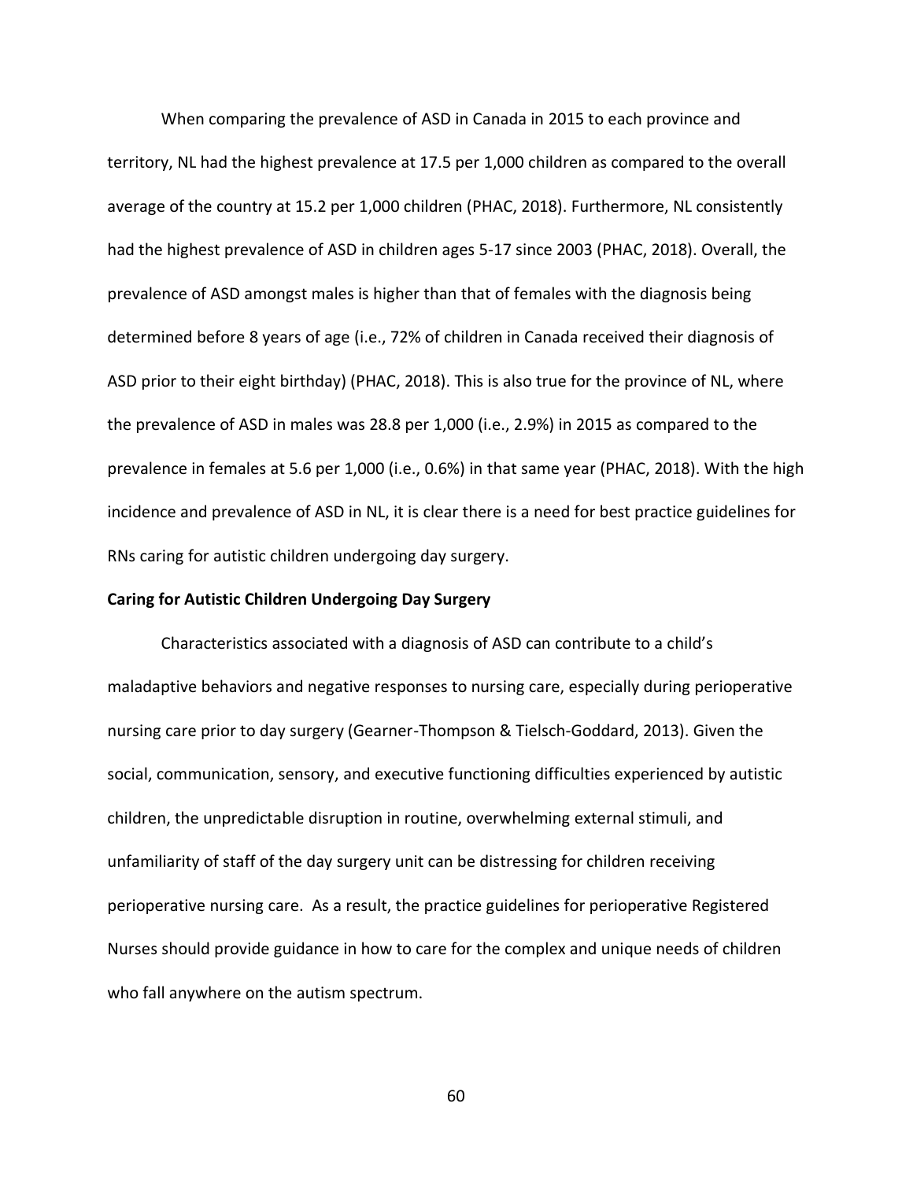When comparing the prevalence of ASD in Canada in 2015 to each province and territory, NL had the highest prevalence at 17.5 per 1,000 children as compared to the overall average of the country at 15.2 per 1,000 children (PHAC, 2018). Furthermore, NL consistently had the highest prevalence of ASD in children ages 5-17 since 2003 (PHAC, 2018). Overall, the prevalence of ASD amongst males is higher than that of females with the diagnosis being determined before 8 years of age (i.e., 72% of children in Canada received their diagnosis of ASD prior to their eight birthday) (PHAC, 2018). This is also true for the province of NL, where the prevalence of ASD in males was 28.8 per 1,000 (i.e., 2.9%) in 2015 as compared to the prevalence in females at 5.6 per 1,000 (i.e., 0.6%) in that same year (PHAC, 2018). With the high incidence and prevalence of ASD in NL, it is clear there is a need for best practice guidelines for RNs caring for autistic children undergoing day surgery.

**Caring for Autistic Children Undergoing Day Surgery**

Characteristics associated with a diagnosis of ASD can contribute to a child's maladaptive behaviors and negative responses to nursing care, especially during perioperative nursing care prior to day surgery (Gearner-Thompson & Tielsch-Goddard, 2013). Given the social, communication, sensory, and executive functioning difficulties experienced by autistic children, the unpredictable disruption in routine, overwhelming external stimuli, and unfamiliarity of staff of the day surgery unit can be distressing for children receiving perioperative nursing care. As a result, the practice guidelines for perioperative Registered Nurses should provide guidance in how to care for the complex and unique needs of children who fall anywhere on the autism spectrum.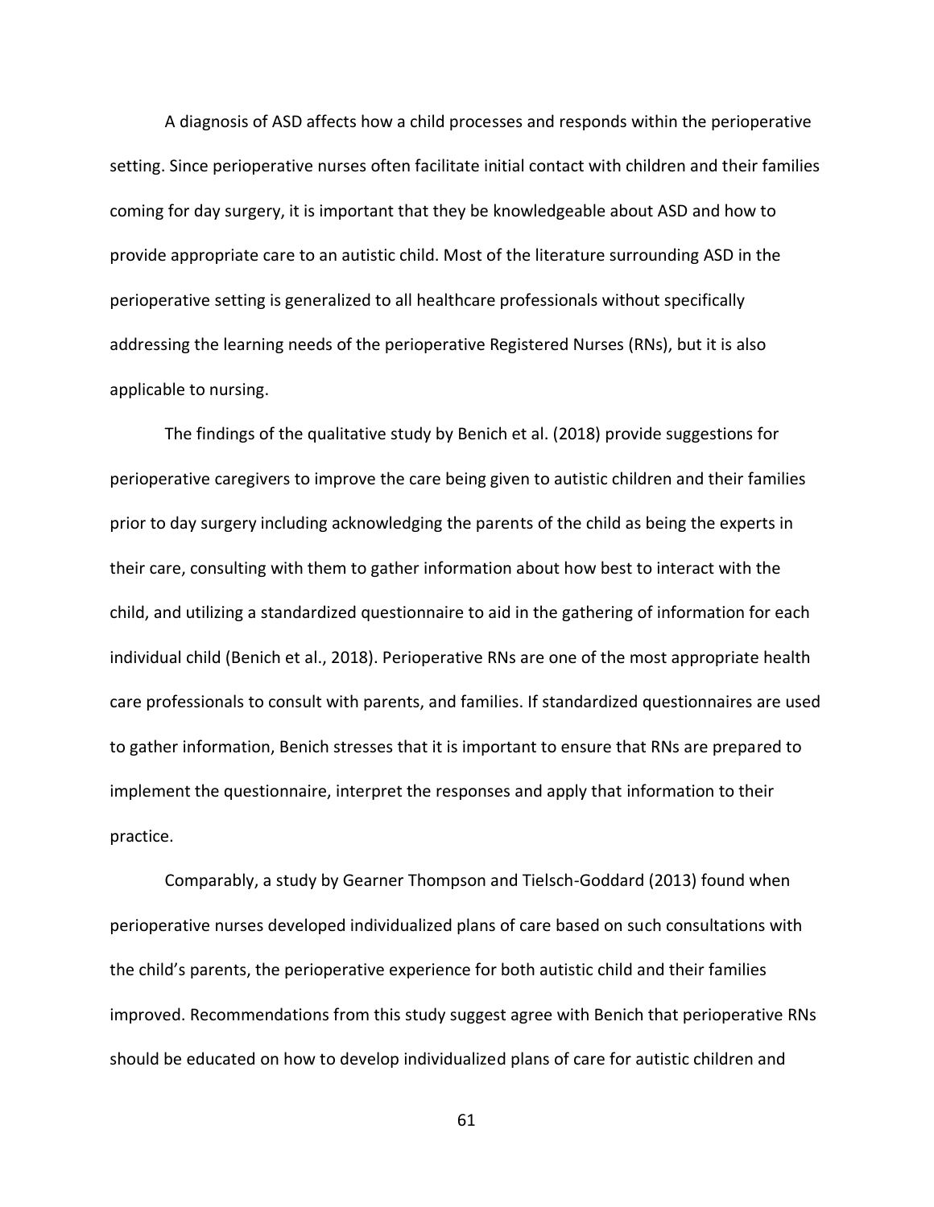A diagnosis of ASD affects how a child processes and responds within the perioperative setting. Since perioperative nurses often facilitate initial contact with children and their families coming for day surgery, it is important that they be knowledgeable about ASD and how to provide appropriate care to an autistic child. Most of the literature surrounding ASD in the perioperative setting is generalized to all healthcare professionals without specifically addressing the learning needs of the perioperative Registered Nurses (RNs), but it is also applicable to nursing.

The findings of the qualitative study by Benich et al. (2018) provide suggestions for perioperative caregivers to improve the care being given to autistic children and their families prior to day surgery including acknowledging the parents of the child as being the experts in their care, consulting with them to gather information about how best to interact with the child, and utilizing a standardized questionnaire to aid in the gathering of information for each individual child (Benich et al., 2018). Perioperative RNs are one of the most appropriate health care professionals to consult with parents, and families. If standardized questionnaires are used to gather information, Benich stresses that it is important to ensure that RNs are prepared to implement the questionnaire, interpret the responses and apply that information to their practice.

Comparably, a study by Gearner Thompson and Tielsch-Goddard (2013) found when perioperative nurses developed individualized plans of care based on such consultations with the child's parents, the perioperative experience for both autistic child and their families improved. Recommendations from this study suggest agree with Benich that perioperative RNs should be educated on how to develop individualized plans of care for autistic children and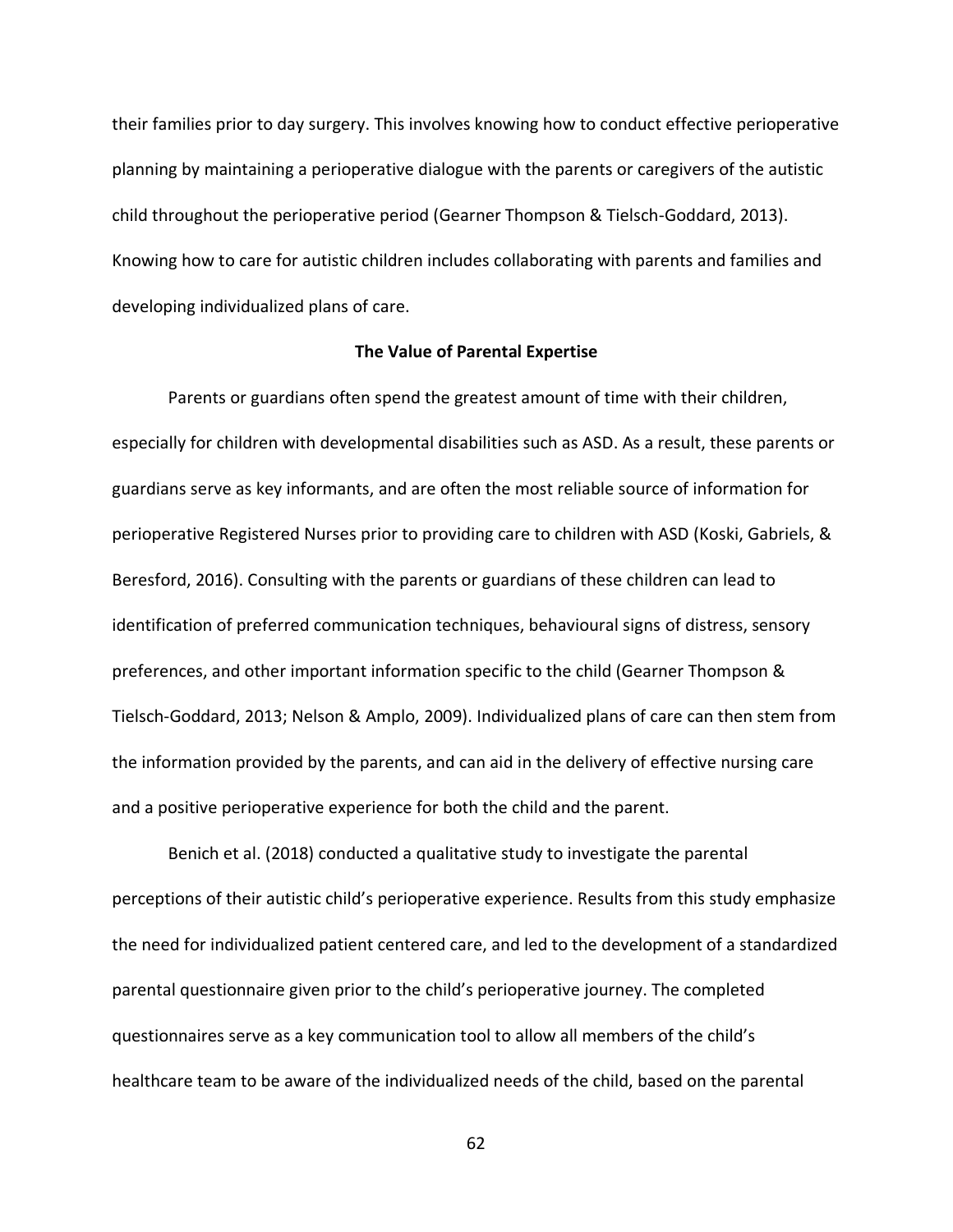their families prior to day surgery. This involves knowing how to conduct effective perioperative planning by maintaining a perioperative dialogue with the parents or caregivers of the autistic child throughout the perioperative period (Gearner Thompson & Tielsch-Goddard, 2013). Knowing how to care for autistic children includes collaborating with parents and families and developing individualized plans of care.

## The Value of Parental Expertise

Parents or guardians often spend the greatest amount of time with their children, especially for children with developmental disabilities such as ASD. As a result, these parents or guardians serve as key informants, and are often the most reliable source of information for perioperative Registered Nurses prior to providing care to children with ASD (Koski, Gabriels, & Beresford, 2016). Consulting with the parents or guardians of these children can lead to identification of preferred communication techniques, behavioural signs of distress, sensory preferences, and other important information specific to the child (Gearner Thompson & Tielsch-Goddard, 2013; Nelson & Amplo, 2009). Individualized plans of care can then stem from the information provided by the parents, and can aid in the delivery of effective nursing care and a positive perioperative experience for both the child and the parent.

Benich et al. (2018) conducted a qualitative study to investigate the parental perceptions of their autistic child's perioperative experience. Results from this study emphasize the need for individualized patient centered care, and led to the development of a standardized parental questionnaire given prior to the child's perioperative journey. The completed questionnaires serve as a key communication tool to allow all members of the child's healthcare team to be aware of the individualized needs of the child, based on the parental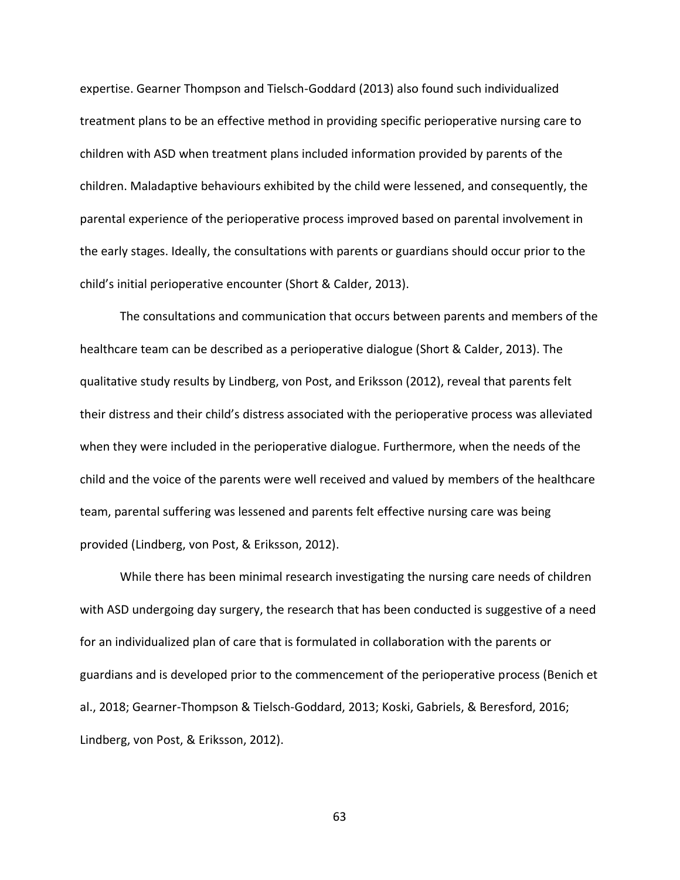expertise. Gearner Thompson and Tielsch-Goddard (2013) also found such individualized treatment plans to be an effective method in providing specific perioperative nursing care to children with ASD when treatment plans included information provided by parents of the children. Maladaptive behaviours exhibited by the child were lessened, and consequently, the parental experience of the perioperative process improved based on parental involvement in the early stages. Ideally, the consultations with parents or guardians should occur prior to the child's initial perioperative encounter (Short & Calder, 2013).

The consultations and communication that occurs between parents and members of the healthcare team can be described as a perioperative dialogue (Short & Calder, 2013). The qualitative study results by Lindberg, von Post, and Eriksson (2012), reveal that parents felt their distress and their child's distress associated with the perioperative process was alleviated when they were included in the perioperative dialogue. Furthermore, when the needs of the child and the voice of the parents were well received and valued by members of the healthcare team, parental suffering was lessened and parents felt effective nursing care was being provided (Lindberg, von Post, & Eriksson, 2012).

While there has been minimal research investigating the nursing care needs of children with ASD undergoing day surgery, the research that has been conducted is suggestive of a need for an individualized plan of care that is formulated in collaboration with the parents or guardians and is developed prior to the commencement of the perioperative process (Benich et al., 2018; Gearner-Thompson & Tielsch-Goddard, 2013; Koski, Gabriels, & Beresford, 2016; Lindberg, von Post, & Eriksson, 2012).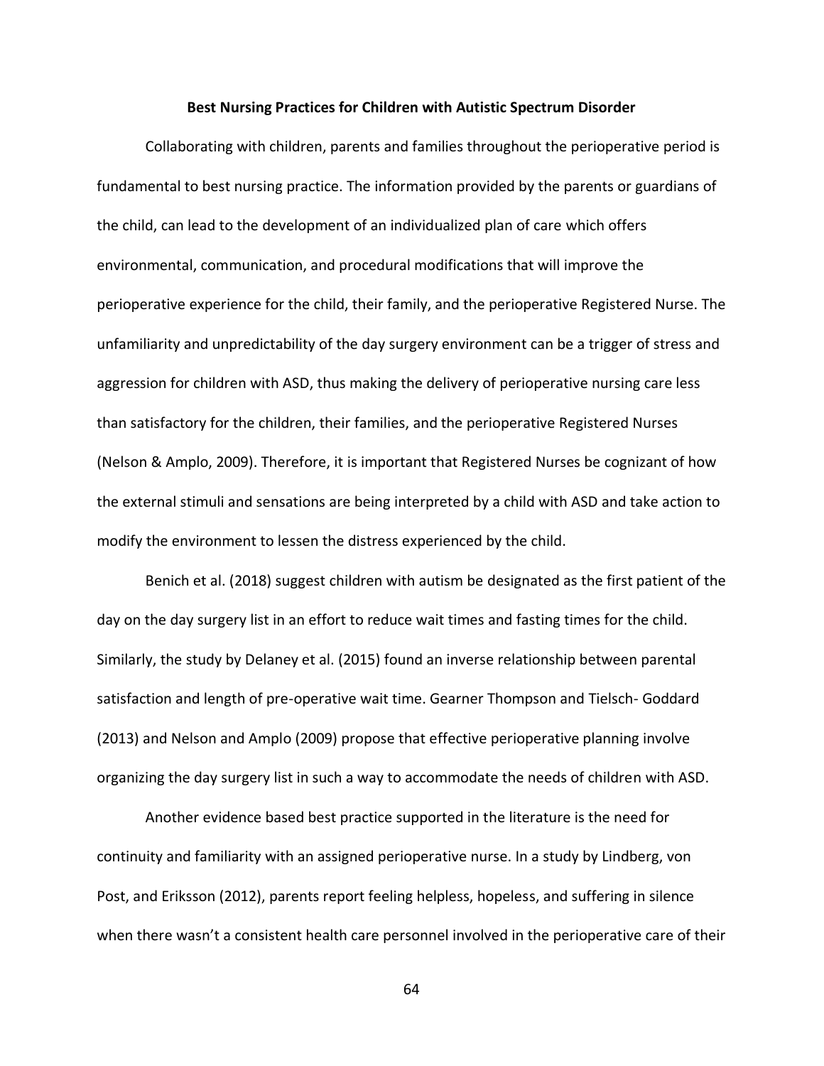## Best Nursing Practices for Children with Autistic Spectrum Disorder

Collaborating with children, parents and families throughout the perioperative period is fundamental to best nursing practice. The information provided by the parents or guardians of the child, can lead to the development of an individualized plan of care which offers environmental, communication, and procedural modifications that will improve the perioperative experience for the child, their family, and the perioperative Registered Nurse. The unfamiliarity and unpredictability of the day surgery environment can be a trigger of stress and aggression for children with ASD, thus making the delivery of perioperative nursing care less than satisfactory for the children, their families, and the perioperative Registered Nurses (Nelson & Amplo, 2009). Therefore, it is important that Registered Nurses be cognizant of how the external stimuli and sensations are being interpreted by a child with ASD and take action to modify the environment to lessen the distress experienced by the child.

Benich et al. (2018) suggest children with autism be designated as the first patient of the day on the day surgery list in an effort to reduce wait times and fasting times for the child. Similarly, the study by Delaney et al. (2015) found an inverse relationship between parental satisfaction and length of pre-operative wait time. Gearner Thompson and Tielsch- Goddard (2013) and Nelson and Amplo (2009) propose that effective perioperative planning involve organizing the day surgery list in such a way to accommodate the needs of children with ASD.

Another evidence based best practice supported in the literature is the need for continuity and familiarity with an assigned perioperative nurse. In a study by Lindberg, von Post, and Eriksson (2012), parents report feeling helpless, hopeless, and suffering in silence when there wasn't a consistent health care personnel involved in the perioperative care of their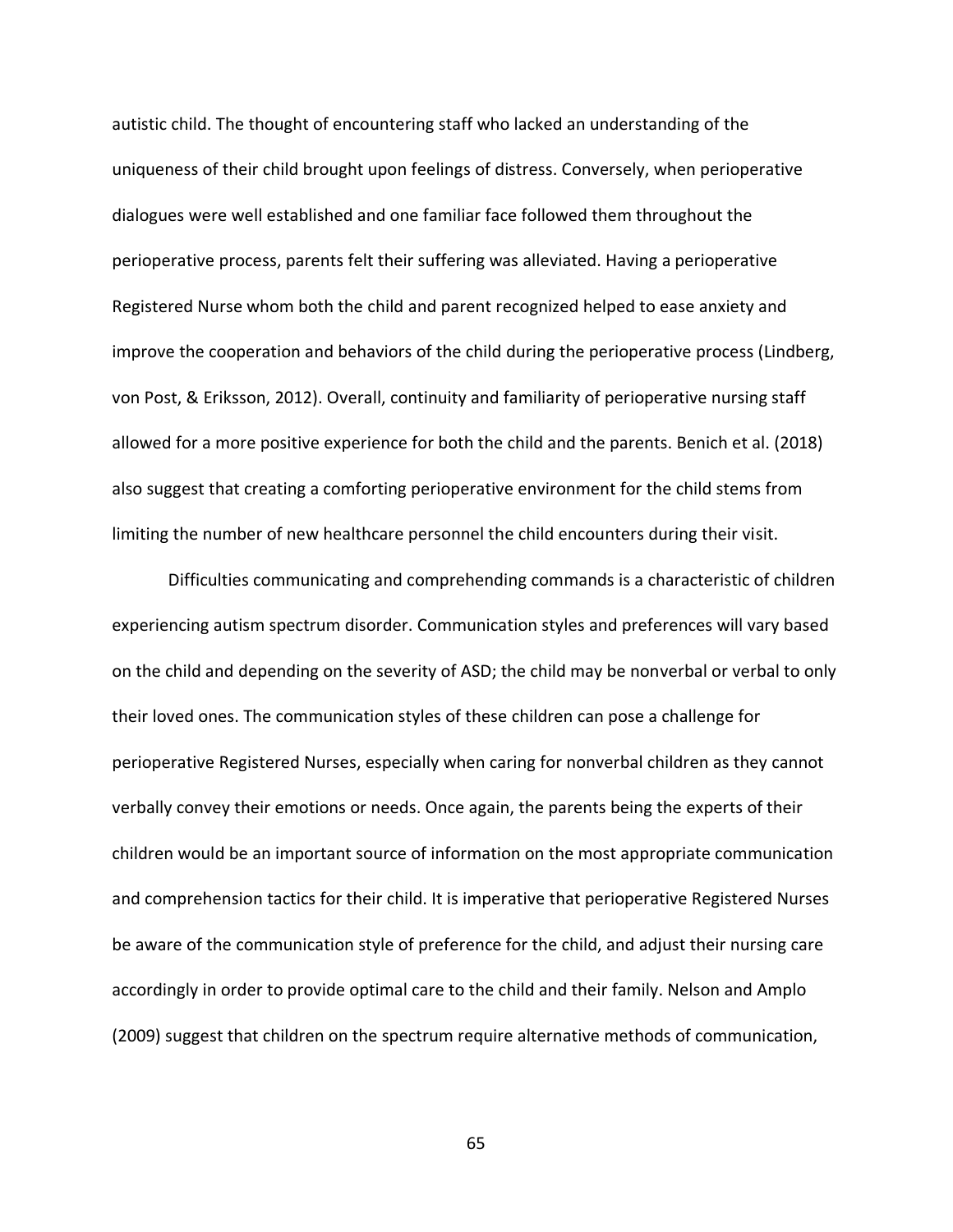autistic child. The thought of encountering staff who lacked an understanding of the uniqueness of their child brought upon feelings of distress. Conversely, when perioperative dialogues were well established and one familiar face followed them throughout the perioperative process, parents felt their suffering was alleviated. Having a perioperative Registered Nurse whom both the child and parent recognized helped to ease anxiety and improve the cooperation and behaviors of the child during the perioperative process (Lindberg, von Post, & Eriksson, 2012). Overall, continuity and familiarity of perioperative nursing staff allowed for a more positive experience for both the child and the parents. Benich et al. (2018) also suggest that creating a comforting perioperative environment for the child stems from limiting the number of new healthcare personnel the child encounters during their visit.

Difficulties communicating and comprehending commands is a characteristic of children experiencing autism spectrum disorder. Communication styles and preferences will vary based on the child and depending on the severity of ASD; the child may be nonverbal or verbal to only their loved ones. The communication styles of these children can pose a challenge for perioperative Registered Nurses, especially when caring for nonverbal children as they cannot verbally convey their emotions or needs. Once again, the parents being the experts of their children would be an important source of information on the most appropriate communication and comprehension tactics for their child. It is imperative that perioperative Registered Nurses be aware of the communication style of preference for the child, and adjust their nursing care accordingly in order to provide optimal care to the child and their family. Nelson and Amplo (2009) suggest that children on the spectrum require alternative methods of communication,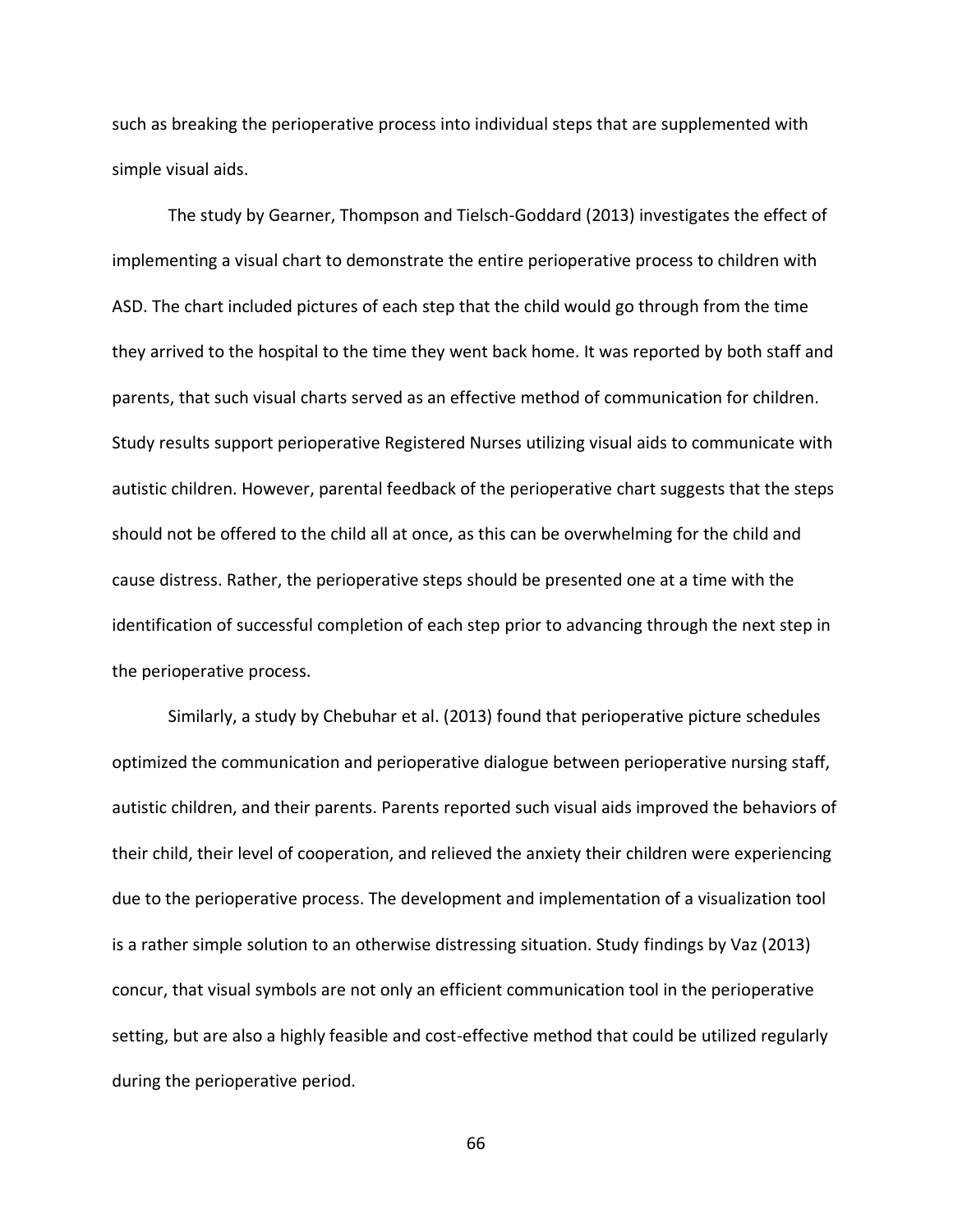such as breaking the perioperative process into individual steps that are supplemented with simple visual aids.

The study by Gearner, Thompson and Tielsch-Goddard (2013) investigates the effect of implementing a visual chart to demonstrate the entire perioperative process to children with ASD. The chart included pictures of each step that the child would go through from the time they arrived to the hospital to the time they went back home. It was reported by both staff and parents, that such visual charts served as an effective method of communication for children. Study results support perioperative Registered Nurses utilizing visual aids to communicate with autistic children. However, parental feedback of the perioperative chart suggests that the steps should not be offered to the child all at once, as this can be overwhelming for the child and cause distress. Rather, the perioperative steps should be presented one at a time with the identification of successful completion of each step prior to advancing through the next step in the perioperative process.

Similarly, a study by Chebuhar et al. (2013) found that perioperative picture schedules optimized the communication and perioperative dialogue between perioperative nursing staff, autistic children, and their parents. Parents reported such visual aids improved the behaviors of their child, their level of cooperation, and relieved the anxiety their children were experiencing due to the perioperative process. The development and implementation of a visualization tool is a rather simple solution to an otherwise distressing situation. Study findings by Vaz (2013) concur, that visual symbols are not only an efficient communication tool in the perioperative setting, but are also a highly feasible and cost-effective method that could be utilized regularly during the perioperative period.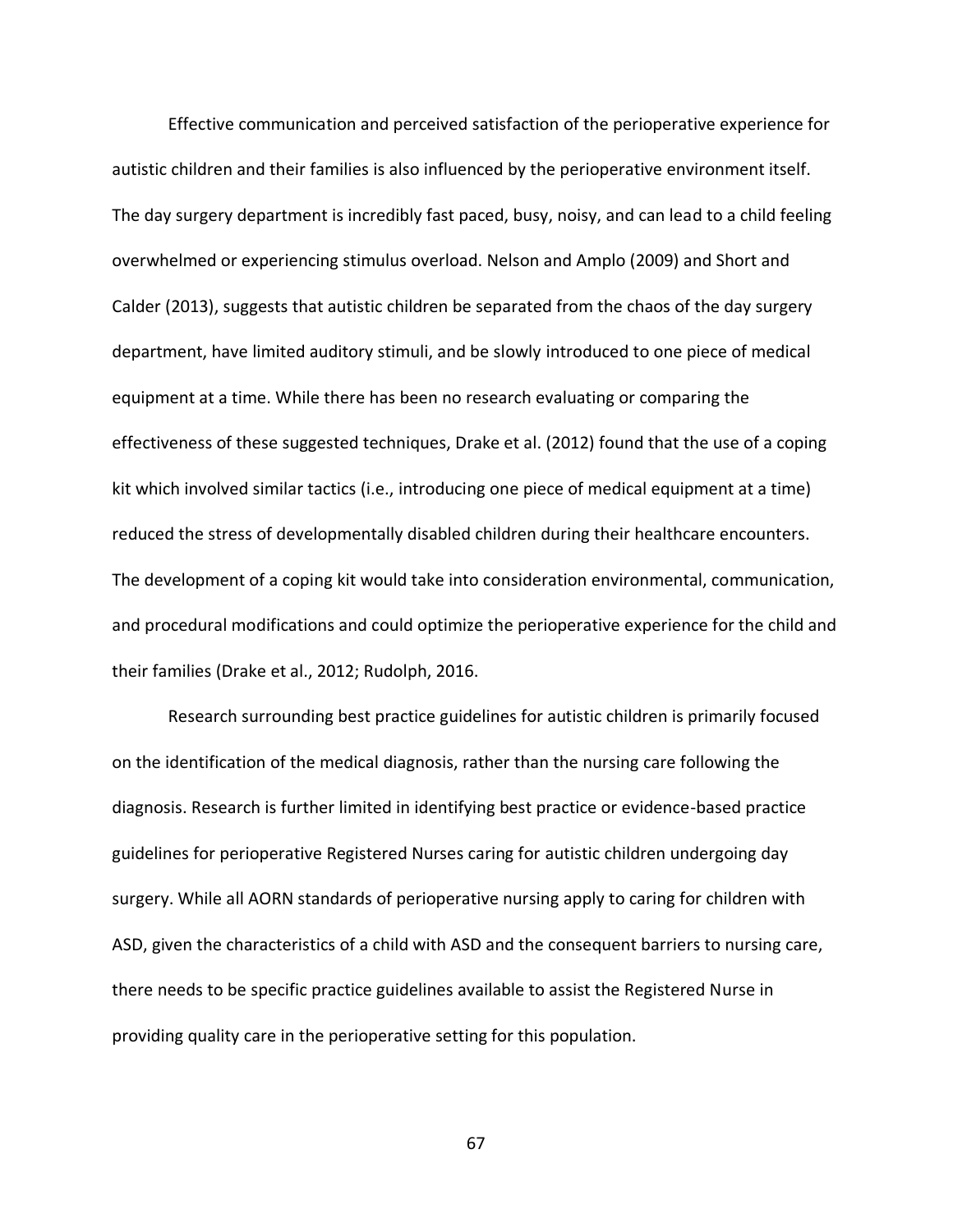Effective communication and perceived satisfaction of the perioperative experience for autistic children and their families is also influenced by the perioperative environment itself. The day surgery department is incredibly fast paced, busy, noisy, and can lead to a child feeling overwhelmed or experiencing stimulus overload. Nelson and Amplo (2009) and Short and Calder (2013), suggests that autistic children be separated from the chaos of the day surgery department, have limited auditory stimuli, and be slowly introduced to one piece of medical equipment at a time. While there has been no research evaluating or comparing the effectiveness of these suggested techniques, Drake et al. (2012) found that the use of a coping kit which involved similar tactics (i.e., introducing one piece of medical equipment at a time) reduced the stress of developmentally disabled children during their healthcare encounters. The development of a coping kit would take into consideration environmental, communication, and procedural modifications and could optimize the perioperative experience for the child and their families (Drake et al., 2012; Rudolph, 2016.

Research surrounding best practice guidelines for autistic children is primarily focused on the identification of the medical diagnosis, rather than the nursing care following the diagnosis. Research is further limited in identifying best practice or evidence-based practice guidelines for perioperative Registered Nurses caring for autistic children undergoing day surgery. While all AORN standards of perioperative nursing apply to caring for children with ASD, given the characteristics of a child with ASD and the consequent barriers to nursing care, there needs to be specific practice guidelines available to assist the Registered Nurse in providing quality care in the perioperative setting for this population.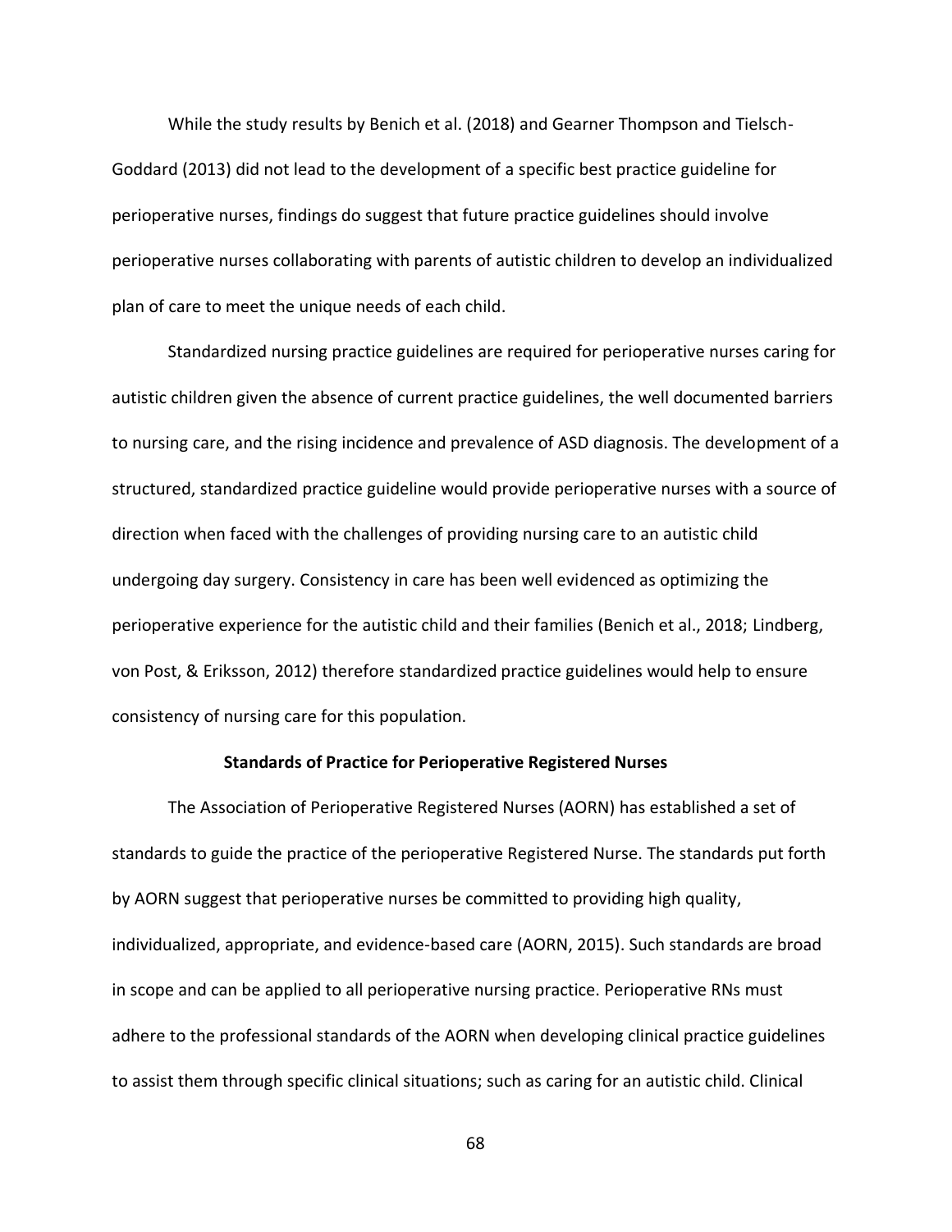While the study results by Benich et al. (2018) and Gearner Thompson and Tielsch-Goddard (2013) did not lead to the development of a specific best practice guideline for perioperative nurses, findings do suggest that future practice guidelines should involve perioperative nurses collaborating with parents of autistic children to develop an individualized plan of care to meet the unique needs of each child.

Standardized nursing practice guidelines are required for perioperative nurses caring for autistic children given the absence of current practice guidelines, the well documented barriers to nursing care, and the rising incidence and prevalence of ASD diagnosis. The development of a structured, standardized practice guideline would provide perioperative nurses with a source of direction when faced with the challenges of providing nursing care to an autistic child undergoing day surgery. Consistency in care has been well evidenced as optimizing the perioperative experience for the autistic child and their families (Benich et al., 2018; Lindberg, von Post, & Eriksson, 2012) therefore standardized practice guidelines would help to ensure consistency of nursing care for this population.

## Standards of Practice for Perioperative Registered Nurses

The Association of Perioperative Registered Nurses (AORN) has established a set of standards to guide the practice of the perioperative Registered Nurse. The standards put forth by AORN suggest that perioperative nurses be committed to providing high quality, individualized, appropriate, and evidence-based care (AORN, 2015). Such standards are broad in scope and can be applied to all perioperative nursing practice. Perioperative RNs must adhere to the professional standards of the AORN when developing clinical practice guidelines to assist them through specific clinical situations; such as caring for an autistic child. Clinical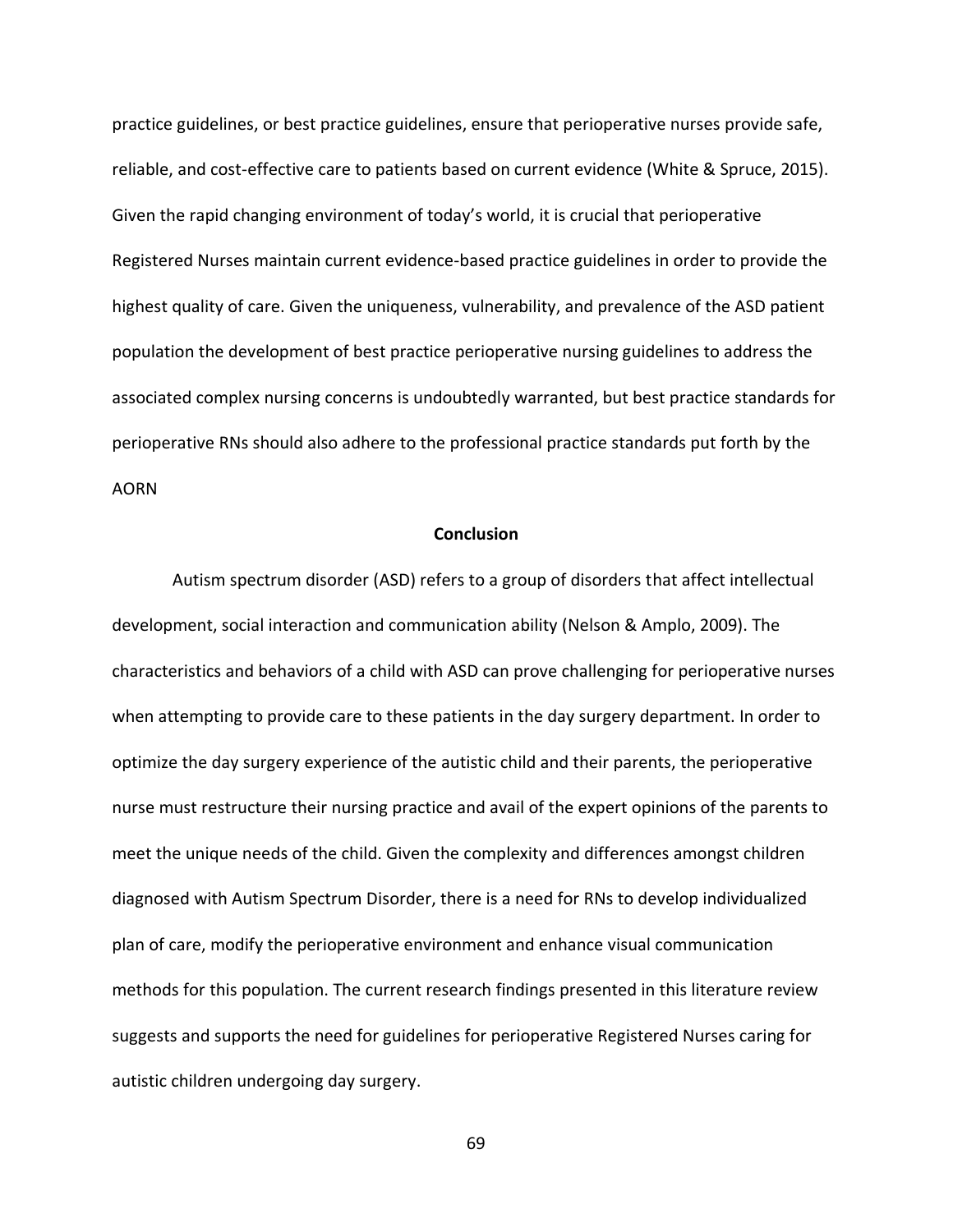practice guidelines, or best practice guidelines, ensure that perioperative nurses provide safe, reliable, and cost-effective care to patients based on current evidence (White & Spruce, 2015). Given the rapid changing environment of today's world, it is crucial that perioperative Registered Nurses maintain current evidence-based practice guidelines in order to provide the highest quality of care. Given the uniqueness, vulnerability, and prevalence of the ASD patient population the development of best practice perioperative nursing guidelines to address the associated complex nursing concerns is undoubtedly warranted, but best practice standards for perioperative RNs should also adhere to the professional practice standards put forth by the AORN

## Conclusion

Autism spectrum disorder (ASD) refers to a group of disorders that affect intellectual development, social interaction and communication ability (Nelson & Amplo, 2009). The characteristics and behaviors of a child with ASD can prove challenging for perioperative nurses when attempting to provide care to these patients in the day surgery department. In order to optimize the day surgery experience of the autistic child and their parents, the perioperative nurse must restructure their nursing practice and avail of the expert opinions of the parents to meet the unique needs of the child. Given the complexity and differences amongst children diagnosed with Autism Spectrum Disorder, there is a need for RNs to develop individualized plan of care, modify the perioperative environment and enhance visual communication methods for this population. The current research findings presented in this literature review suggests and supports the need for guidelines for perioperative Registered Nurses caring for autistic children undergoing day surgery.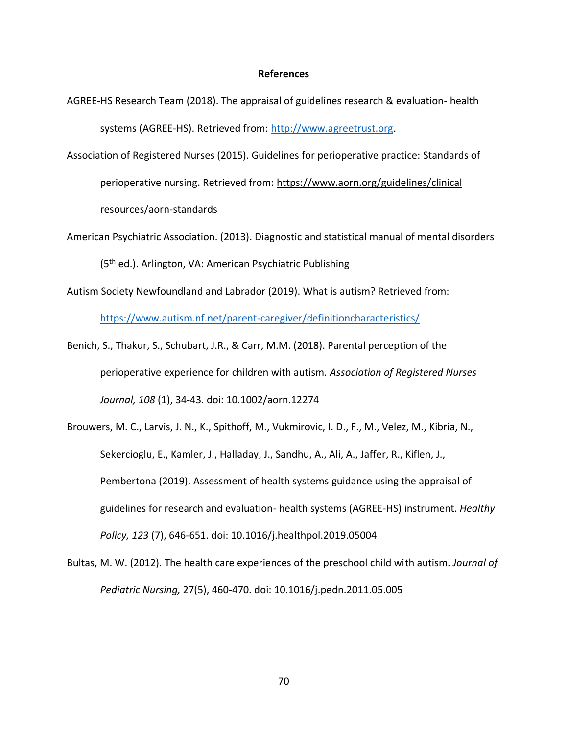# References

AGREE-HS Research Team (2018). The appraisal of guidelines research & evaluation- health systems (AGREE-HS). Retrieved from: http://www.agreetrust.org.

Association of Registered Nurses (2015). Guidelines for perioperative practice: Standards of perioperative nursing. Retrieved from: https://www.aorn.org/guidelines/clinical resources/aorn-standards

American Psychiatric Association. (2013). Diagnostic and statistical manual of mental disorders (5th ed.). Arlington, VA: American Psychiatric Publishing

Autism Society Newfoundland and Labrador (2019). What is autism? Retrieved from: https://www.autism.nf.net/parent-caregiver/definitioncharacteristics/

Benich, S., Thakur, S., Schubart, J.R., & Carr, M.M. (2018). Parental perception of the perioperative experience for children with autism. *Association of Registered Nurses Journal, 108* (1), 34-43. doi: 10.1002/aorn.12274

Brouwers, M. C., Larvis, J. N., K., Spithoff, M., Vukmirovic, I. D., F., M., Velez, M., Kibria, N., Sekercioglu, E., Kamler, J., Halladay, J., Sandhu, A., Ali, A., Jaffer, R., Kiflen, J., Pembertona (2019). Assessment of health systems guidance using the appraisal of guidelines for research and evaluation- health systems (AGREE-HS) instrument. *Healthy Policy, 123* (7), 646-651. doi: 10.1016/j.healthpol.2019.05004

Bultas, M. W. (2012). The health care experiences of the preschool child with autism. *Journal of Pediatric Nursing,* 27(5), 460-470. doi: 10.1016/j.pedn.2011.05.005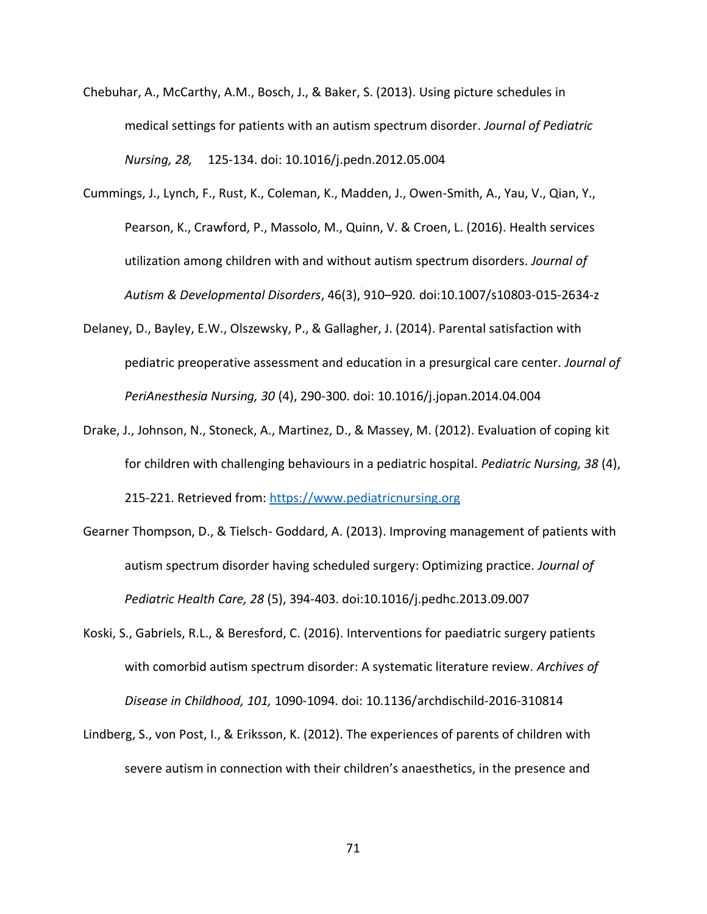Chebuhar, A., McCarthy, A.M., Bosch, J., & Baker, S. (2013). Using picture schedules in medical settings for patients with an autism spectrum disorder. *Journal of Pediatric Nursing, 28,* 125-134. doi: 10.1016/j.pedn.2012.05.004

Cummings, J., Lynch, F., Rust, K., Coleman, K., Madden, J., Owen-Smith, A., Yau, V., Qian, Y., Pearson, K., Crawford, P., Massolo, M., Quinn, V. & Croen, L. (2016). Health services utilization among children with and without autism spectrum disorders. *Journal of Autism & Developmental Disorders*, 46(3), 910–920. doi:10.1007/s10803-015-2634-z

Delaney, D., Bayley, E.W., Olszewsky, P., & Gallagher, J. (2014). Parental satisfaction with pediatric preoperative assessment and education in a presurgical care center. *Journal of PeriAnesthesia Nursing, 30* (4), 290-300. doi: 10.1016/j.jopan.2014.04.004

Drake, J., Johnson, N., Stoneck, A., Martinez, D., & Massey, M. (2012). Evaluation of coping kit for children with challenging behaviours in a pediatric hospital. *Pediatric Nursing, 38* (4), 215-221. Retrieved from: https://www.pediatricnursing.org

Gearner Thompson, D., & Tielsch- Goddard, A. (2013). Improving management of patients with autism spectrum disorder having scheduled surgery: Optimizing practice. *Journal of Pediatric Health Care, 28* (5), 394-403. doi:10.1016/j.pedhc.2013.09.007

Koski, S., Gabriels, R.L., & Beresford, C. (2016). Interventions for paediatric surgery patients with comorbid autism spectrum disorder: A systematic literature review. *Archives of Disease in Childhood, 101,* 1090-1094. doi: 10.1136/archdischild-2016-310814

Lindberg, S., von Post, I., & Eriksson, K. (2012). The experiences of parents of children with severe autism in connection with their children's anaesthetics, in the presence and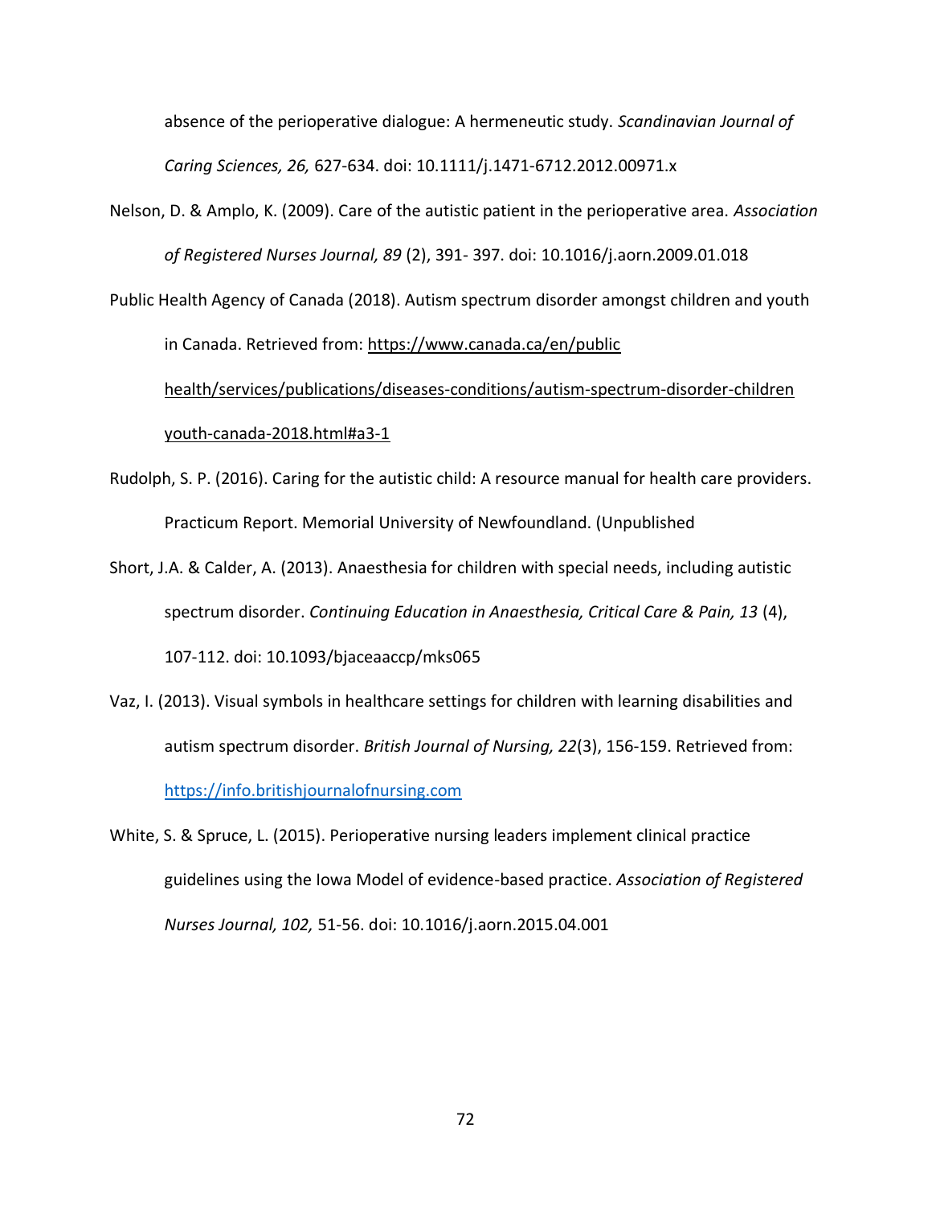absence of the perioperative dialogue: A hermeneutic study. *Scandinavian Journal of Caring Sciences, 26,* 627-634. doi: 10.1111/j.1471-6712.2012.00971.x

Nelson, D. & Amplo, K. (2009). Care of the autistic patient in the perioperative area. *Association of Registered Nurses Journal, 89* (2), 391- 397. doi: 10.1016/j.aorn.2009.01.018

Public Health Agency of Canada (2018). Autism spectrum disorder amongst children and youth in Canada. Retrieved from: https://www.canada.ca/en/public health/services/publications/diseases-conditions/autism-spectrum-disorder-children youth-canada-2018.html#a3-1

Rudolph, S. P. (2016). Caring for the autistic child: A resource manual for health care providers. Practicum Report. Memorial University of Newfoundland. (Unpublished

Short, J.A. & Calder, A. (2013). Anaesthesia for children with special needs, including autistic spectrum disorder. *Continuing Education in Anaesthesia, Critical Care & Pain, 13* (4), 107-112. doi: 10.1093/bjaceaaccp/mks065

Vaz, I. (2013). Visual symbols in healthcare settings for children with learning disabilities and autism spectrum disorder. *British Journal of Nursing, 22*(3), 156-159. Retrieved from: https://info.britishjournalofnursing.com

White, S. & Spruce, L. (2015). Perioperative nursing leaders implement clinical practice guidelines using the Iowa Model of evidence-based practice. *Association of Registered Nurses Journal, 102,* 51-56. doi: 10.1016/j.aorn.2015.04.001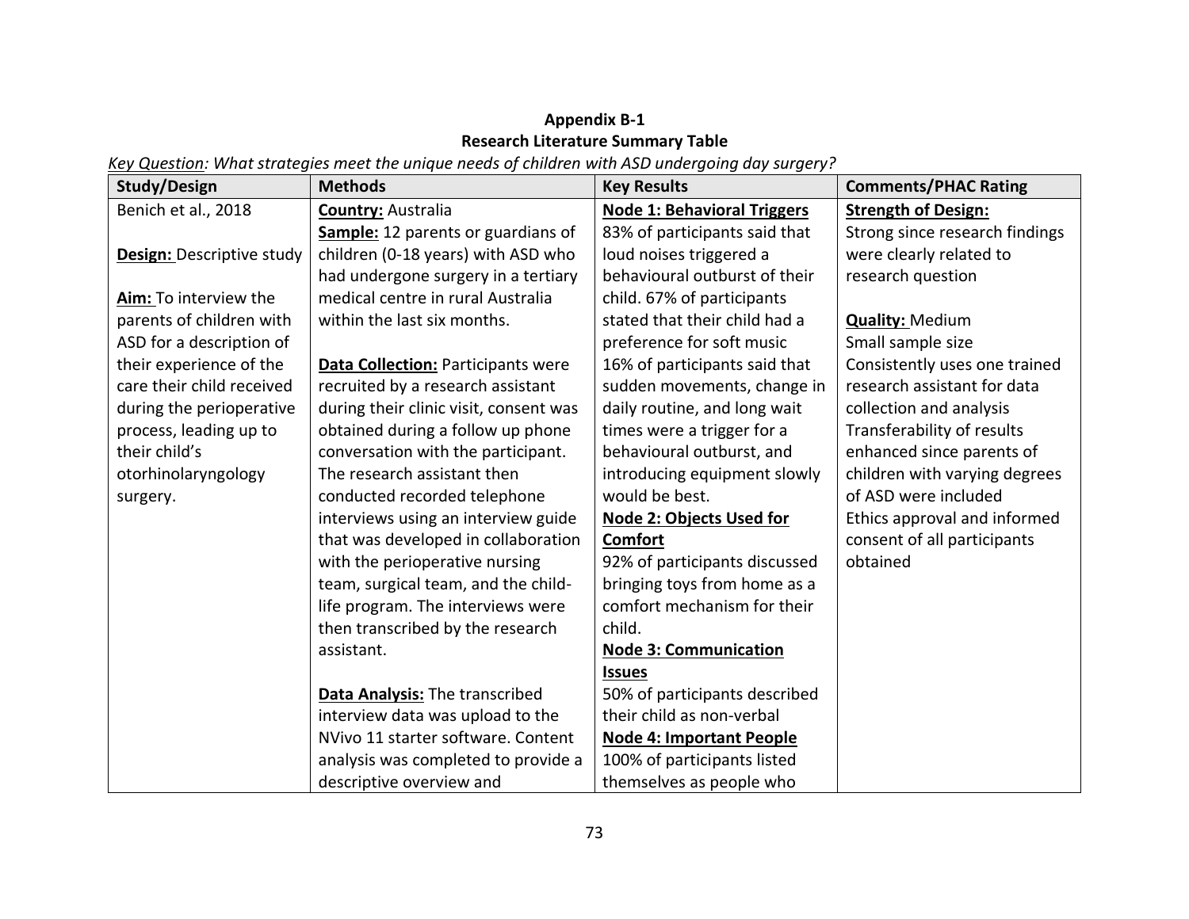**Appendix B-1**
**Research Literature Summary Table**

*Key Question: What strategies meet the unique needs of children with ASD undergoing day surgery?*

| Study/Design | Methods | Key Results | Comments/PHAC Rating |
|---|---|---|---|
| Benich et al., 2018<br><br>**Design:** Descriptive study<br><br>**Aim:** To interview the parents of children with ASD for a description of their experience of the care their child received during the perioperative process, leading up to their child's otorhinolaryngology surgery. | **Country:** Australia<br>**Sample:** 12 parents or guardians of children (0-18 years) with ASD who had undergone surgery in a tertiary medical centre in rural Australia within the last six months.<br><br>**Data Collection:** Participants were recruited by a research assistant during their clinic visit, consent was obtained during a follow up phone conversation with the participant. The research assistant then conducted recorded telephone interviews using an interview guide that was developed in collaboration with the perioperative nursing team, surgical team, and the child-life program. The interviews were then transcribed by the research assistant.<br><br>**Data Analysis:** The transcribed interview data was upload to the NVivo 11 starter software. Content analysis was completed to provide a descriptive overview and | **Node 1: Behavioral Triggers**<br>83% of participants said that loud noises triggered a behavioural outburst of their child. 67% of participants stated that their child had a preference for soft music 16% of participants said that sudden movements, change in daily routine, and long wait times were a trigger for a behavioural outburst, and introducing equipment slowly would be best.<br>**Node 2: Objects Used for Comfort**<br>92% of participants discussed bringing toys from home as a comfort mechanism for their child.<br>**Node 3: Communication Issues**<br>50% of participants described their child as non-verbal<br>**Node 4: Important People**<br>100% of participants listed themselves as people who | **Strength of Design:**<br>Strong since research findings were clearly related to research question<br><br>**Quality:** Medium<br>Small sample size<br>Consistently uses one trained research assistant for data collection and analysis<br>Transferability of results enhanced since parents of children with varying degrees of ASD were included<br>Ethics approval and informed consent of all participants obtained |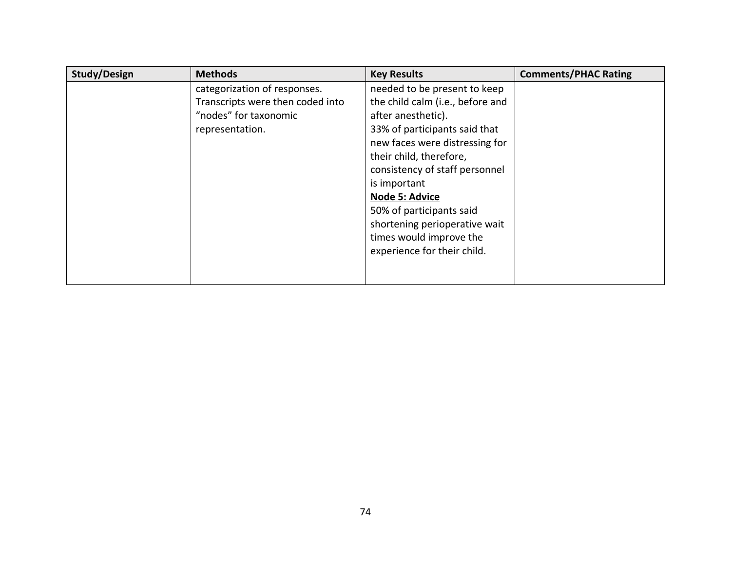| Study/Design | Methods | Key Results | Comments/PHAC Rating |
|---|---|---|---|
| | categorization of responses. Transcripts were then coded into "nodes" for taxonomic representation. | needed to be present to keep the child calm (i.e., before and after anesthetic).<br>33% of participants said that new faces were distressing for their child, therefore, consistency of staff personnel is important<br>**Node 5: Advice**<br>50% of participants said shortening perioperative wait times would improve the experience for their child. | |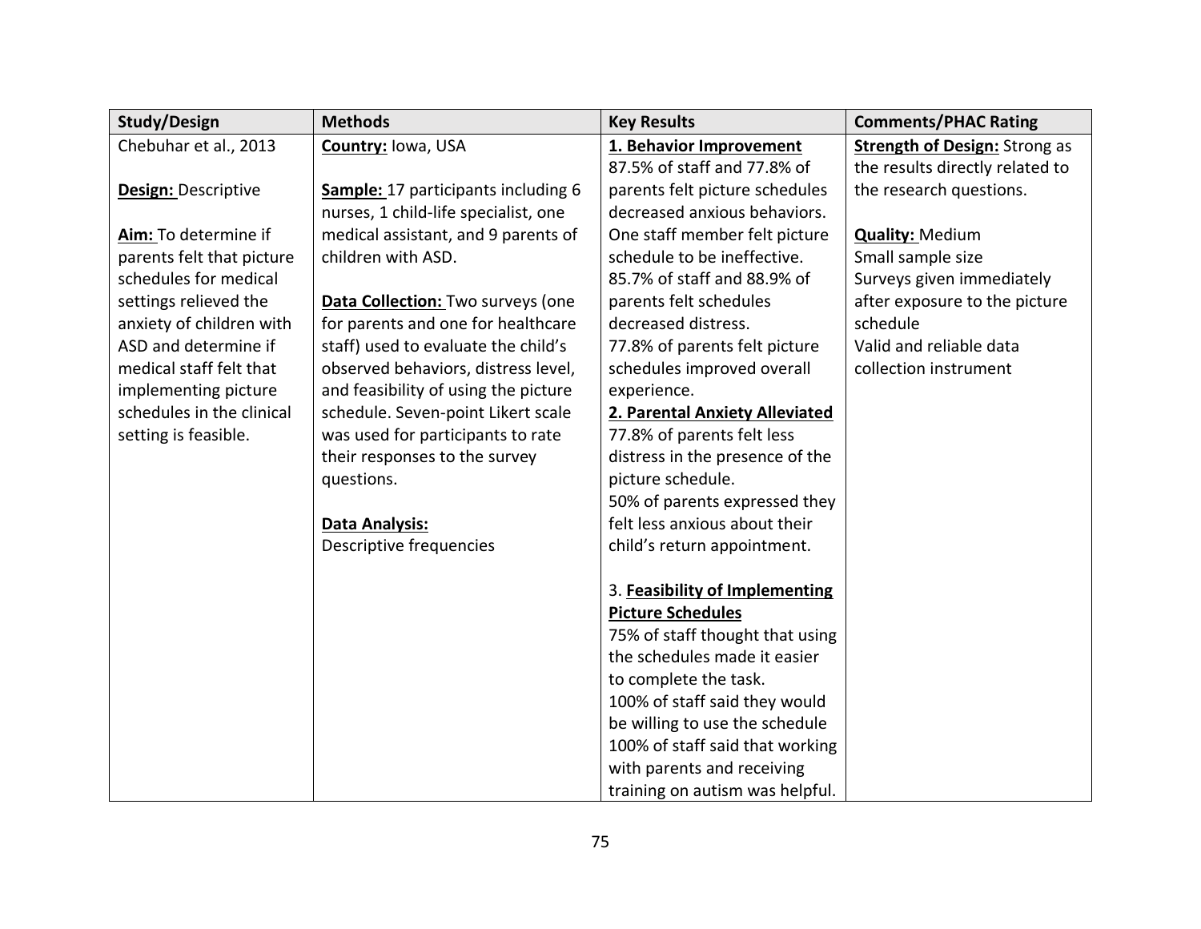| Study/Design | Methods | Key Results | Comments/PHAC Rating |
| --- | --- | --- | --- |
| Chebuhar et al., 2013<br><br>**Design:** Descriptive<br><br>**Aim:** To determine if parents felt that picture schedules for medical settings relieved the anxiety of children with ASD and determine if medical staff felt that implementing picture schedules in the clinical setting is feasible. | **Country:** Iowa, USA<br><br>**Sample:** 17 participants including 6 nurses, 1 child-life specialist, one medical assistant, and 9 parents of children with ASD.<br><br>**Data Collection:** Two surveys (one for parents and one for healthcare staff) used to evaluate the child's observed behaviors, distress level, and feasibility of using the picture schedule. Seven-point Likert scale was used for participants to rate their responses to the survey questions.<br><br>**Data Analysis:**<br>Descriptive frequencies | **1. Behavior Improvement**<br>87.5% of staff and 77.8% of parents felt picture schedules decreased anxious behaviors. One staff member felt picture schedule to be ineffective.<br>85.7% of staff and 88.9% of parents felt schedules decreased distress.<br>77.8% of parents felt picture schedules improved overall experience.<br>**2. Parental Anxiety Alleviated**<br>77.8% of parents felt less distress in the presence of the picture schedule.<br>50% of parents expressed they felt less anxious about their child's return appointment.<br><br>3. **Feasibility of Implementing Picture Schedules**<br>75% of staff thought that using the schedules made it easier to complete the task.<br>100% of staff said they would be willing to use the schedule<br>100% of staff said that working with parents and receiving training on autism was helpful. | **Strength of Design:** Strong as the results directly related to the research questions.<br><br>**Quality:** Medium<br>Small sample size<br>Surveys given immediately after exposure to the picture schedule<br>Valid and reliable data collection instrument |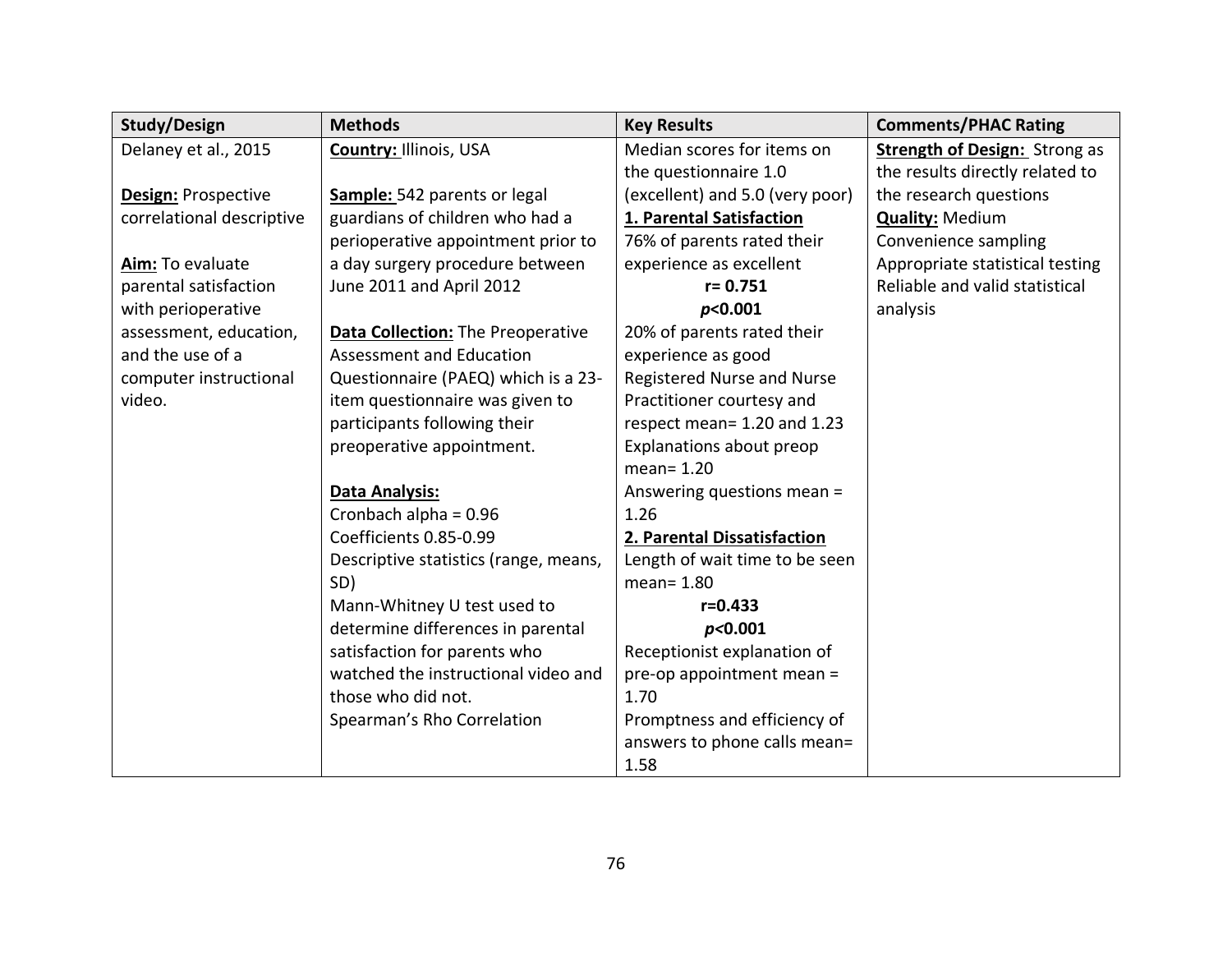| Study/Design | Methods | Key Results | Comments/PHAC Rating |
|---|---|---|---|
| Delaney et al., 2015<br><br>**Design:** Prospective correlational descriptive<br><br>**Aim:** To evaluate parental satisfaction with perioperative assessment, education, and the use of a computer instructional video. | **Country:** Illinois, USA<br><br>**Sample:** 542 parents or legal guardians of children who had a perioperative appointment prior to a day surgery procedure between June 2011 and April 2012<br><br>**Data Collection:** The Preoperative Assessment and Education Questionnaire (PAEQ) which is a 23-item questionnaire was given to participants following their preoperative appointment.<br><br>**Data Analysis:**<br>Cronbach alpha = 0.96<br>Coefficients 0.85-0.99<br>Descriptive statistics (range, means, SD)<br>Mann-Whitney U test used to determine differences in parental satisfaction for parents who watched the instructional video and those who did not.<br>Spearman's Rho Correlation | Median scores for items on the questionnaire 1.0 (excellent) and 5.0 (very poor)<br>**1. Parental Satisfaction**<br>76% of parents rated their experience as excellent<br>**r= 0.751**<br>***p*<0.001**<br>20% of parents rated their experience as good<br>Registered Nurse and Nurse Practitioner courtesy and respect mean= 1.20 and 1.23<br>Explanations about preop mean= 1.20<br>Answering questions mean = 1.26<br>**2. Parental Dissatisfaction**<br>Length of wait time to be seen mean= 1.80<br>**r=0.433**<br>***p*<0.001**<br>Receptionist explanation of pre-op appointment mean = 1.70<br>Promptness and efficiency of answers to phone calls mean= 1.58 | **Strength of Design:** Strong as the results directly related to the research questions<br>**Quality:** Medium<br>Convenience sampling<br>Appropriate statistical testing<br>Reliable and valid statistical analysis |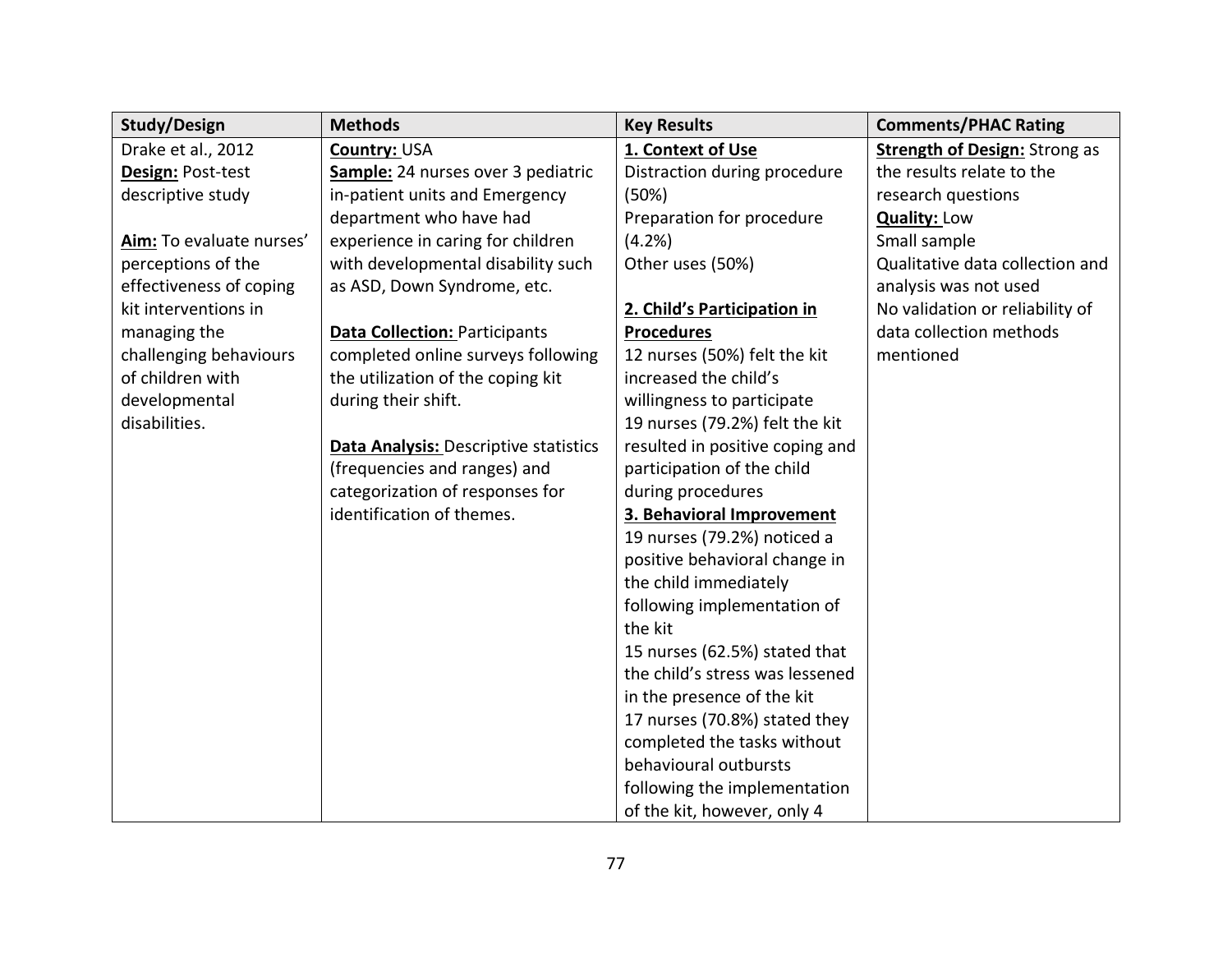| Study/Design | Methods | Key Results | Comments/PHAC Rating |
|---|---|---|---|
| Drake et al., 2012<br>**Design:** Post-test descriptive study<br><br>**Aim:** To evaluate nurses' perceptions of the effectiveness of coping kit interventions in managing the challenging behaviours of children with developmental disabilities. | **Country:** USA<br>**Sample:** 24 nurses over 3 pediatric in-patient units and Emergency department who have had experience in caring for children with developmental disability such as ASD, Down Syndrome, etc.<br><br>**Data Collection:** Participants completed online surveys following the utilization of the coping kit during their shift.<br><br>**Data Analysis:** Descriptive statistics (frequencies and ranges) and categorization of responses for identification of themes. | **1. Context of Use**<br>Distraction during procedure (50%)<br>Preparation for procedure (4.2%)<br>Other uses (50%)<br><br>**2. Child's Participation in Procedures**<br>12 nurses (50%) felt the kit increased the child's willingness to participate<br>19 nurses (79.2%) felt the kit resulted in positive coping and participation of the child during procedures<br>**3. Behavioral Improvement**<br>19 nurses (79.2%) noticed a positive behavioral change in the child immediately following implementation of the kit<br>15 nurses (62.5%) stated that the child's stress was lessened in the presence of the kit<br>17 nurses (70.8%) stated they completed the tasks without behavioural outbursts following the implementation of the kit, however, only 4 | **Strength of Design:** Strong as the results relate to the research questions<br>**Quality:** Low<br>Small sample<br>Qualitative data collection and analysis was not used<br>No validation or reliability of data collection methods mentioned |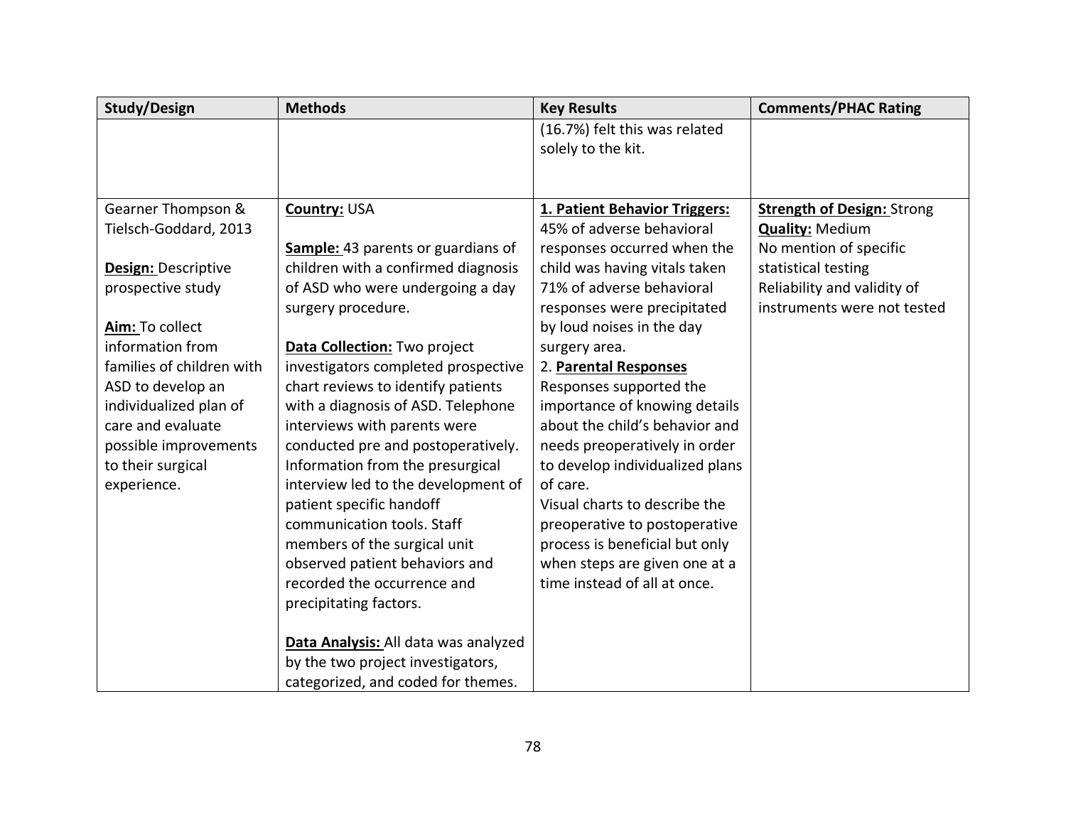| Study/Design | Methods | Key Results | Comments/PHAC Rating |
|---|---|---|---|
| | | (16.7%) felt this was related solely to the kit. | |
| Gearner Thompson & Tielsch-Goddard, 2013<br><br>**Design:** Descriptive prospective study<br><br>**Aim:** To collect information from families of children with ASD to develop an individualized plan of care and evaluate possible improvements to their surgical experience. | **Country:** USA<br><br>**Sample:** 43 parents or guardians of children with a confirmed diagnosis of ASD who were undergoing a day surgery procedure.<br><br>**Data Collection:** Two project investigators completed prospective chart reviews to identify patients with a diagnosis of ASD. Telephone interviews with parents were conducted pre and postoperatively. Information from the presurgical interview led to the development of patient specific handoff communication tools. Staff members of the surgical unit observed patient behaviors and recorded the occurrence and precipitating factors.<br><br>**Data Analysis:** All data was analyzed by the two project investigators, categorized, and coded for themes. | **1. Patient Behavior Triggers:**<br>45% of adverse behavioral responses occurred when the child was having vitals taken<br>71% of adverse behavioral responses were precipitated by loud noises in the day surgery area.<br>2. **Parental Responses**<br>Responses supported the importance of knowing details about the child's behavior and needs preoperatively in order to develop individualized plans of care.<br>Visual charts to describe the preoperative to postoperative process is beneficial but only when steps are given one at a time instead of all at once. | **Strength of Design:** Strong<br>**Quality:** Medium<br>No mention of specific statistical testing<br>Reliability and validity of instruments were not tested |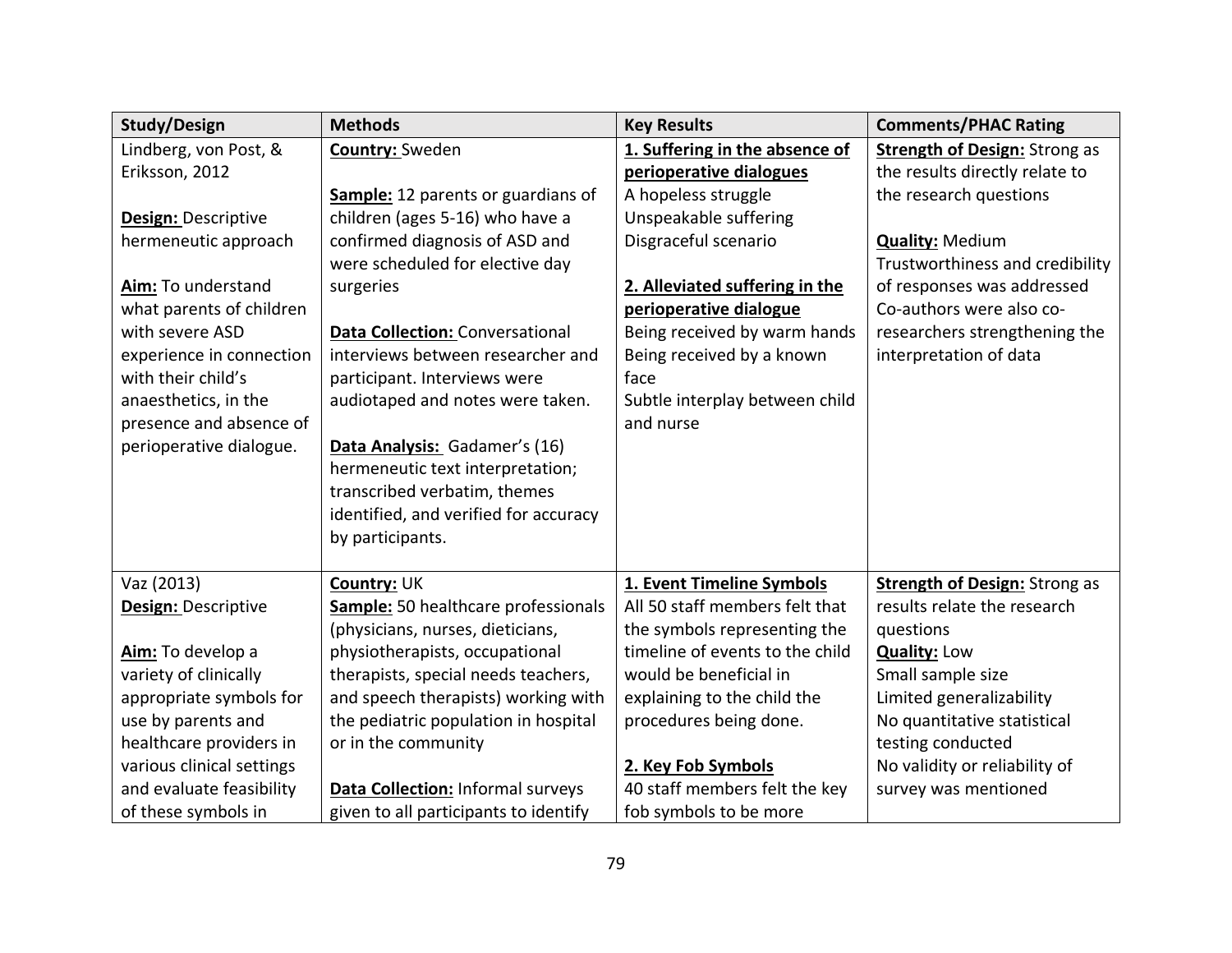| Study/Design | Methods | Key Results | Comments/PHAC Rating |
|---|---|---|---|
| Lindberg, von Post, & Eriksson, 2012<br><br>**Design:** Descriptive hermeneutic approach<br><br>**Aim:** To understand what parents of children with severe ASD experience in connection with their child's anaesthetics, in the presence and absence of perioperative dialogue. | **Country:** Sweden<br><br>**Sample:** 12 parents or guardians of children (ages 5-16) who have a confirmed diagnosis of ASD and were scheduled for elective day surgeries<br><br>**Data Collection:** Conversational interviews between researcher and participant. Interviews were audiotaped and notes were taken.<br><br>**Data Analysis:** Gadamer's (16) hermeneutic text interpretation; transcribed verbatim, themes identified, and verified for accuracy by participants. | **1. Suffering in the absence of perioperative dialogues**<br>A hopeless struggle<br>Unspeakable suffering<br>Disgraceful scenario<br><br>**2. Alleviated suffering in the perioperative dialogue**<br>Being received by warm hands<br>Being received by a known face<br>Subtle interplay between child and nurse | **Strength of Design:** Strong as the results directly relate to the research questions<br><br>**Quality:** Medium<br>Trustworthiness and credibility of responses was addressed<br>Co-authors were also co-researchers strengthening the interpretation of data |
| Vaz (2013)<br>**Design:** Descriptive<br><br>**Aim:** To develop a variety of clinically appropriate symbols for use by parents and healthcare providers in various clinical settings and evaluate feasibility of these symbols in | **Country:** UK<br>**Sample:** 50 healthcare professionals (physicians, nurses, dieticians, physiotherapists, occupational therapists, special needs teachers, and speech therapists) working with the pediatric population in hospital or in the community<br><br>**Data Collection:** Informal surveys given to all participants to identify | **1. Event Timeline Symbols**<br>All 50 staff members felt that the symbols representing the timeline of events to the child would be beneficial in explaining to the child the procedures being done.<br><br>**2. Key Fob Symbols**<br>40 staff members felt the key fob symbols to be more | **Strength of Design:** Strong as results relate the research questions<br>**Quality:** Low<br>Small sample size<br>Limited generalizability<br>No quantitative statistical testing conducted<br>No validity or reliability of survey was mentioned |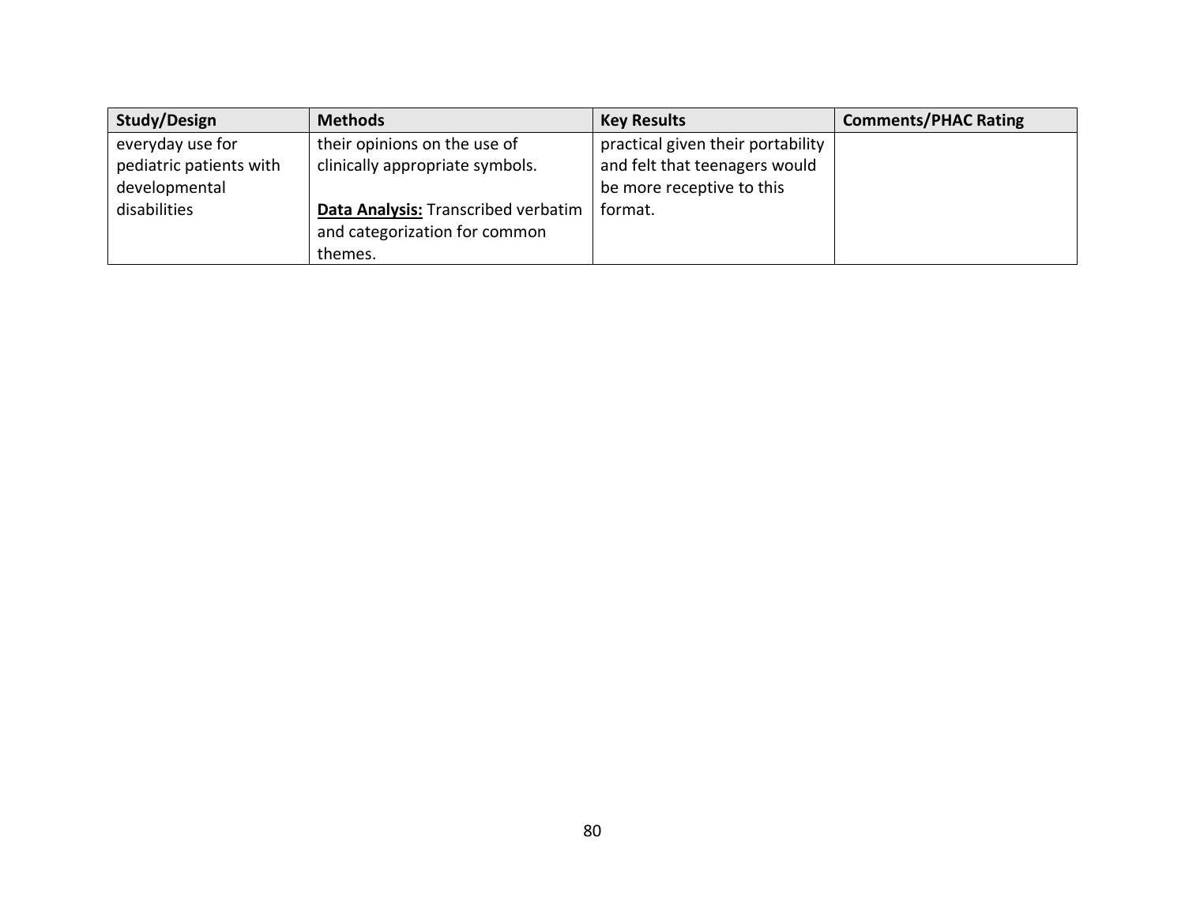| Study/Design | Methods | Key Results | Comments/PHAC Rating |
| --- | --- | --- | --- |
| everyday use for pediatric patients with developmental disabilities | their opinions on the use of clinically appropriate symbols.<br><br>**Data Analysis:** Transcribed verbatim and categorization for common themes. | practical given their portability and felt that teenagers would be more receptive to this format. | |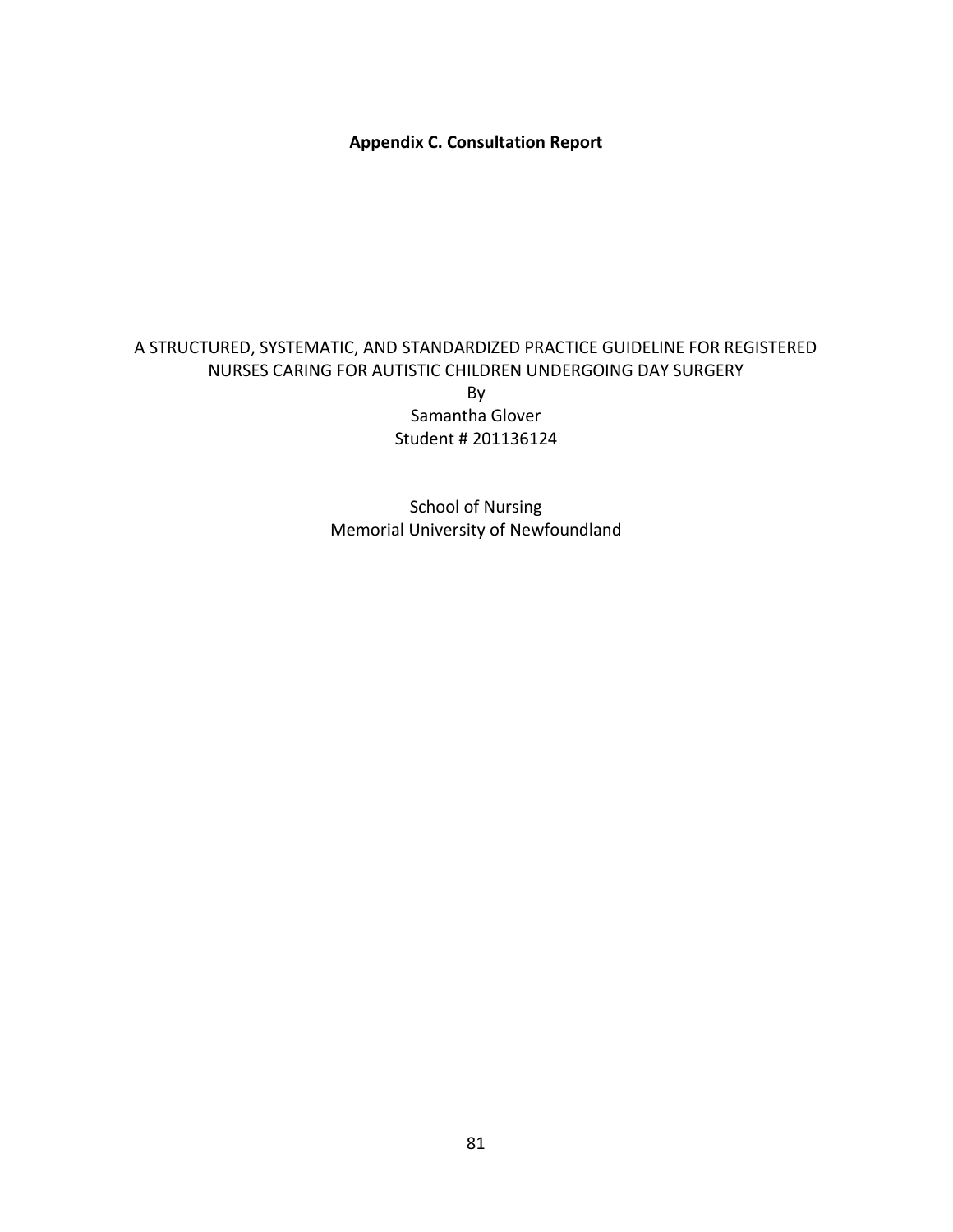**Appendix C. Consultation Report**

A STRUCTURED, SYSTEMATIC, AND STANDARDIZED PRACTICE GUIDELINE FOR REGISTERED NURSES CARING FOR AUTISTIC CHILDREN UNDERGOING DAY SURGERY

By

Samantha Glover

Student # 201136124

School of Nursing

Memorial University of Newfoundland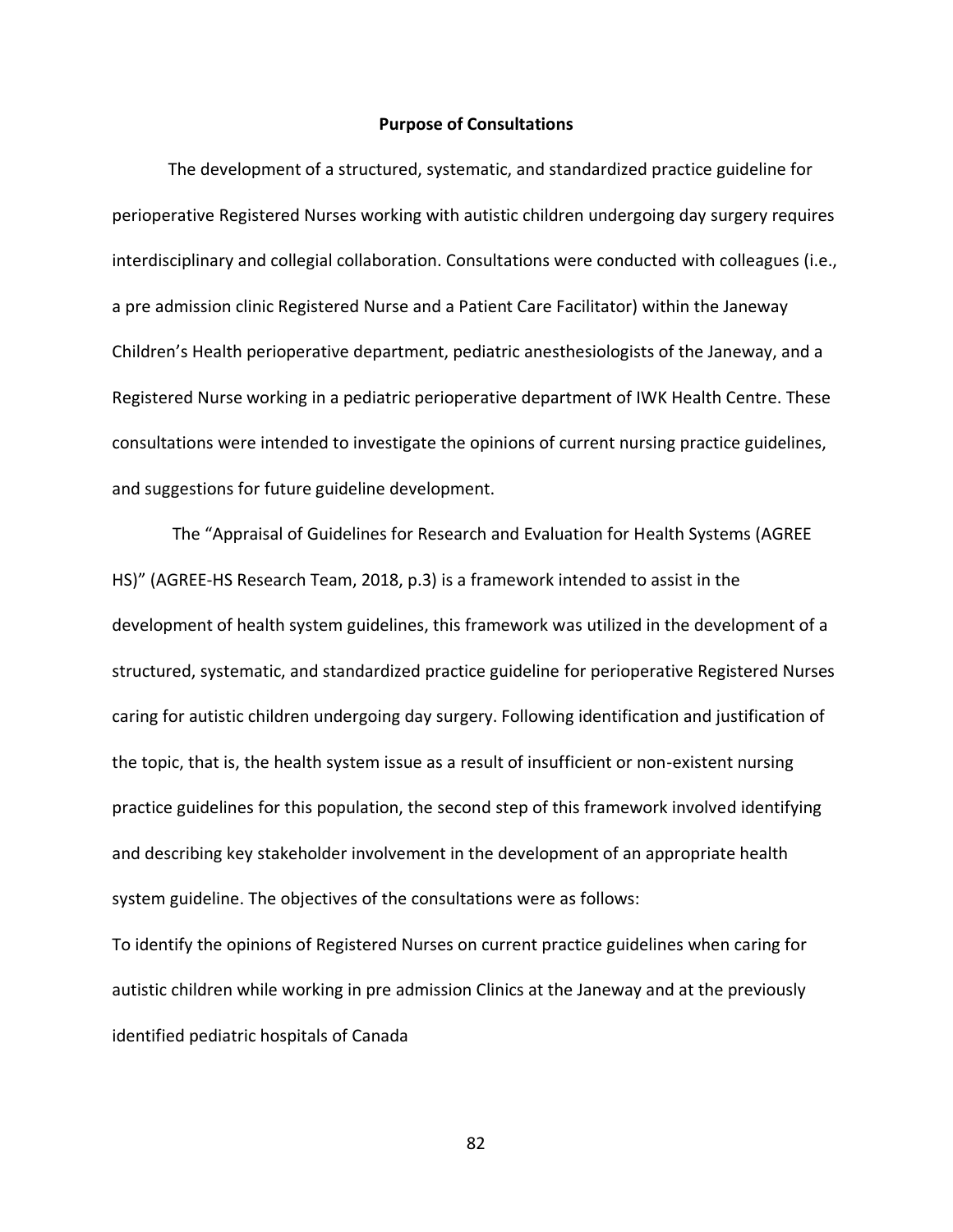**Purpose of Consultations**

The development of a structured, systematic, and standardized practice guideline for perioperative Registered Nurses working with autistic children undergoing day surgery requires interdisciplinary and collegial collaboration. Consultations were conducted with colleagues (i.e., a pre admission clinic Registered Nurse and a Patient Care Facilitator) within the Janeway Children's Health perioperative department, pediatric anesthesiologists of the Janeway, and a Registered Nurse working in a pediatric perioperative department of IWK Health Centre. These consultations were intended to investigate the opinions of current nursing practice guidelines, and suggestions for future guideline development.

The "Appraisal of Guidelines for Research and Evaluation for Health Systems (AGREE HS)" (AGREE-HS Research Team, 2018, p.3) is a framework intended to assist in the development of health system guidelines, this framework was utilized in the development of a structured, systematic, and standardized practice guideline for perioperative Registered Nurses caring for autistic children undergoing day surgery. Following identification and justification of the topic, that is, the health system issue as a result of insufficient or non-existent nursing practice guidelines for this population, the second step of this framework involved identifying and describing key stakeholder involvement in the development of an appropriate health system guideline. The objectives of the consultations were as follows:

To identify the opinions of Registered Nurses on current practice guidelines when caring for autistic children while working in pre admission Clinics at the Janeway and at the previously identified pediatric hospitals of Canada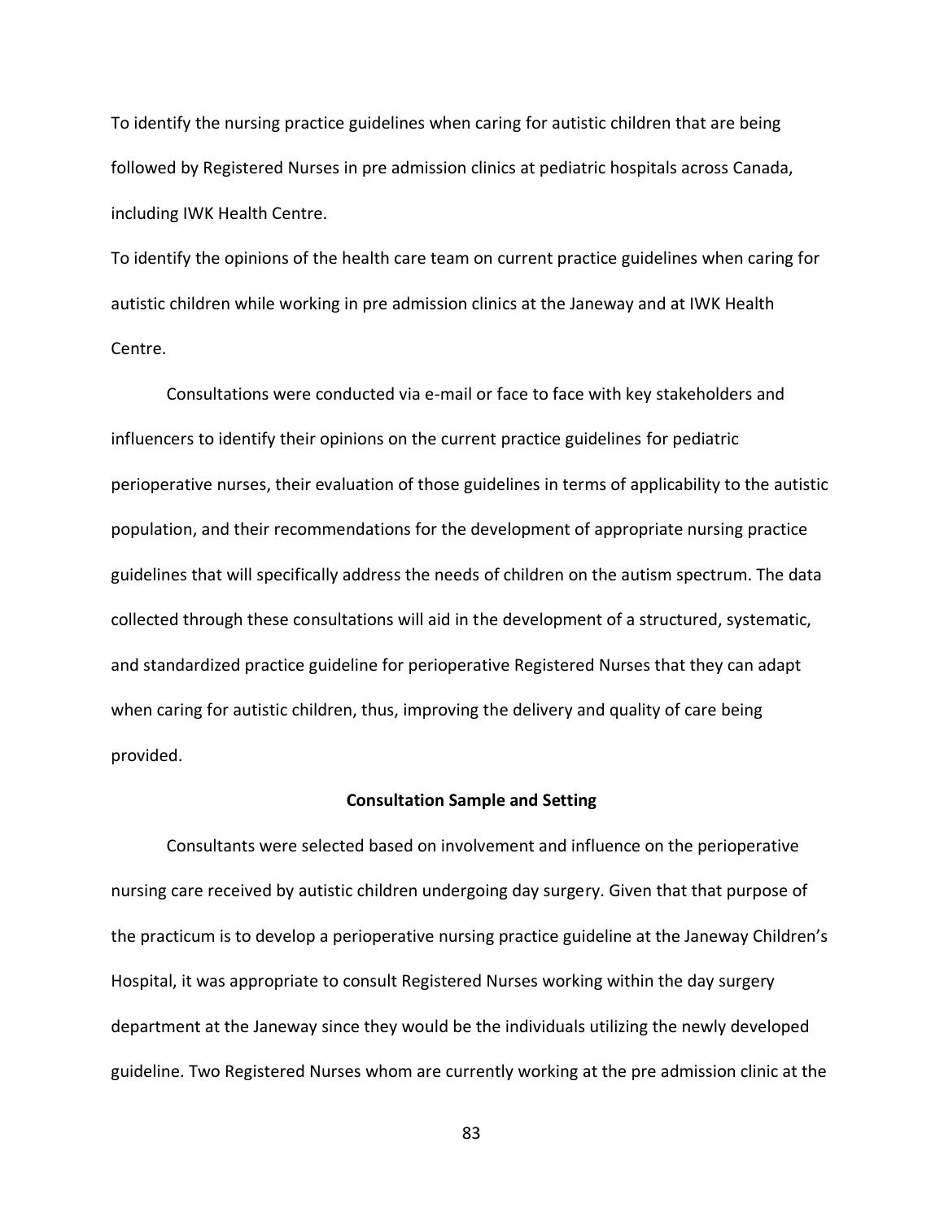To identify the nursing practice guidelines when caring for autistic children that are being followed by Registered Nurses in pre admission clinics at pediatric hospitals across Canada, including IWK Health Centre.

To identify the opinions of the health care team on current practice guidelines when caring for autistic children while working in pre admission clinics at the Janeway and at IWK Health Centre.

Consultations were conducted via e-mail or face to face with key stakeholders and influencers to identify their opinions on the current practice guidelines for pediatric perioperative nurses, their evaluation of those guidelines in terms of applicability to the autistic population, and their recommendations for the development of appropriate nursing practice guidelines that will specifically address the needs of children on the autism spectrum. The data collected through these consultations will aid in the development of a structured, systematic, and standardized practice guideline for perioperative Registered Nurses that they can adapt when caring for autistic children, thus, improving the delivery and quality of care being provided.

**Consultation Sample and Setting**

Consultants were selected based on involvement and influence on the perioperative nursing care received by autistic children undergoing day surgery. Given that that purpose of the practicum is to develop a perioperative nursing practice guideline at the Janeway Children's Hospital, it was appropriate to consult Registered Nurses working within the day surgery department at the Janeway since they would be the individuals utilizing the newly developed guideline. Two Registered Nurses whom are currently working at the pre admission clinic at the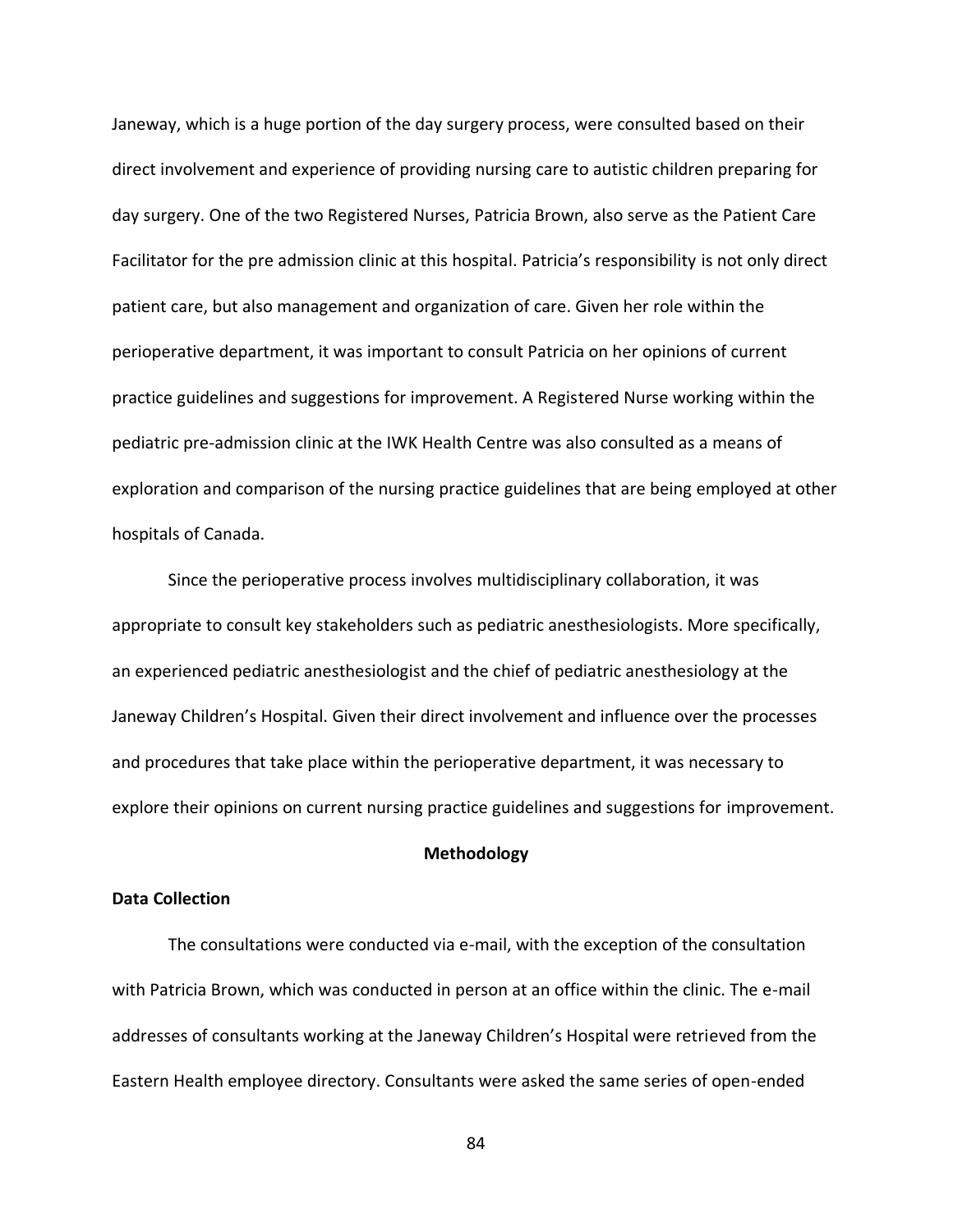Janeway, which is a huge portion of the day surgery process, were consulted based on their direct involvement and experience of providing nursing care to autistic children preparing for day surgery. One of the two Registered Nurses, Patricia Brown, also serve as the Patient Care Facilitator for the pre admission clinic at this hospital. Patricia's responsibility is not only direct patient care, but also management and organization of care. Given her role within the perioperative department, it was important to consult Patricia on her opinions of current practice guidelines and suggestions for improvement. A Registered Nurse working within the pediatric pre-admission clinic at the IWK Health Centre was also consulted as a means of exploration and comparison of the nursing practice guidelines that are being employed at other hospitals of Canada.

Since the perioperative process involves multidisciplinary collaboration, it was appropriate to consult key stakeholders such as pediatric anesthesiologists. More specifically, an experienced pediatric anesthesiologist and the chief of pediatric anesthesiology at the Janeway Children's Hospital. Given their direct involvement and influence over the processes and procedures that take place within the perioperative department, it was necessary to explore their opinions on current nursing practice guidelines and suggestions for improvement.

## Methodology

### Data Collection

The consultations were conducted via e-mail, with the exception of the consultation with Patricia Brown, which was conducted in person at an office within the clinic. The e-mail addresses of consultants working at the Janeway Children's Hospital were retrieved from the Eastern Health employee directory. Consultants were asked the same series of open-ended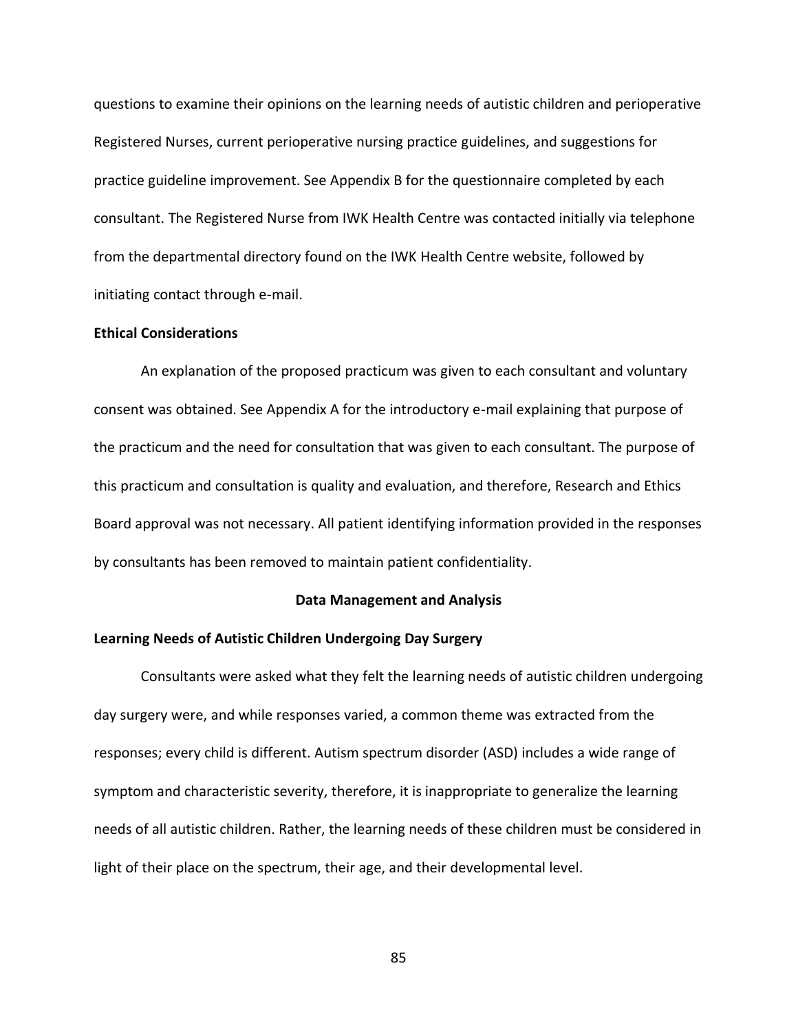questions to examine their opinions on the learning needs of autistic children and perioperative Registered Nurses, current perioperative nursing practice guidelines, and suggestions for practice guideline improvement. See Appendix B for the questionnaire completed by each consultant. The Registered Nurse from IWK Health Centre was contacted initially via telephone from the departmental directory found on the IWK Health Centre website, followed by initiating contact through e-mail.

### Ethical Considerations

An explanation of the proposed practicum was given to each consultant and voluntary consent was obtained. See Appendix A for the introductory e-mail explaining that purpose of the practicum and the need for consultation that was given to each consultant. The purpose of this practicum and consultation is quality and evaluation, and therefore, Research and Ethics Board approval was not necessary. All patient identifying information provided in the responses by consultants has been removed to maintain patient confidentiality.

## Data Management and Analysis

### Learning Needs of Autistic Children Undergoing Day Surgery

Consultants were asked what they felt the learning needs of autistic children undergoing day surgery were, and while responses varied, a common theme was extracted from the responses; every child is different. Autism spectrum disorder (ASD) includes a wide range of symptom and characteristic severity, therefore, it is inappropriate to generalize the learning needs of all autistic children. Rather, the learning needs of these children must be considered in light of their place on the spectrum, their age, and their developmental level.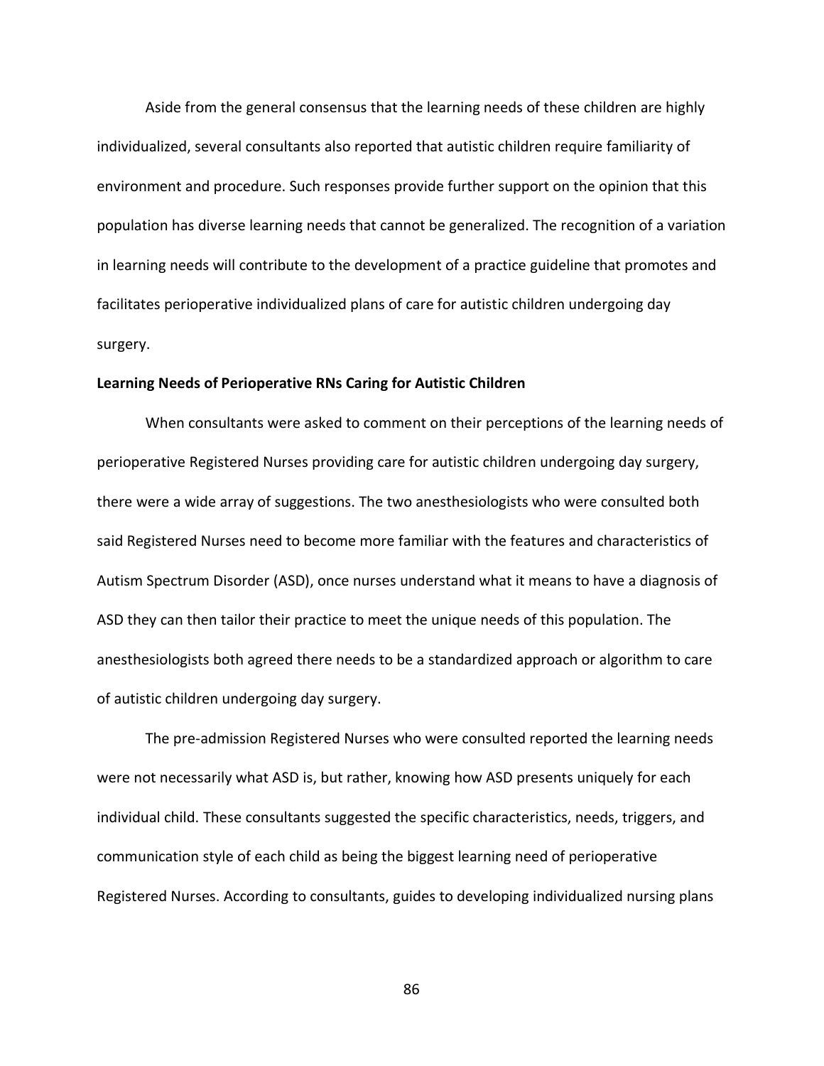Aside from the general consensus that the learning needs of these children are highly individualized, several consultants also reported that autistic children require familiarity of environment and procedure. Such responses provide further support on the opinion that this population has diverse learning needs that cannot be generalized. The recognition of a variation in learning needs will contribute to the development of a practice guideline that promotes and facilitates perioperative individualized plans of care for autistic children undergoing day surgery.

**Learning Needs of Perioperative RNs Caring for Autistic Children**

When consultants were asked to comment on their perceptions of the learning needs of perioperative Registered Nurses providing care for autistic children undergoing day surgery, there were a wide array of suggestions. The two anesthesiologists who were consulted both said Registered Nurses need to become more familiar with the features and characteristics of Autism Spectrum Disorder (ASD), once nurses understand what it means to have a diagnosis of ASD they can then tailor their practice to meet the unique needs of this population. The anesthesiologists both agreed there needs to be a standardized approach or algorithm to care of autistic children undergoing day surgery.

The pre-admission Registered Nurses who were consulted reported the learning needs were not necessarily what ASD is, but rather, knowing how ASD presents uniquely for each individual child. These consultants suggested the specific characteristics, needs, triggers, and communication style of each child as being the biggest learning need of perioperative Registered Nurses. According to consultants, guides to developing individualized nursing plans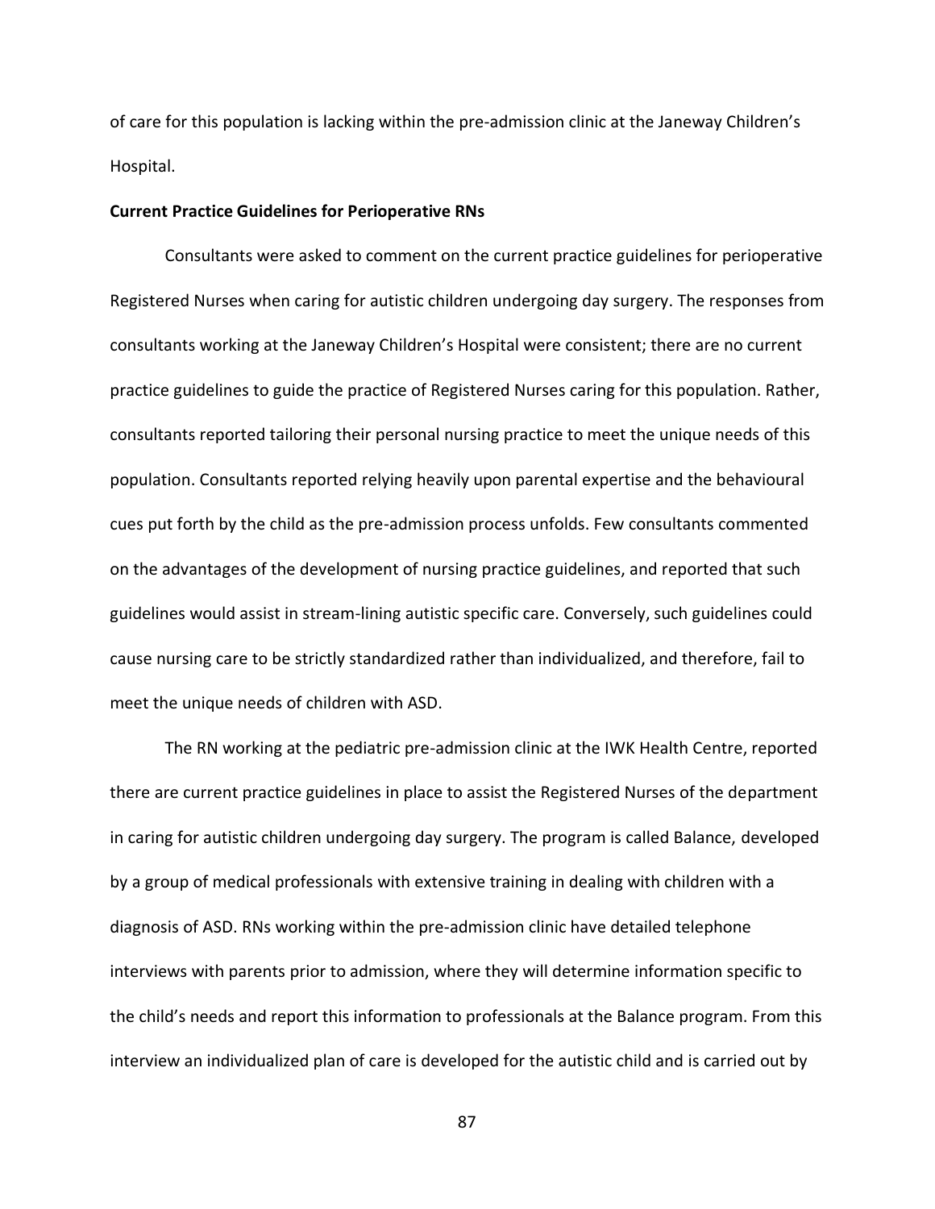of care for this population is lacking within the pre-admission clinic at the Janeway Children's Hospital.

**Current Practice Guidelines for Perioperative RNs**

Consultants were asked to comment on the current practice guidelines for perioperative Registered Nurses when caring for autistic children undergoing day surgery. The responses from consultants working at the Janeway Children's Hospital were consistent; there are no current practice guidelines to guide the practice of Registered Nurses caring for this population. Rather, consultants reported tailoring their personal nursing practice to meet the unique needs of this population. Consultants reported relying heavily upon parental expertise and the behavioural cues put forth by the child as the pre-admission process unfolds. Few consultants commented on the advantages of the development of nursing practice guidelines, and reported that such guidelines would assist in stream-lining autistic specific care. Conversely, such guidelines could cause nursing care to be strictly standardized rather than individualized, and therefore, fail to meet the unique needs of children with ASD.

The RN working at the pediatric pre-admission clinic at the IWK Health Centre, reported there are current practice guidelines in place to assist the Registered Nurses of the department in caring for autistic children undergoing day surgery. The program is called Balance, developed by a group of medical professionals with extensive training in dealing with children with a diagnosis of ASD. RNs working within the pre-admission clinic have detailed telephone interviews with parents prior to admission, where they will determine information specific to the child's needs and report this information to professionals at the Balance program. From this interview an individualized plan of care is developed for the autistic child and is carried out by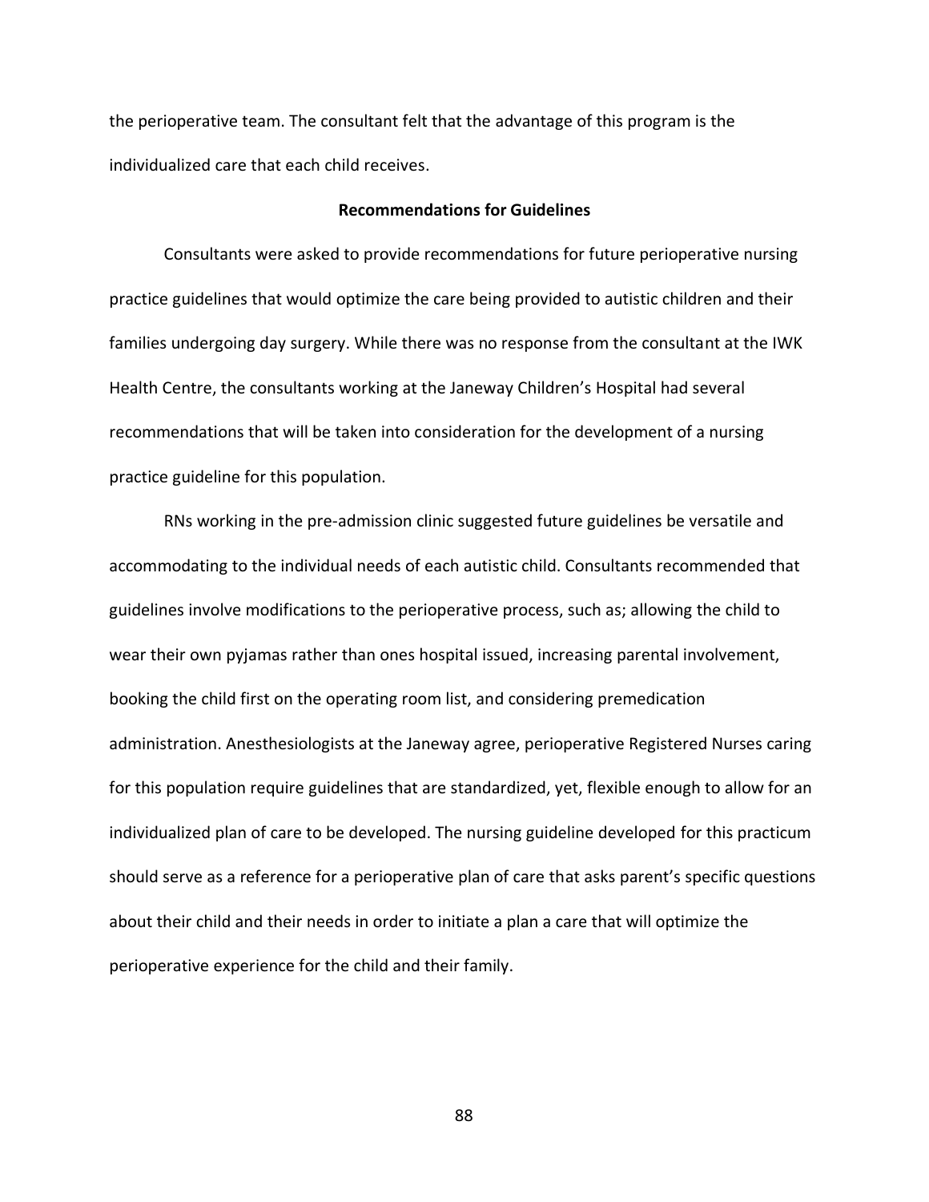the perioperative team. The consultant felt that the advantage of this program is the individualized care that each child receives.

## Recommendations for Guidelines

Consultants were asked to provide recommendations for future perioperative nursing practice guidelines that would optimize the care being provided to autistic children and their families undergoing day surgery. While there was no response from the consultant at the IWK Health Centre, the consultants working at the Janeway Children's Hospital had several recommendations that will be taken into consideration for the development of a nursing practice guideline for this population.

RNs working in the pre-admission clinic suggested future guidelines be versatile and accommodating to the individual needs of each autistic child. Consultants recommended that guidelines involve modifications to the perioperative process, such as; allowing the child to wear their own pyjamas rather than ones hospital issued, increasing parental involvement, booking the child first on the operating room list, and considering premedication administration. Anesthesiologists at the Janeway agree, perioperative Registered Nurses caring for this population require guidelines that are standardized, yet, flexible enough to allow for an individualized plan of care to be developed. The nursing guideline developed for this practicum should serve as a reference for a perioperative plan of care that asks parent's specific questions about their child and their needs in order to initiate a plan a care that will optimize the perioperative experience for the child and their family.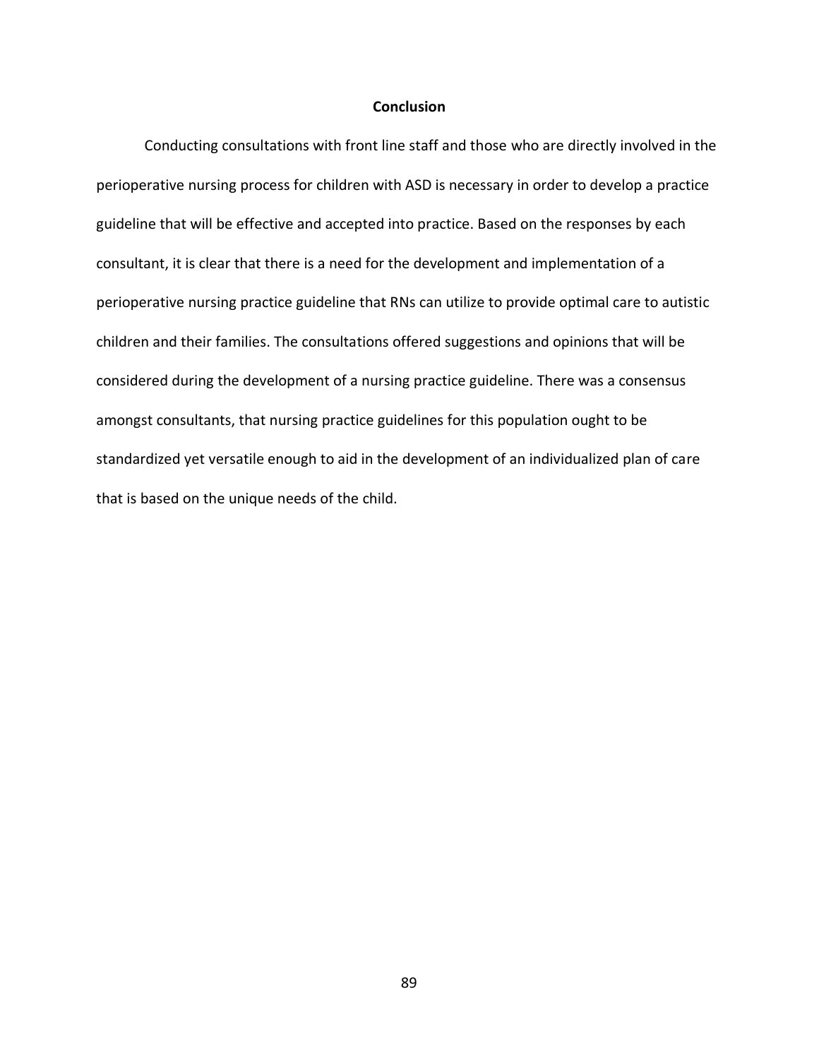## Conclusion

Conducting consultations with front line staff and those who are directly involved in the perioperative nursing process for children with ASD is necessary in order to develop a practice guideline that will be effective and accepted into practice. Based on the responses by each consultant, it is clear that there is a need for the development and implementation of a perioperative nursing practice guideline that RNs can utilize to provide optimal care to autistic children and their families. The consultations offered suggestions and opinions that will be considered during the development of a nursing practice guideline. There was a consensus amongst consultants, that nursing practice guidelines for this population ought to be standardized yet versatile enough to aid in the development of an individualized plan of care that is based on the unique needs of the child.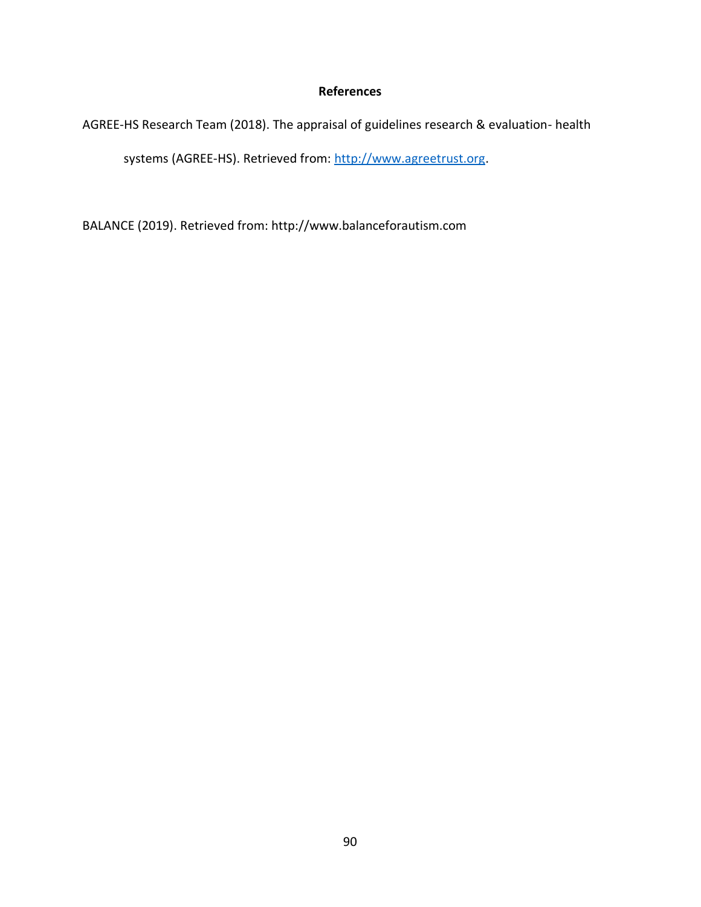# References

AGREE-HS Research Team (2018). The appraisal of guidelines research & evaluation- health systems (AGREE-HS). Retrieved from: http://www.agreetrust.org.

BALANCE (2019). Retrieved from: http://www.balanceforautism.com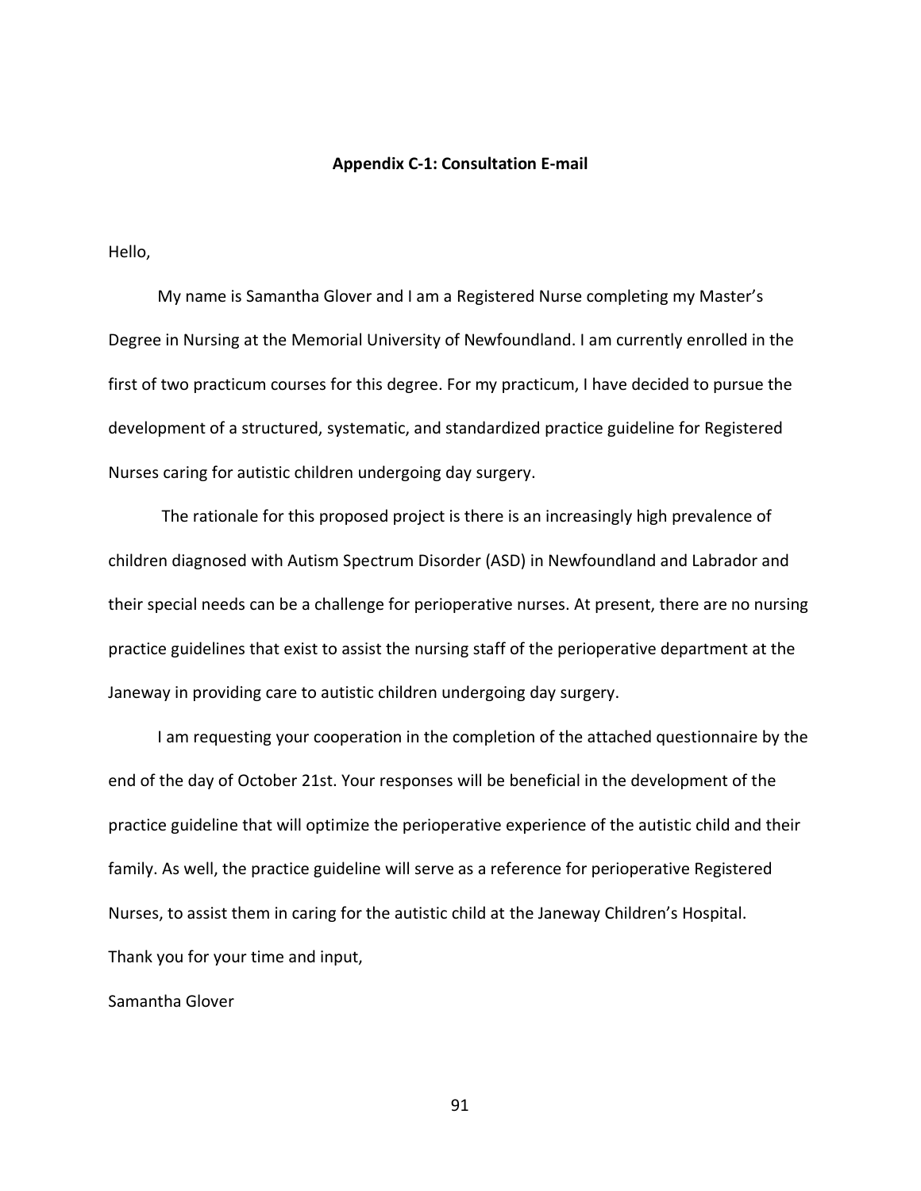## Appendix C-1: Consultation E-mail

Hello,

My name is Samantha Glover and I am a Registered Nurse completing my Master's Degree in Nursing at the Memorial University of Newfoundland. I am currently enrolled in the first of two practicum courses for this degree. For my practicum, I have decided to pursue the development of a structured, systematic, and standardized practice guideline for Registered Nurses caring for autistic children undergoing day surgery.

The rationale for this proposed project is there is an increasingly high prevalence of children diagnosed with Autism Spectrum Disorder (ASD) in Newfoundland and Labrador and their special needs can be a challenge for perioperative nurses. At present, there are no nursing practice guidelines that exist to assist the nursing staff of the perioperative department at the Janeway in providing care to autistic children undergoing day surgery.

I am requesting your cooperation in the completion of the attached questionnaire by the end of the day of October 21st. Your responses will be beneficial in the development of the practice guideline that will optimize the perioperative experience of the autistic child and their family. As well, the practice guideline will serve as a reference for perioperative Registered Nurses, to assist them in caring for the autistic child at the Janeway Children's Hospital.

Thank you for your time and input,

Samantha Glover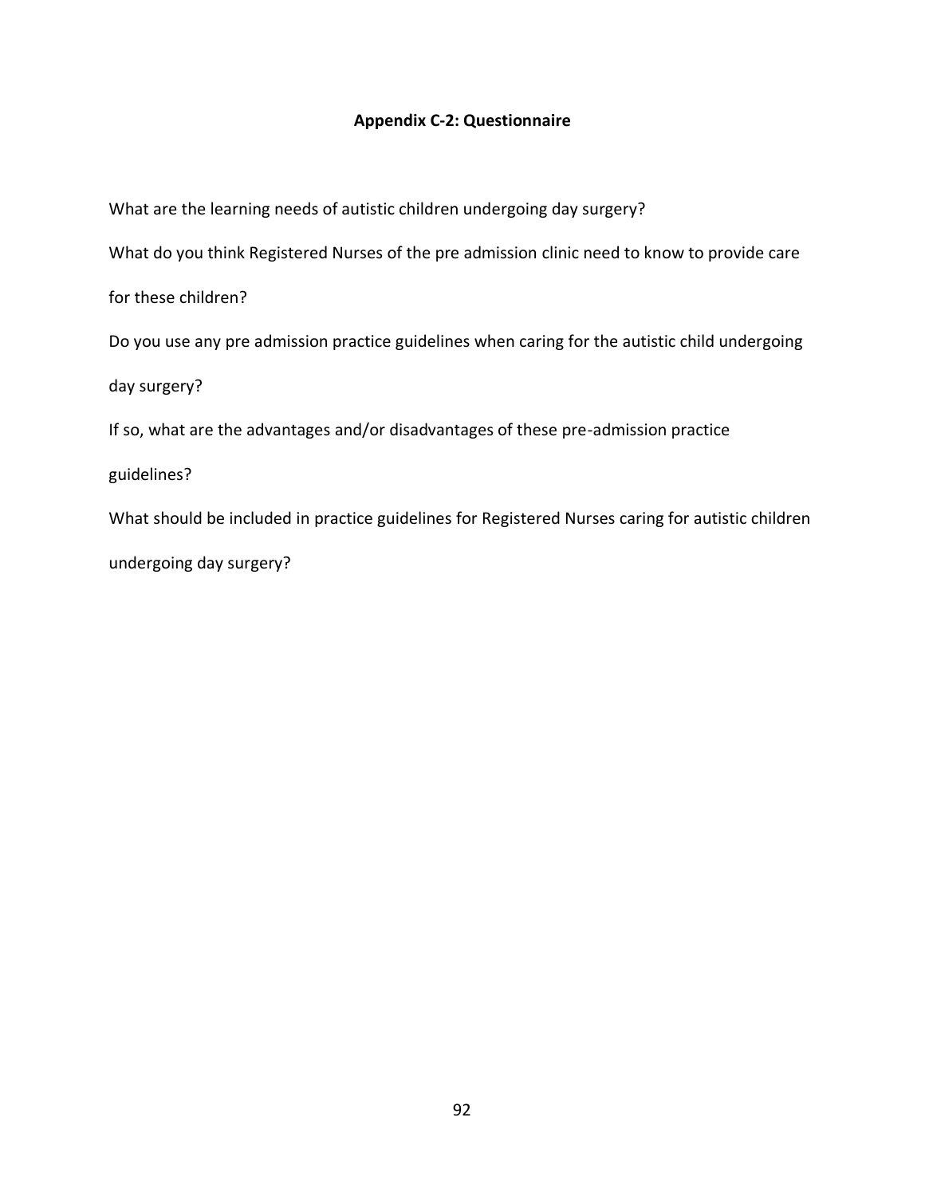# Appendix C-2: Questionnaire

What are the learning needs of autistic children undergoing day surgery?

What do you think Registered Nurses of the pre admission clinic need to know to provide care for these children?

Do you use any pre admission practice guidelines when caring for the autistic child undergoing day surgery?

If so, what are the advantages and/or disadvantages of these pre-admission practice guidelines?

What should be included in practice guidelines for Registered Nurses caring for autistic children undergoing day surgery?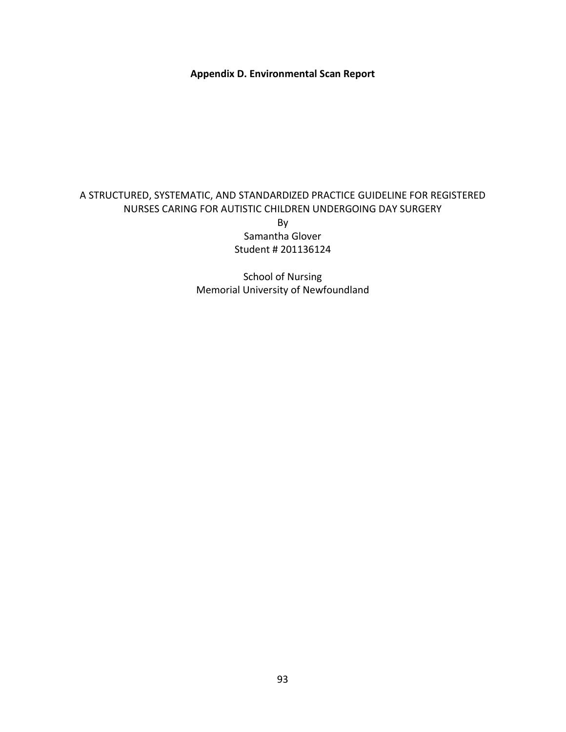**Appendix D. Environmental Scan Report**

A STRUCTURED, SYSTEMATIC, AND STANDARDIZED PRACTICE GUIDELINE FOR REGISTERED NURSES CARING FOR AUTISTIC CHILDREN UNDERGOING DAY SURGERY

By

Samantha Glover

Student # 201136124

School of Nursing

Memorial University of Newfoundland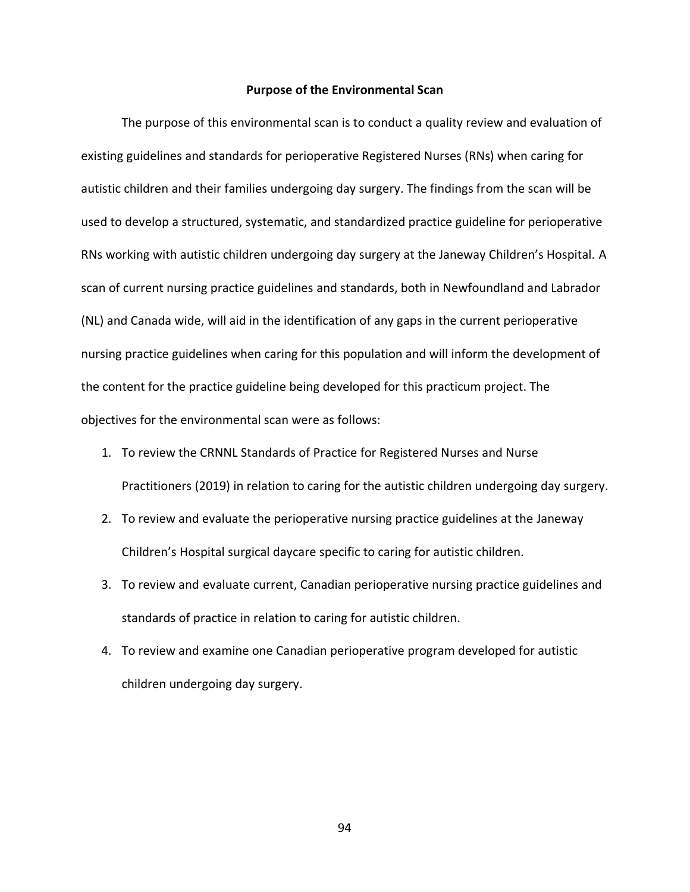## Purpose of the Environmental Scan

The purpose of this environmental scan is to conduct a quality review and evaluation of existing guidelines and standards for perioperative Registered Nurses (RNs) when caring for autistic children and their families undergoing day surgery. The findings from the scan will be used to develop a structured, systematic, and standardized practice guideline for perioperative RNs working with autistic children undergoing day surgery at the Janeway Children's Hospital. A scan of current nursing practice guidelines and standards, both in Newfoundland and Labrador (NL) and Canada wide, will aid in the identification of any gaps in the current perioperative nursing practice guidelines when caring for this population and will inform the development of the content for the practice guideline being developed for this practicum project. The objectives for the environmental scan were as follows:

1. To review the CRNNL Standards of Practice for Registered Nurses and Nurse Practitioners (2019) in relation to caring for the autistic children undergoing day surgery.
2. To review and evaluate the perioperative nursing practice guidelines at the Janeway Children's Hospital surgical daycare specific to caring for autistic children.
3. To review and evaluate current, Canadian perioperative nursing practice guidelines and standards of practice in relation to caring for autistic children.
4. To review and examine one Canadian perioperative program developed for autistic children undergoing day surgery.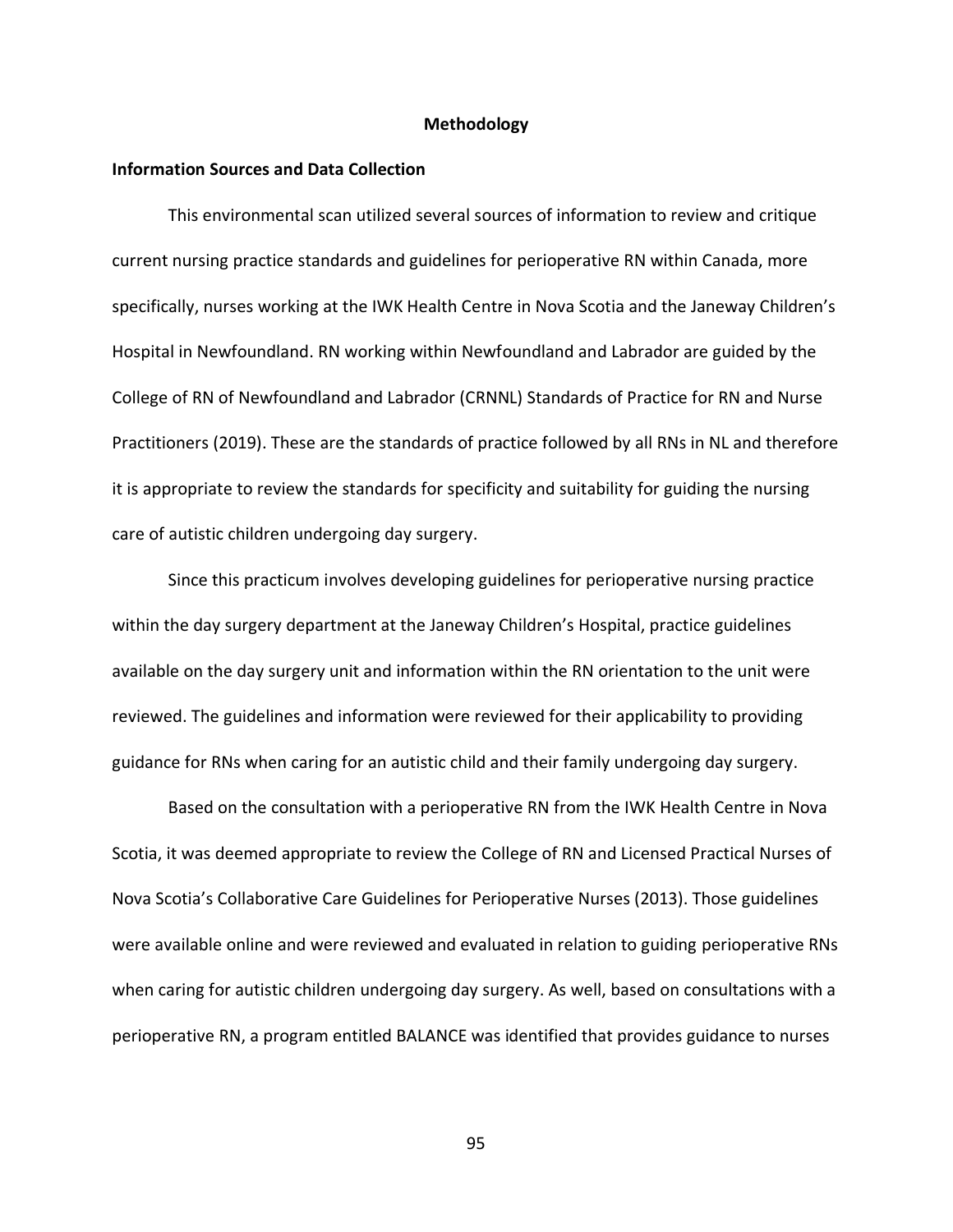# Methodology

## Information Sources and Data Collection

This environmental scan utilized several sources of information to review and critique current nursing practice standards and guidelines for perioperative RN within Canada, more specifically, nurses working at the IWK Health Centre in Nova Scotia and the Janeway Children's Hospital in Newfoundland. RN working within Newfoundland and Labrador are guided by the College of RN of Newfoundland and Labrador (CRNNL) Standards of Practice for RN and Nurse Practitioners (2019). These are the standards of practice followed by all RNs in NL and therefore it is appropriate to review the standards for specificity and suitability for guiding the nursing care of autistic children undergoing day surgery.

Since this practicum involves developing guidelines for perioperative nursing practice within the day surgery department at the Janeway Children's Hospital, practice guidelines available on the day surgery unit and information within the RN orientation to the unit were reviewed. The guidelines and information were reviewed for their applicability to providing guidance for RNs when caring for an autistic child and their family undergoing day surgery.

Based on the consultation with a perioperative RN from the IWK Health Centre in Nova Scotia, it was deemed appropriate to review the College of RN and Licensed Practical Nurses of Nova Scotia's Collaborative Care Guidelines for Perioperative Nurses (2013). Those guidelines were available online and were reviewed and evaluated in relation to guiding perioperative RNs when caring for autistic children undergoing day surgery. As well, based on consultations with a perioperative RN, a program entitled BALANCE was identified that provides guidance to nurses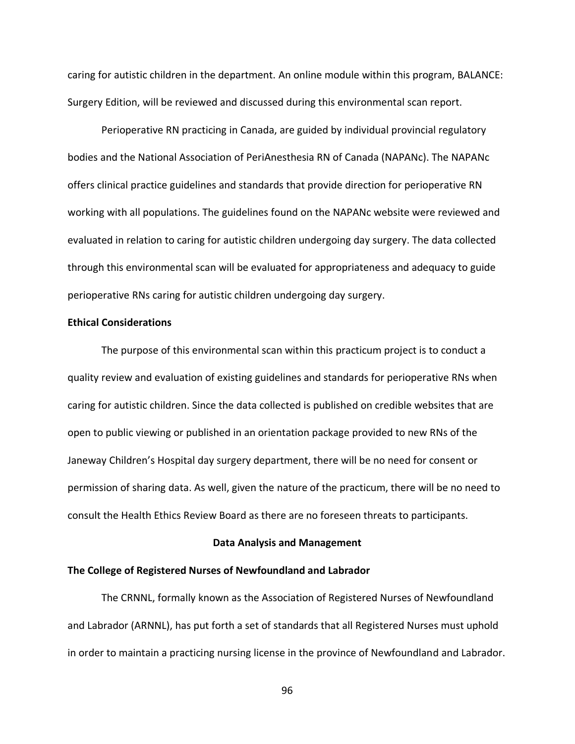caring for autistic children in the department. An online module within this program, BALANCE: Surgery Edition, will be reviewed and discussed during this environmental scan report.

Perioperative RN practicing in Canada, are guided by individual provincial regulatory bodies and the National Association of PeriAnesthesia RN of Canada (NAPANc). The NAPANc offers clinical practice guidelines and standards that provide direction for perioperative RN working with all populations. The guidelines found on the NAPANc website were reviewed and evaluated in relation to caring for autistic children undergoing day surgery. The data collected through this environmental scan will be evaluated for appropriateness and adequacy to guide perioperative RNs caring for autistic children undergoing day surgery.

**Ethical Considerations**

The purpose of this environmental scan within this practicum project is to conduct a quality review and evaluation of existing guidelines and standards for perioperative RNs when caring for autistic children. Since the data collected is published on credible websites that are open to public viewing or published in an orientation package provided to new RNs of the Janeway Children's Hospital day surgery department, there will be no need for consent or permission of sharing data. As well, given the nature of the practicum, there will be no need to consult the Health Ethics Review Board as there are no foreseen threats to participants.

## Data Analysis and Management

**The College of Registered Nurses of Newfoundland and Labrador**

The CRNNL, formally known as the Association of Registered Nurses of Newfoundland and Labrador (ARNNL), has put forth a set of standards that all Registered Nurses must uphold in order to maintain a practicing nursing license in the province of Newfoundland and Labrador.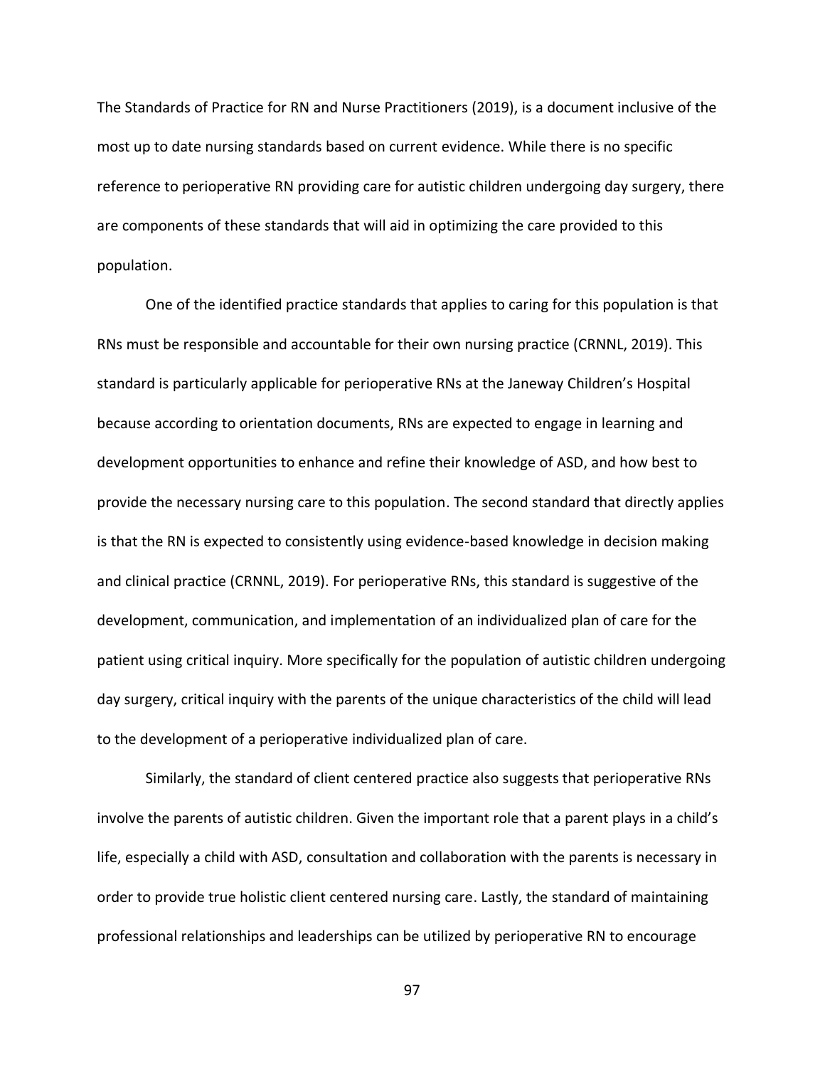The Standards of Practice for RN and Nurse Practitioners (2019), is a document inclusive of the most up to date nursing standards based on current evidence. While there is no specific reference to perioperative RN providing care for autistic children undergoing day surgery, there are components of these standards that will aid in optimizing the care provided to this population.

One of the identified practice standards that applies to caring for this population is that RNs must be responsible and accountable for their own nursing practice (CRNNL, 2019). This standard is particularly applicable for perioperative RNs at the Janeway Children's Hospital because according to orientation documents, RNs are expected to engage in learning and development opportunities to enhance and refine their knowledge of ASD, and how best to provide the necessary nursing care to this population. The second standard that directly applies is that the RN is expected to consistently using evidence-based knowledge in decision making and clinical practice (CRNNL, 2019). For perioperative RNs, this standard is suggestive of the development, communication, and implementation of an individualized plan of care for the patient using critical inquiry. More specifically for the population of autistic children undergoing day surgery, critical inquiry with the parents of the unique characteristics of the child will lead to the development of a perioperative individualized plan of care.

Similarly, the standard of client centered practice also suggests that perioperative RNs involve the parents of autistic children. Given the important role that a parent plays in a child's life, especially a child with ASD, consultation and collaboration with the parents is necessary in order to provide true holistic client centered nursing care. Lastly, the standard of maintaining professional relationships and leaderships can be utilized by perioperative RN to encourage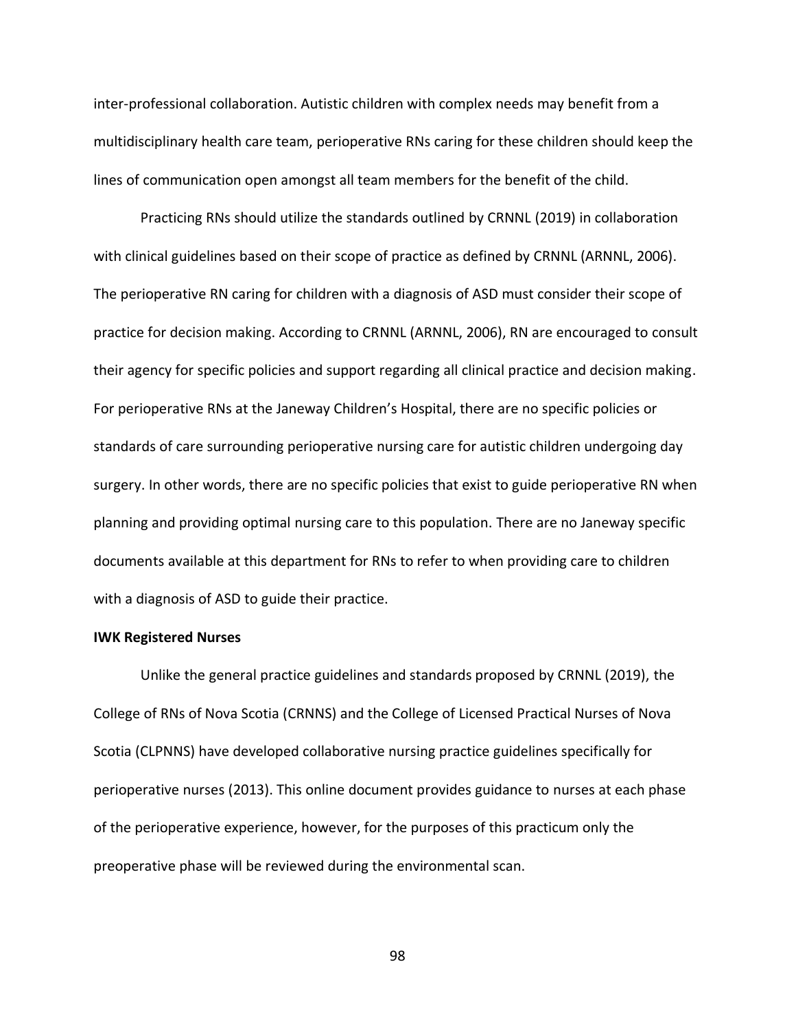inter-professional collaboration. Autistic children with complex needs may benefit from a multidisciplinary health care team, perioperative RNs caring for these children should keep the lines of communication open amongst all team members for the benefit of the child.

Practicing RNs should utilize the standards outlined by CRNNL (2019) in collaboration with clinical guidelines based on their scope of practice as defined by CRNNL (ARNNL, 2006). The perioperative RN caring for children with a diagnosis of ASD must consider their scope of practice for decision making. According to CRNNL (ARNNL, 2006), RN are encouraged to consult their agency for specific policies and support regarding all clinical practice and decision making. For perioperative RNs at the Janeway Children's Hospital, there are no specific policies or standards of care surrounding perioperative nursing care for autistic children undergoing day surgery. In other words, there are no specific policies that exist to guide perioperative RN when planning and providing optimal nursing care to this population. There are no Janeway specific documents available at this department for RNs to refer to when providing care to children with a diagnosis of ASD to guide their practice.

**IWK Registered Nurses**

Unlike the general practice guidelines and standards proposed by CRNNL (2019), the College of RNs of Nova Scotia (CRNNS) and the College of Licensed Practical Nurses of Nova Scotia (CLPNNS) have developed collaborative nursing practice guidelines specifically for perioperative nurses (2013). This online document provides guidance to nurses at each phase of the perioperative experience, however, for the purposes of this practicum only the preoperative phase will be reviewed during the environmental scan.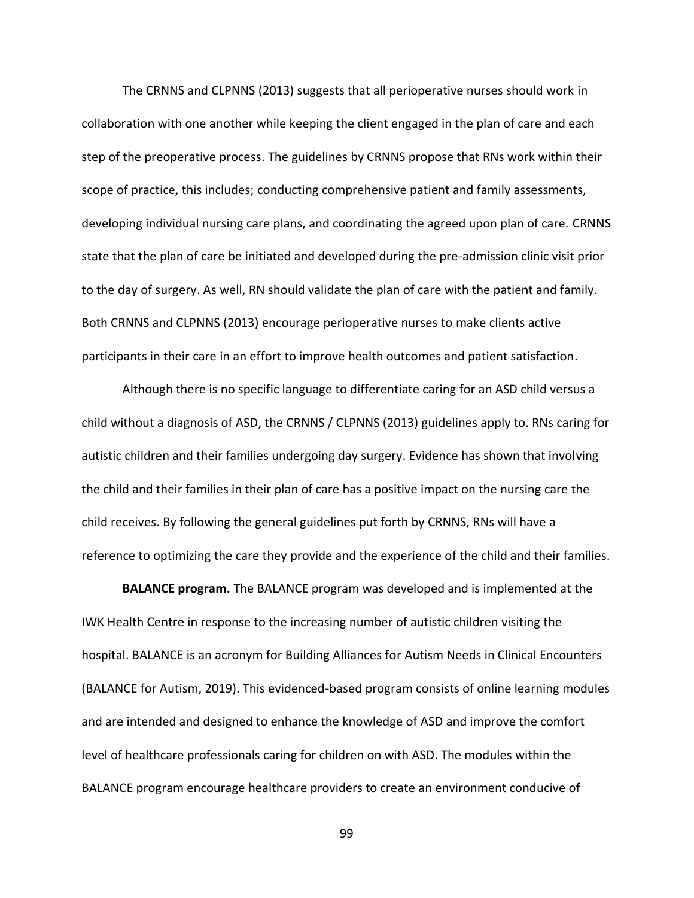The CRNNS and CLPNNS (2013) suggests that all perioperative nurses should work in collaboration with one another while keeping the client engaged in the plan of care and each step of the preoperative process. The guidelines by CRNNS propose that RNs work within their scope of practice, this includes; conducting comprehensive patient and family assessments, developing individual nursing care plans, and coordinating the agreed upon plan of care. CRNNS state that the plan of care be initiated and developed during the pre-admission clinic visit prior to the day of surgery. As well, RN should validate the plan of care with the patient and family. Both CRNNS and CLPNNS (2013) encourage perioperative nurses to make clients active participants in their care in an effort to improve health outcomes and patient satisfaction.

Although there is no specific language to differentiate caring for an ASD child versus a child without a diagnosis of ASD, the CRNNS / CLPNNS (2013) guidelines apply to. RNs caring for autistic children and their families undergoing day surgery. Evidence has shown that involving the child and their families in their plan of care has a positive impact on the nursing care the child receives. By following the general guidelines put forth by CRNNS, RNs will have a reference to optimizing the care they provide and the experience of the child and their families.

**BALANCE program.** The BALANCE program was developed and is implemented at the IWK Health Centre in response to the increasing number of autistic children visiting the hospital. BALANCE is an acronym for Building Alliances for Autism Needs in Clinical Encounters (BALANCE for Autism, 2019). This evidenced-based program consists of online learning modules and are intended and designed to enhance the knowledge of ASD and improve the comfort level of healthcare professionals caring for children on with ASD. The modules within the BALANCE program encourage healthcare providers to create an environment conducive of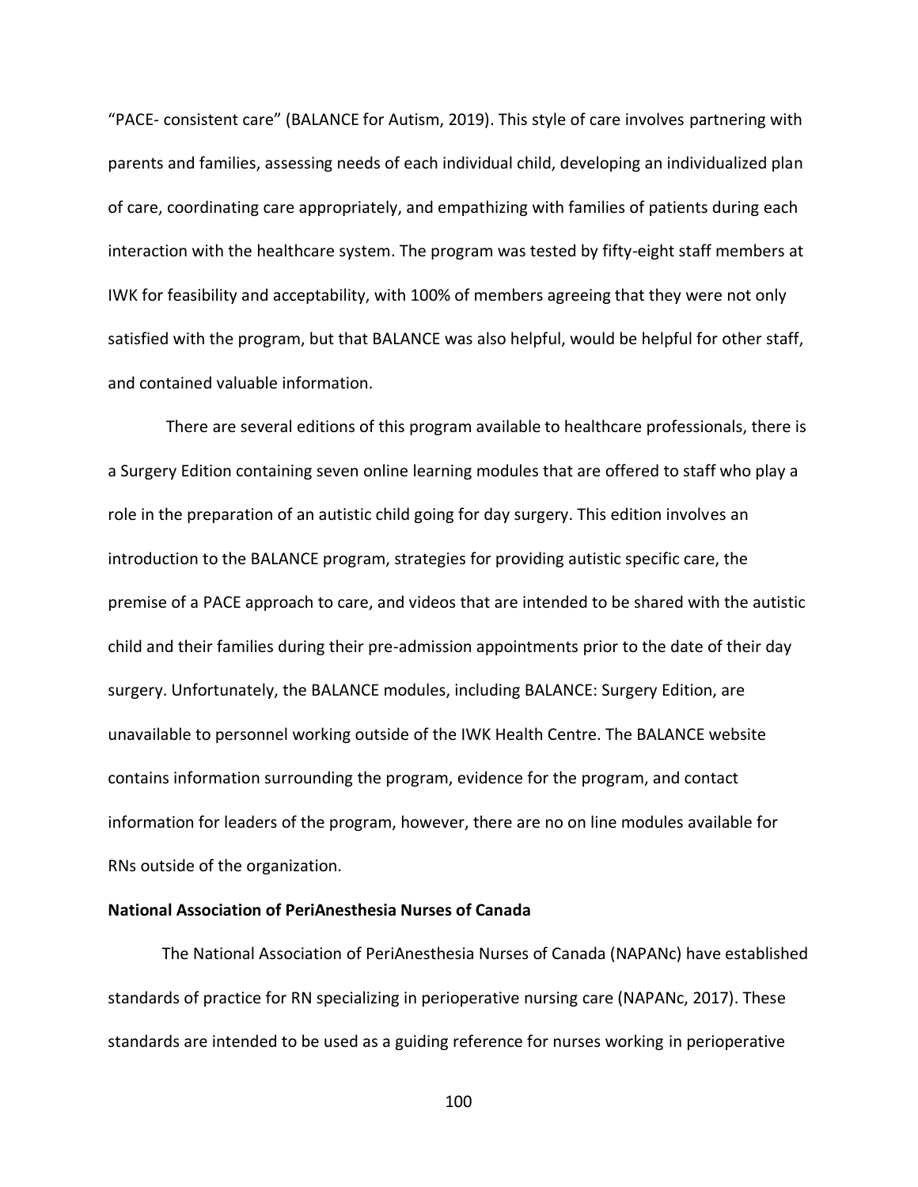"PACE- consistent care" (BALANCE for Autism, 2019). This style of care involves partnering with parents and families, assessing needs of each individual child, developing an individualized plan of care, coordinating care appropriately, and empathizing with families of patients during each interaction with the healthcare system. The program was tested by fifty-eight staff members at IWK for feasibility and acceptability, with 100% of members agreeing that they were not only satisfied with the program, but that BALANCE was also helpful, would be helpful for other staff, and contained valuable information.

There are several editions of this program available to healthcare professionals, there is a Surgery Edition containing seven online learning modules that are offered to staff who play a role in the preparation of an autistic child going for day surgery. This edition involves an introduction to the BALANCE program, strategies for providing autistic specific care, the premise of a PACE approach to care, and videos that are intended to be shared with the autistic child and their families during their pre-admission appointments prior to the date of their day surgery. Unfortunately, the BALANCE modules, including BALANCE: Surgery Edition, are unavailable to personnel working outside of the IWK Health Centre. The BALANCE website contains information surrounding the program, evidence for the program, and contact information for leaders of the program, however, there are no on line modules available for RNs outside of the organization.

**National Association of PeriAnesthesia Nurses of Canada**

The National Association of PeriAnesthesia Nurses of Canada (NAPANc) have established standards of practice for RN specializing in perioperative nursing care (NAPANc, 2017). These standards are intended to be used as a guiding reference for nurses working in perioperative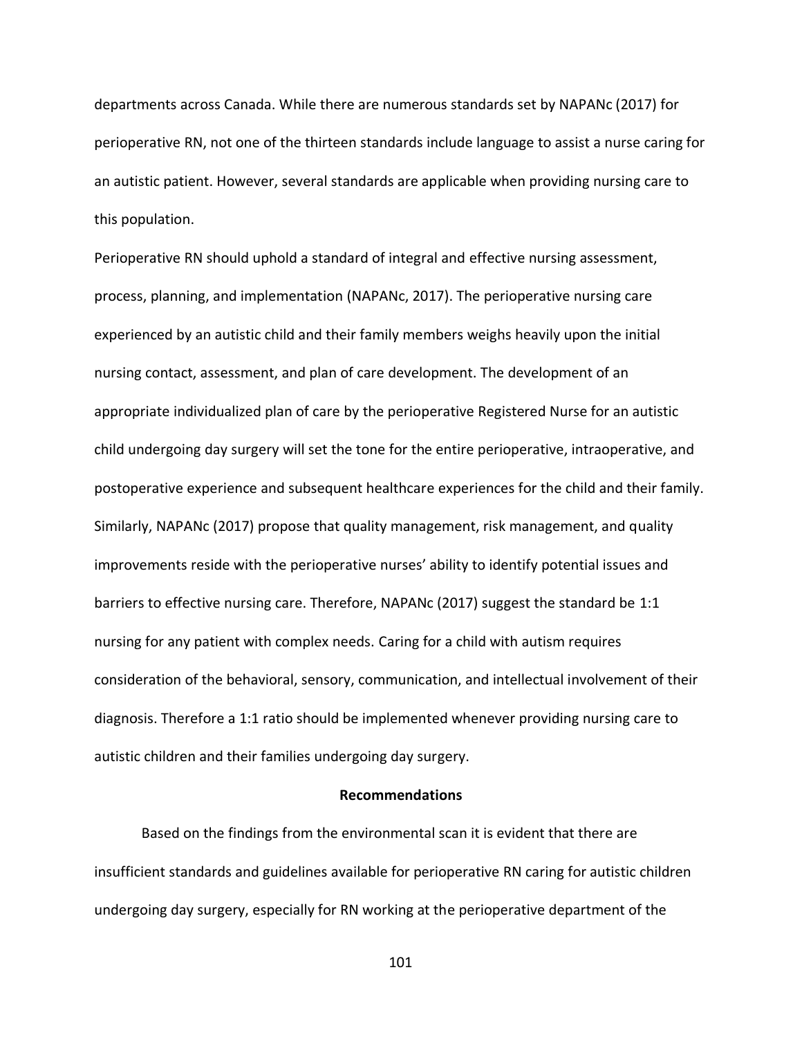departments across Canada. While there are numerous standards set by NAPANc (2017) for perioperative RN, not one of the thirteen standards include language to assist a nurse caring for an autistic patient. However, several standards are applicable when providing nursing care to this population.

Perioperative RN should uphold a standard of integral and effective nursing assessment, process, planning, and implementation (NAPANc, 2017). The perioperative nursing care experienced by an autistic child and their family members weighs heavily upon the initial nursing contact, assessment, and plan of care development. The development of an appropriate individualized plan of care by the perioperative Registered Nurse for an autistic child undergoing day surgery will set the tone for the entire perioperative, intraoperative, and postoperative experience and subsequent healthcare experiences for the child and their family. Similarly, NAPANc (2017) propose that quality management, risk management, and quality improvements reside with the perioperative nurses' ability to identify potential issues and barriers to effective nursing care. Therefore, NAPANc (2017) suggest the standard be 1:1 nursing for any patient with complex needs. Caring for a child with autism requires consideration of the behavioral, sensory, communication, and intellectual involvement of their diagnosis. Therefore a 1:1 ratio should be implemented whenever providing nursing care to autistic children and their families undergoing day surgery.

## Recommendations

Based on the findings from the environmental scan it is evident that there are insufficient standards and guidelines available for perioperative RN caring for autistic children undergoing day surgery, especially for RN working at the perioperative department of the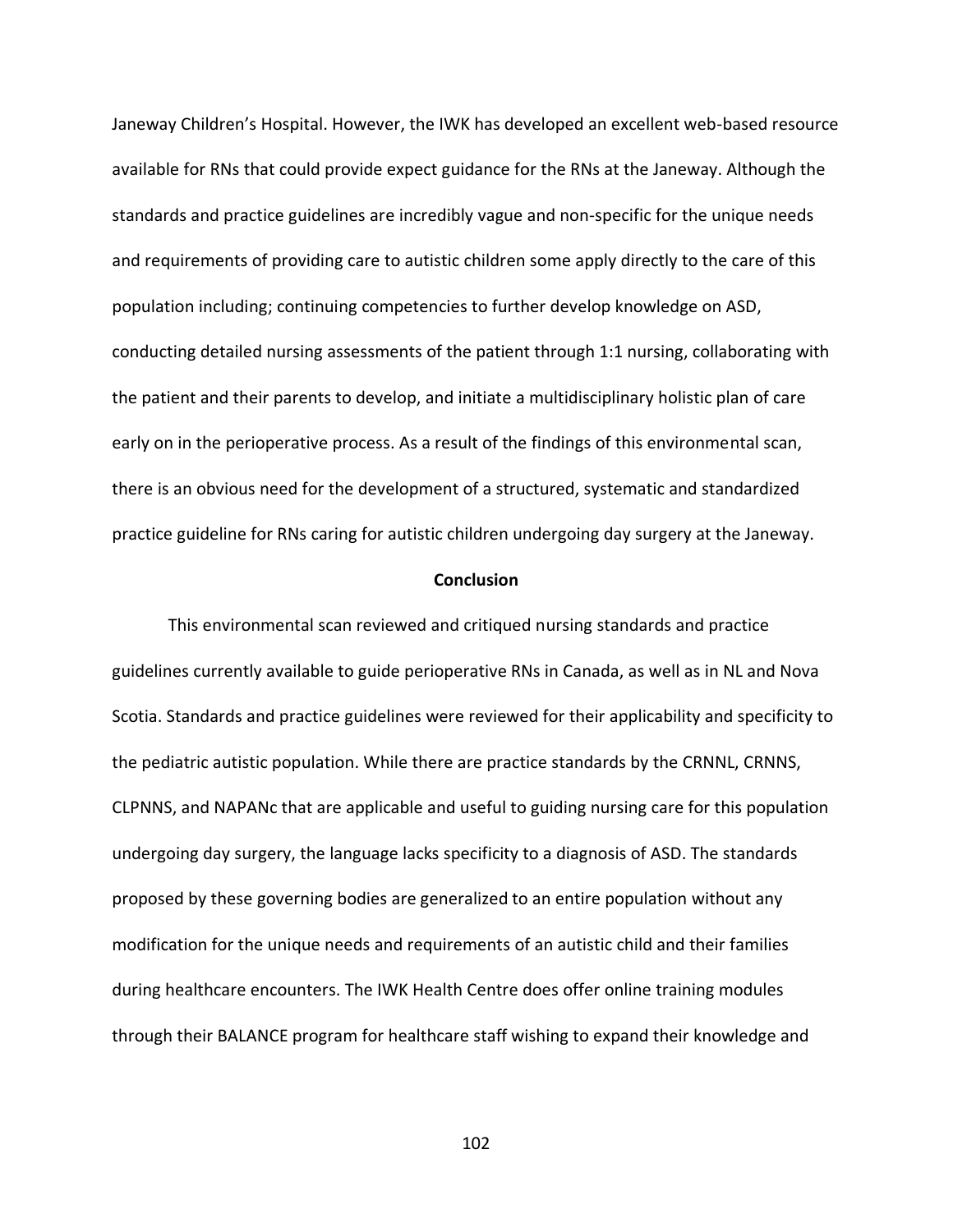Janeway Children's Hospital. However, the IWK has developed an excellent web-based resource available for RNs that could provide expect guidance for the RNs at the Janeway. Although the standards and practice guidelines are incredibly vague and non-specific for the unique needs and requirements of providing care to autistic children some apply directly to the care of this population including; continuing competencies to further develop knowledge on ASD, conducting detailed nursing assessments of the patient through 1:1 nursing, collaborating with the patient and their parents to develop, and initiate a multidisciplinary holistic plan of care early on in the perioperative process. As a result of the findings of this environmental scan, there is an obvious need for the development of a structured, systematic and standardized practice guideline for RNs caring for autistic children undergoing day surgery at the Janeway.

## Conclusion

This environmental scan reviewed and critiqued nursing standards and practice guidelines currently available to guide perioperative RNs in Canada, as well as in NL and Nova Scotia. Standards and practice guidelines were reviewed for their applicability and specificity to the pediatric autistic population. While there are practice standards by the CRNNL, CRNNS, CLPNNS, and NAPANc that are applicable and useful to guiding nursing care for this population undergoing day surgery, the language lacks specificity to a diagnosis of ASD. The standards proposed by these governing bodies are generalized to an entire population without any modification for the unique needs and requirements of an autistic child and their families during healthcare encounters. The IWK Health Centre does offer online training modules through their BALANCE program for healthcare staff wishing to expand their knowledge and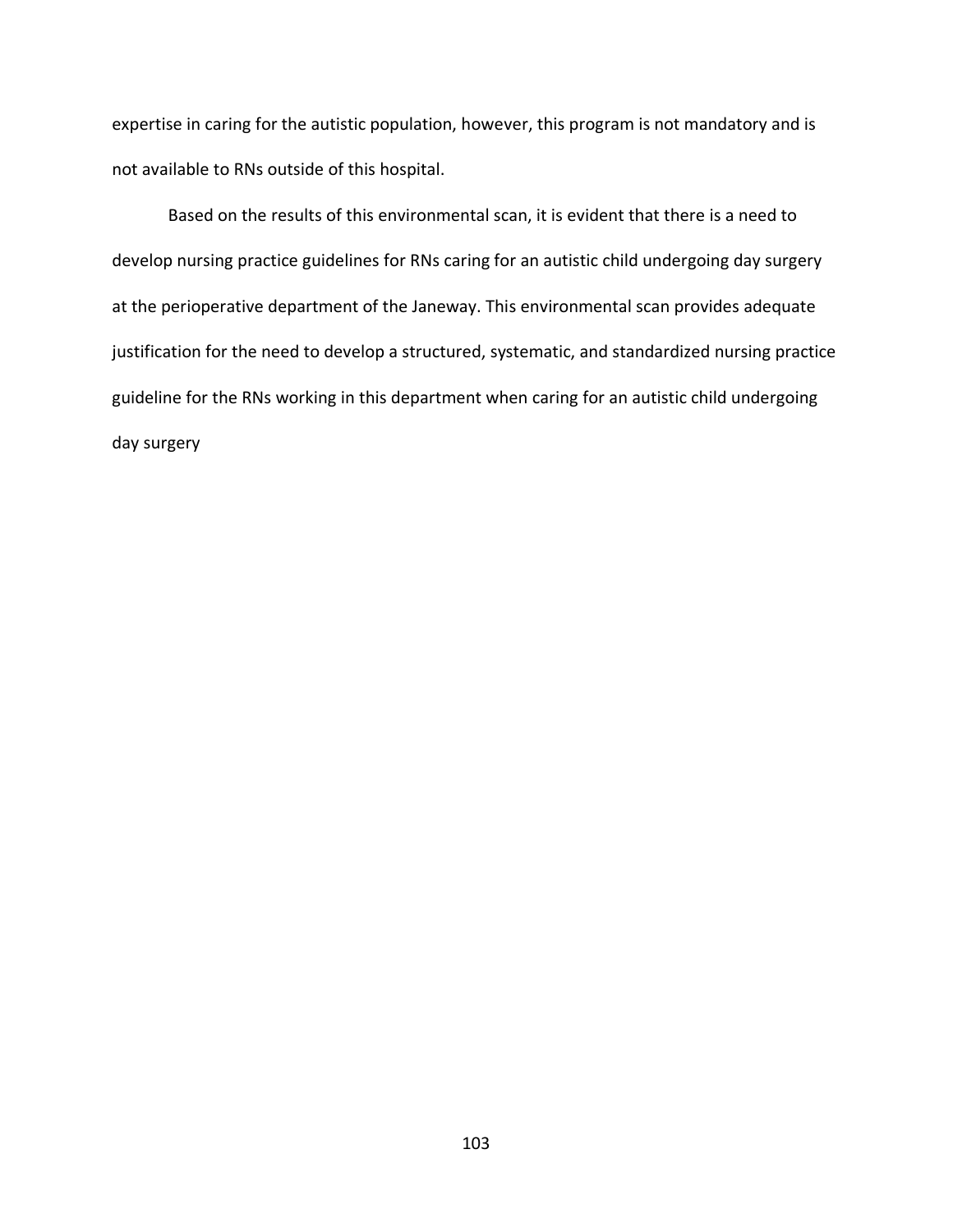expertise in caring for the autistic population, however, this program is not mandatory and is not available to RNs outside of this hospital.

Based on the results of this environmental scan, it is evident that there is a need to develop nursing practice guidelines for RNs caring for an autistic child undergoing day surgery at the perioperative department of the Janeway. This environmental scan provides adequate justification for the need to develop a structured, systematic, and standardized nursing practice guideline for the RNs working in this department when caring for an autistic child undergoing day surgery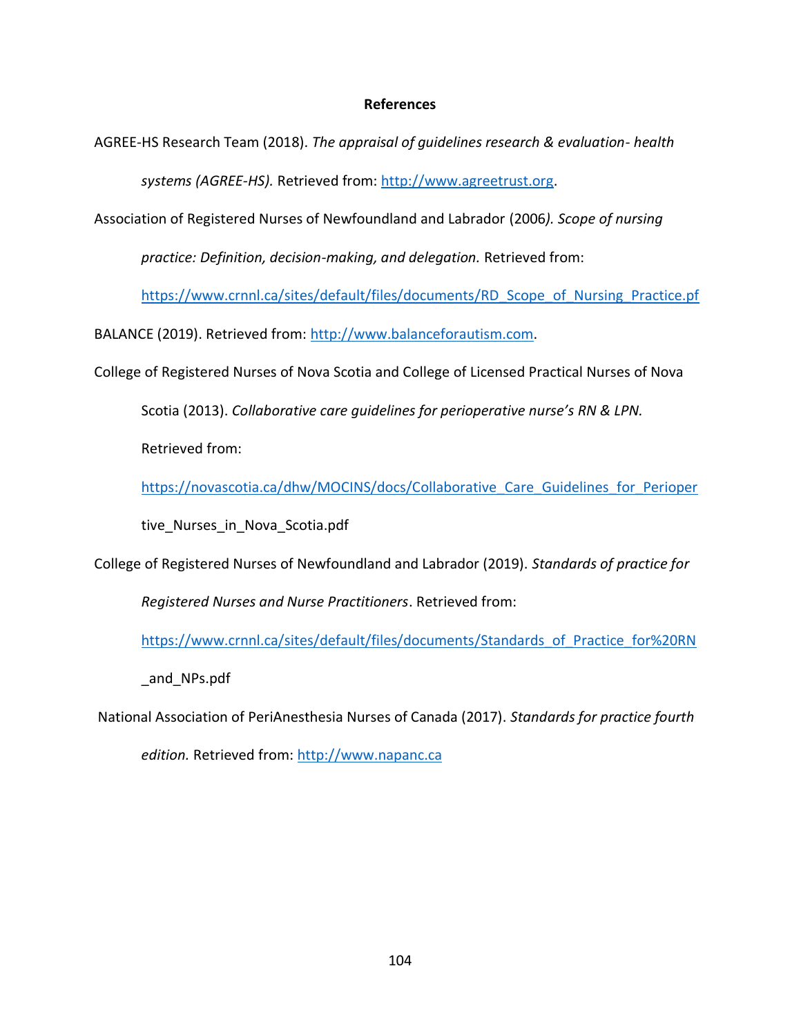# References

AGREE-HS Research Team (2018). *The appraisal of guidelines research & evaluation- health systems (AGREE-HS).* Retrieved from: http://www.agreetrust.org.

Association of Registered Nurses of Newfoundland and Labrador (2006*). Scope of nursing practice: Definition, decision-making, and delegation.* Retrieved from: https://www.crnnl.ca/sites/default/files/documents/RD_Scope_of_Nursing_Practice.pf

BALANCE (2019). Retrieved from: http://www.balanceforautism.com.

College of Registered Nurses of Nova Scotia and College of Licensed Practical Nurses of Nova Scotia (2013). *Collaborative care guidelines for perioperative nurse's RN & LPN.* Retrieved from: https://novascotia.ca/dhw/MOCINS/docs/Collaborative_Care_Guidelines_for_Perioper tive_Nurses_in_Nova_Scotia.pdf

College of Registered Nurses of Newfoundland and Labrador (2019). *Standards of practice for Registered Nurses and Nurse Practitioners*. Retrieved from: https://www.crnnl.ca/sites/default/files/documents/Standards_of_Practice_for%20RN _and_NPs.pdf

National Association of PeriAnesthesia Nurses of Canada (2017). *Standards for practice fourth edition.* Retrieved from: http://www.napanc.ca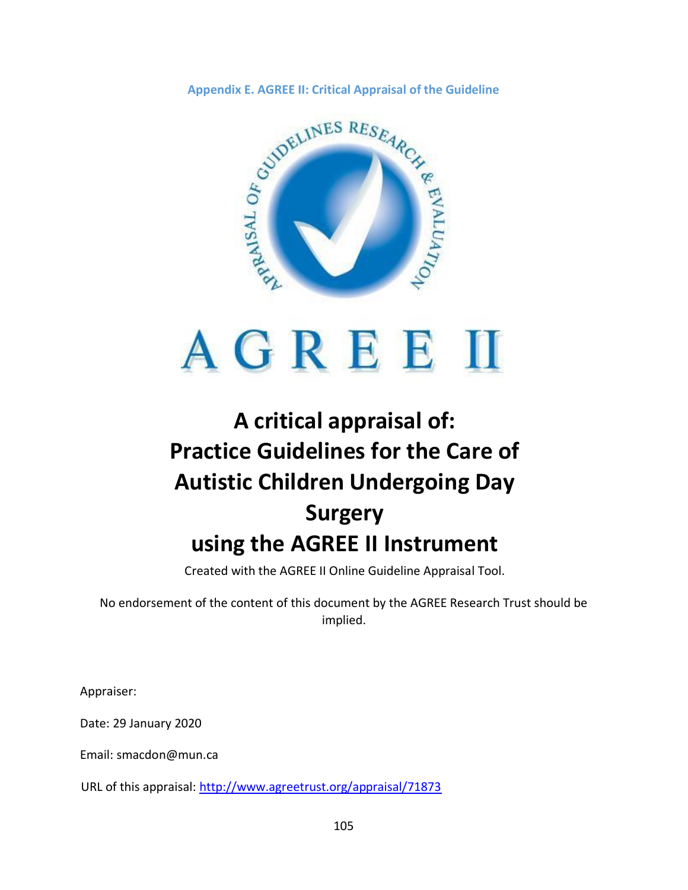**Appendix E. AGREE II: Critical Appraisal of the Guideline**

# A critical appraisal of: Practice Guidelines for the Care of Autistic Children Undergoing Day Surgery using the AGREE II Instrument

Created with the AGREE II Online Guideline Appraisal Tool.

No endorsement of the content of this document by the AGREE Research Trust should be implied.

Appraiser:

Date: 29 January 2020

Email: smacdon@mun.ca

URL of this appraisal: http://www.agreetrust.org/appraisal/71873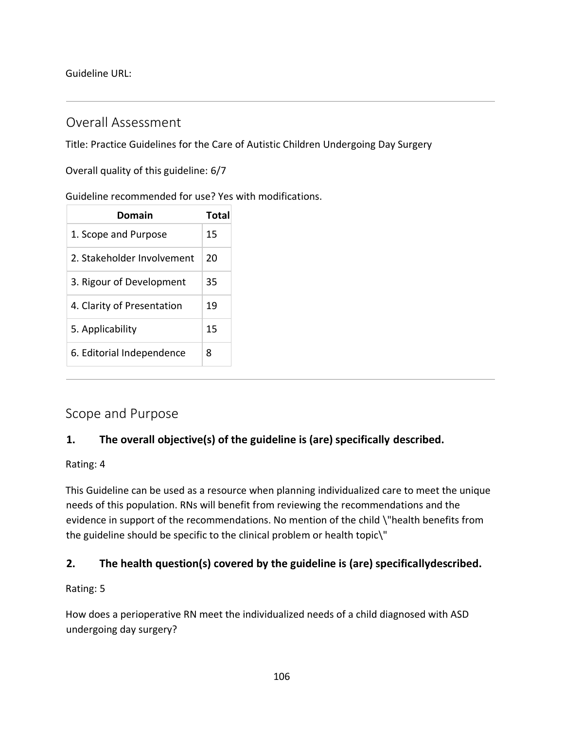Guideline URL:

---

## Overall Assessment

Title: Practice Guidelines for the Care of Autistic Children Undergoing Day Surgery

Overall quality of this guideline: 6/7

Guideline recommended for use? Yes with modifications.

| Domain | Total |
| --- | --- |
| 1. Scope and Purpose | 15 |
| 2. Stakeholder Involvement | 20 |
| 3. Rigour of Development | 35 |
| 4. Clarity of Presentation | 19 |
| 5. Applicability | 15 |
| 6. Editorial Independence | 8 |

---

## Scope and Purpose

### 1. The overall objective(s) of the guideline is (are) specifically described.

Rating: 4

This Guideline can be used as a resource when planning individualized care to meet the unique needs of this population. RNs will benefit from reviewing the recommendations and the evidence in support of the recommendations. No mention of the child \"health benefits from the guideline should be specific to the clinical problem or health topic\"

### 2. The health question(s) covered by the guideline is (are) specificallydescribed.

Rating: 5

How does a perioperative RN meet the individualized needs of a child diagnosed with ASD undergoing day surgery?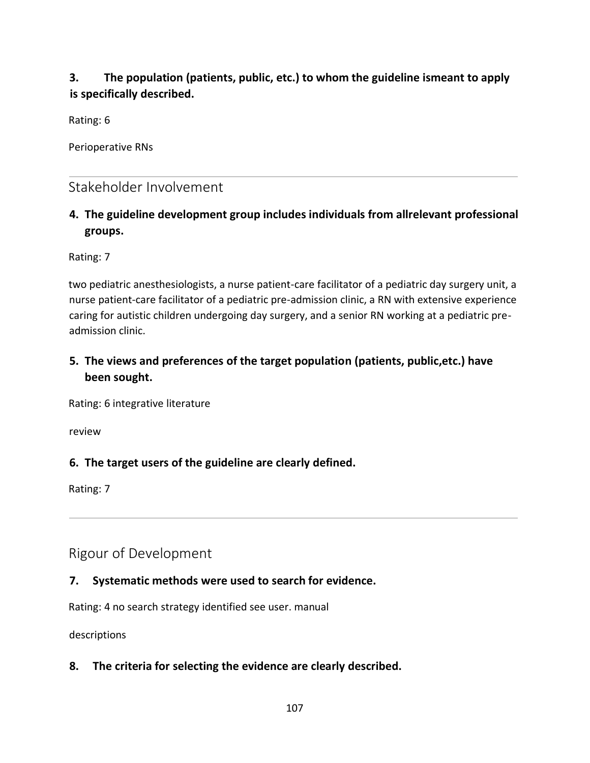**3. The population (patients, public, etc.) to whom the guideline ismeant to apply is specifically described.**

Rating: 6

Perioperative RNs

---

## Stakeholder Involvement

**4. The guideline development group includes individuals from allrelevant professional groups.**

Rating: 7

two pediatric anesthesiologists, a nurse patient-care facilitator of a pediatric day surgery unit, a nurse patient-care facilitator of a pediatric pre-admission clinic, a RN with extensive experience caring for autistic children undergoing day surgery, and a senior RN working at a pediatric pre-admission clinic.

**5. The views and preferences of the target population (patients, public,etc.) have been sought.**

Rating: 6 integrative literature

review

**6. The target users of the guideline are clearly defined.**

Rating: 7

---

## Rigour of Development

**7. Systematic methods were used to search for evidence.**

Rating: 4 no search strategy identified see user. manual

descriptions

**8. The criteria for selecting the evidence are clearly described.**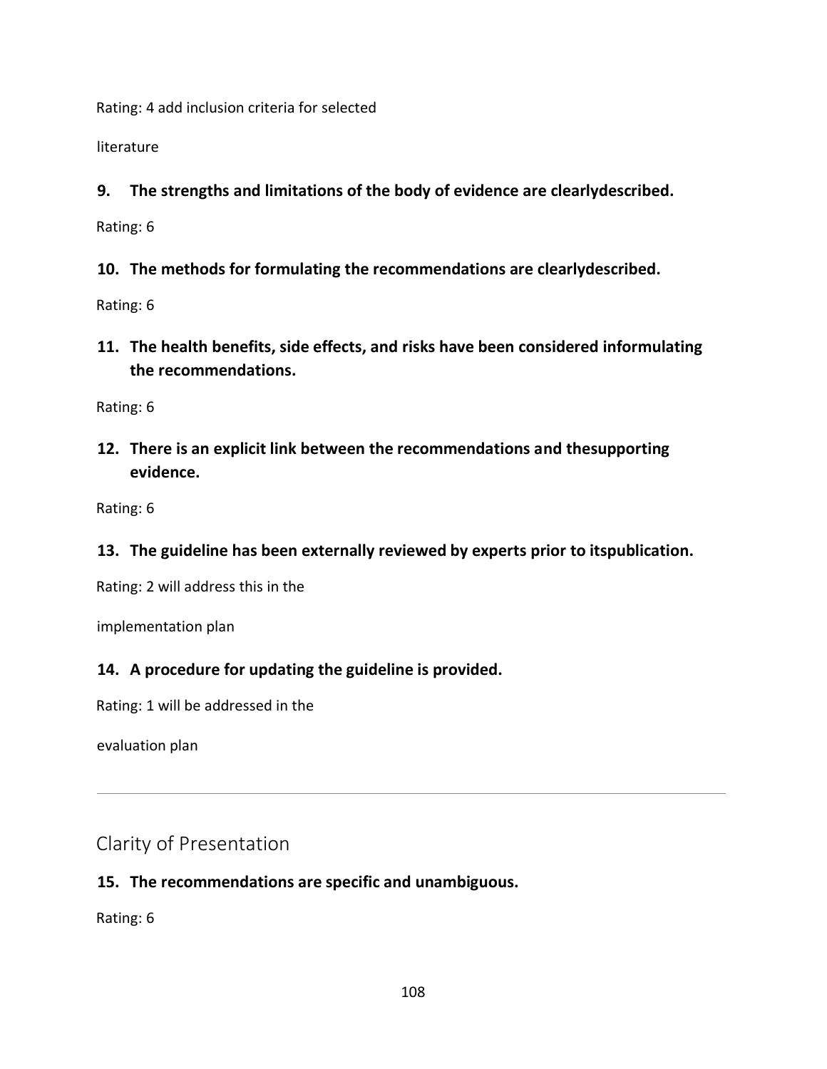Rating: 4 add inclusion criteria for selected

literature

**9. The strengths and limitations of the body of evidence are clearlydescribed.**

Rating: 6

**10. The methods for formulating the recommendations are clearlydescribed.**

Rating: 6

**11. The health benefits, side effects, and risks have been considered informulating the recommendations.**

Rating: 6

**12. There is an explicit link between the recommendations and thesupporting evidence.**

Rating: 6

**13. The guideline has been externally reviewed by experts prior to itspublication.**

Rating: 2 will address this in the

implementation plan

**14. A procedure for updating the guideline is provided.**

Rating: 1 will be addressed in the

evaluation plan

---

## Clarity of Presentation

**15. The recommendations are specific and unambiguous.**

Rating: 6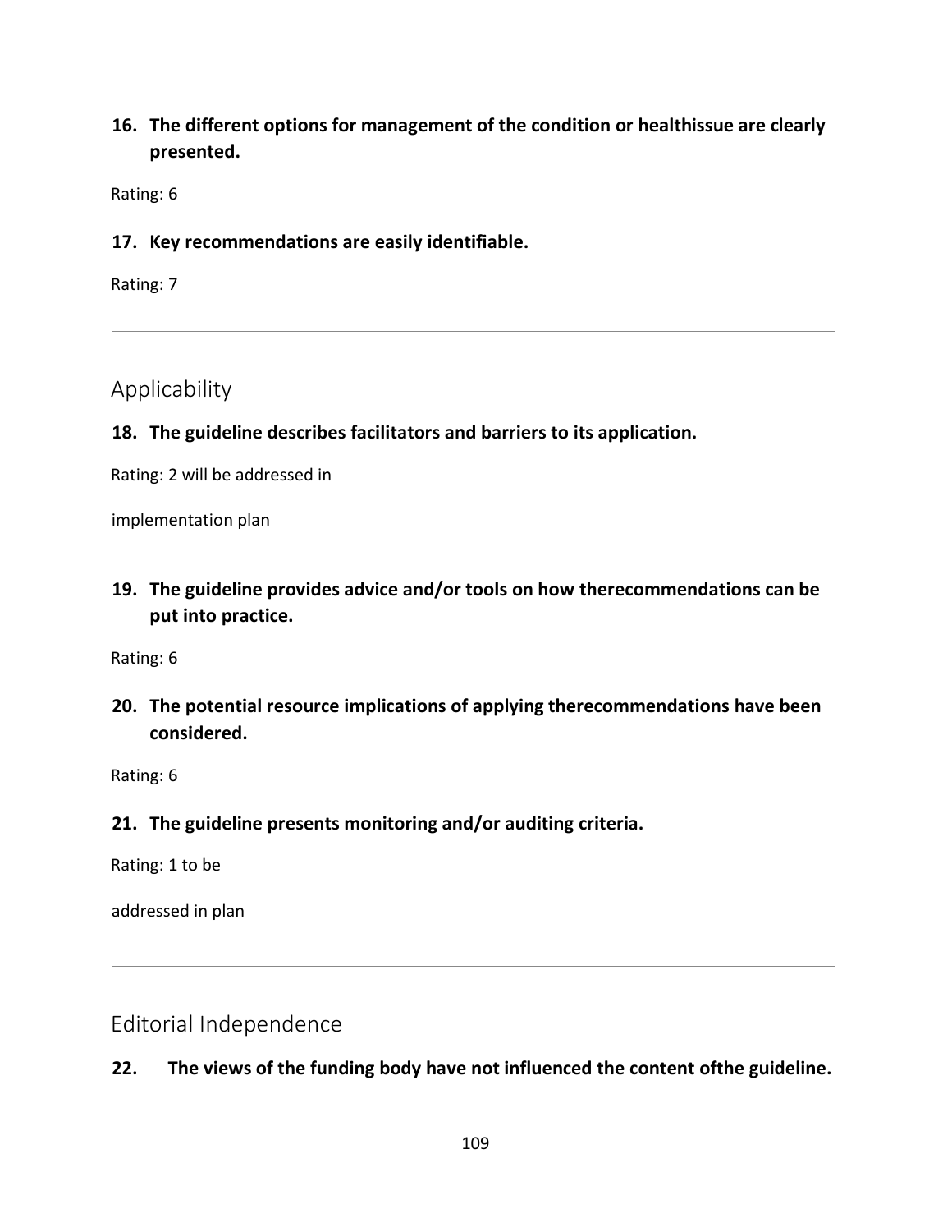**16. The different options for management of the condition or healthissue are clearly presented.**

Rating: 6

**17. Key recommendations are easily identifiable.**

Rating: 7

---

## Applicability

**18. The guideline describes facilitators and barriers to its application.**

Rating: 2 will be addressed in

implementation plan

**19. The guideline provides advice and/or tools on how therecommendations can be put into practice.**

Rating: 6

**20. The potential resource implications of applying therecommendations have been considered.**

Rating: 6

**21. The guideline presents monitoring and/or auditing criteria.**

Rating: 1 to be

addressed in plan

---

## Editorial Independence

**22. The views of the funding body have not influenced the content ofthe guideline.**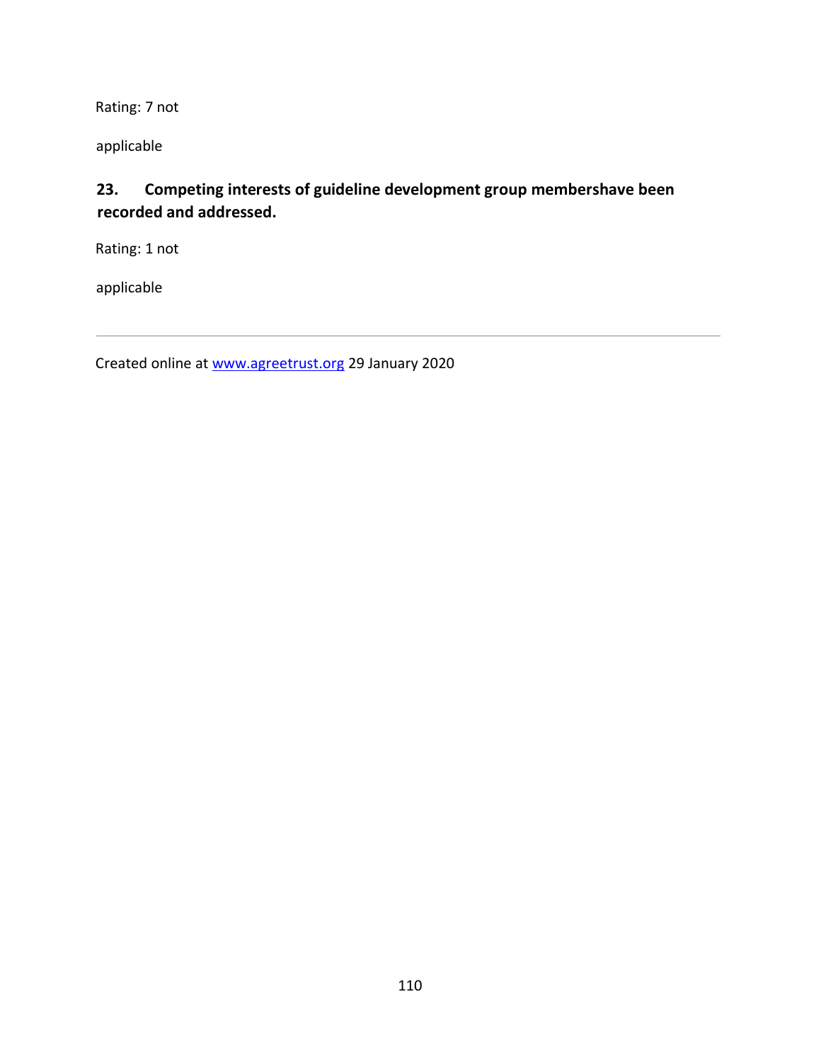Rating: 7 not

applicable

**23. Competing interests of guideline development group membershave been recorded and addressed.**

Rating: 1 not

applicable

---

Created online at www.agreetrust.org 29 January 2020